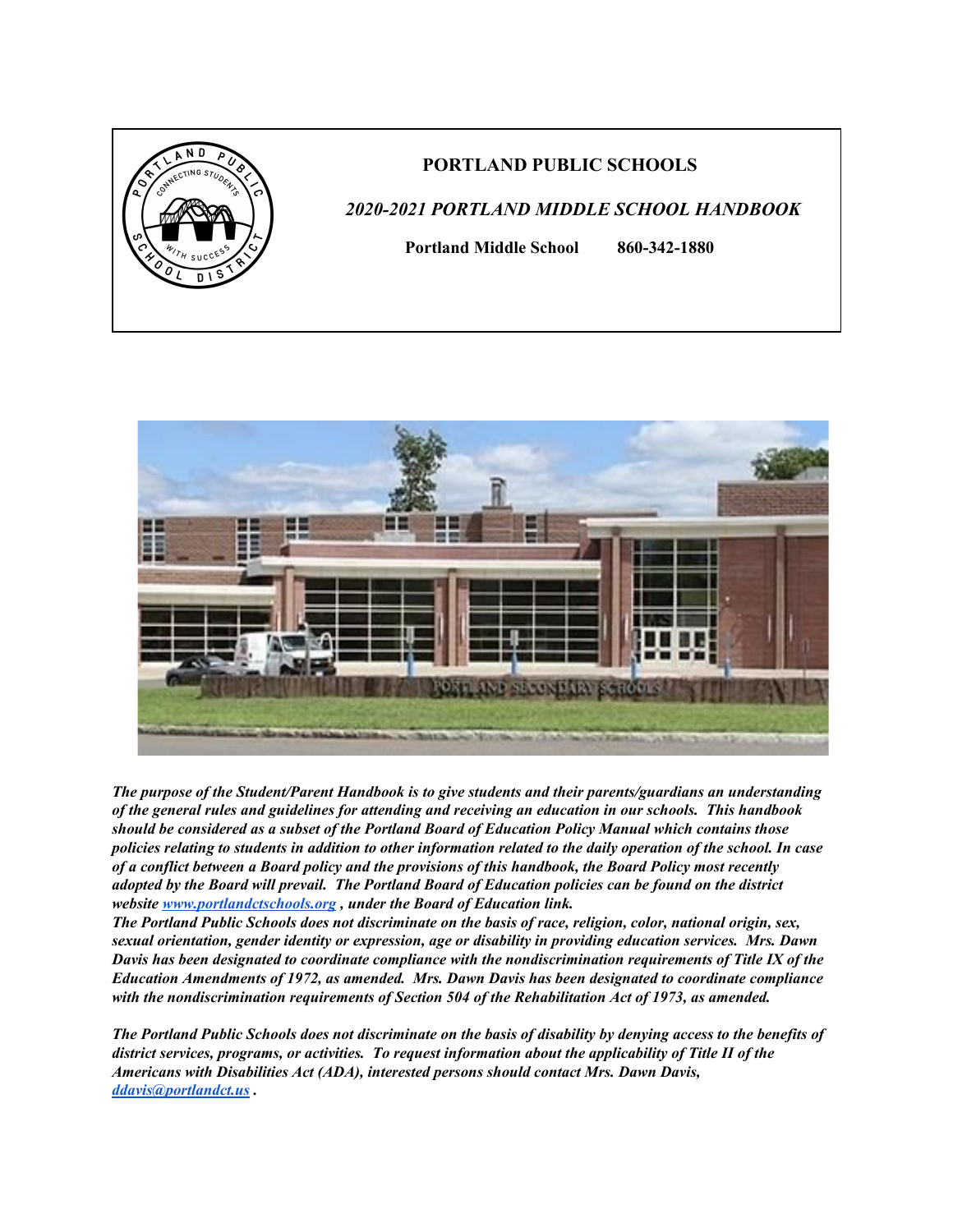# PORTLAND PUBLIC SCHOOLS

## *2020-2021 PORTLAND MIDDLE SCHOOL HANDBOOK*

**Portland Middle School 860-342-1880**

***The purpose of the Student/Parent Handbook is to give students and their parents/guardians an understanding of the general rules and guidelines for attending and receiving an education in our schools. This handbook should be considered as a subset of the Portland Board of Education Policy Manual which contains those policies relating to students in addition to other information related to the daily operation of the school. In case of a conflict between a Board policy and the provisions of this handbook, the Board Policy most recently adopted by the Board will prevail. The Portland Board of Education policies can be found on the district website [www.portlandctschools.org](http://www.portlandctschools.org) , under the Board of Education link.***

***The Portland Public Schools does not discriminate on the basis of race, religion, color, national origin, sex, sexual orientation, gender identity or expression, age or disability in providing education services. Mrs. Dawn Davis has been designated to coordinate compliance with the nondiscrimination requirements of Title IX of the Education Amendments of 1972, as amended. Mrs. Dawn Davis has been designated to coordinate compliance with the nondiscrimination requirements of Section 504 of the Rehabilitation Act of 1973, as amended.***

***The Portland Public Schools does not discriminate on the basis of disability by denying access to the benefits of district services, programs, or activities. To request information about the applicability of Title II of the Americans with Disabilities Act (ADA), interested persons should contact Mrs. Dawn Davis, [ddavis@portlandct.us](mailto:ddavis@portlandct.us) .***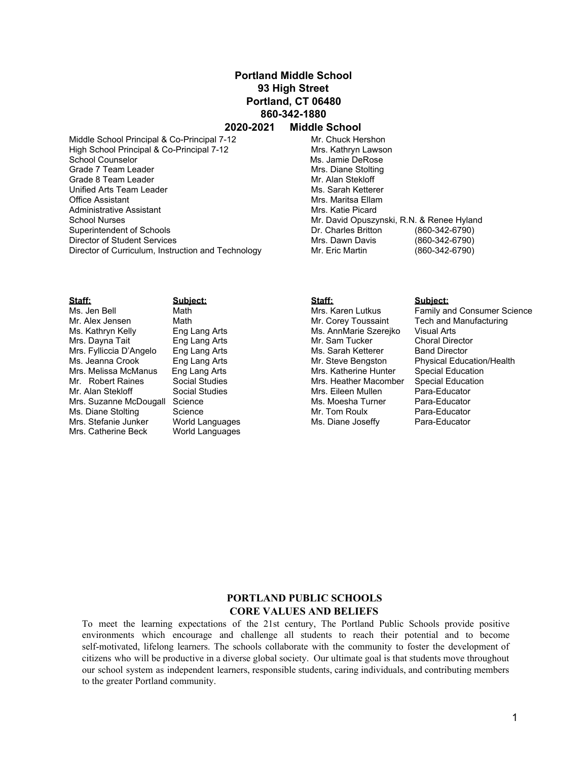# Portland Middle School

**93 High Street**
**Portland, CT 06480**
**860-342-1880**

## 2020-2021 Middle School

| | | |
|---|---|---|
| Middle School Principal & Co-Principal 7-12 | Mr. Chuck Hershon | |
| High School Principal & Co-Principal 7-12 | Mrs. Kathryn Lawson | |
| School Counselor | Ms. Jamie DeRose | |
| Grade 7 Team Leader | Mrs. Diane Stolting | |
| Grade 8 Team Leader | Mr. Alan Stekloff | |
| Unified Arts Team Leader | Ms. Sarah Ketterer | |
| Office Assistant | Mrs. Maritsa Ellam | |
| Administrative Assistant | Mrs. Katie Picard | |
| School Nurses | Mr. David Opuszynski, R.N. & Renee Hyland | |
| Superintendent of Schools | Dr. Charles Britton | (860-342-6790) |
| Director of Student Services | Mrs. Dawn Davis | (860-342-6790) |
| Director of Curriculum, Instruction and Technology | Mr. Eric Martin | (860-342-6790) |

| Staff: | Subject: |
|---|---|
| Ms. Jen Bell | Math |
| Mr. Alex Jensen | Math |
| Ms. Kathryn Kelly | Eng Lang Arts |
| Mrs. Dayna Tait | Eng Lang Arts |
| Mrs. Fylliccia D'Angelo | Eng Lang Arts |
| Ms. Jeanna Crook | Eng Lang Arts |
| Mrs. Melissa McManus | Eng Lang Arts |
| Mr. Robert Raines | Social Studies |
| Mr. Alan Stekloff | Social Studies |
| Mrs. Suzanne McDougall | Science |
| Ms. Diane Stolting | Science |
| Mrs. Stefanie Junker | World Languages |
| Mrs. Catherine Beck | World Languages |
| Mrs. Karen Lutkus | Family and Consumer Science |
| Mr. Corey Toussaint | Tech and Manufacturing |
| Ms. AnnMarie Szerejko | Visual Arts |
| Mr. Sam Tucker | Choral Director |
| Ms. Sarah Ketterer | Band Director |
| Mr. Steve Bengston | Physical Education/Health |
| Mrs. Katherine Hunter | Special Education |
| Mrs. Heather Macomber | Special Education |
| Mrs. Eileen Mullen | Para-Educator |
| Ms. Moesha Turner | Para-Educator |
| Mr. Tom Roulx | Para-Educator |
| Ms. Diane Joseffy | Para-Educator |

## PORTLAND PUBLIC SCHOOLS
## CORE VALUES AND BELIEFS

To meet the learning expectations of the 21st century, The Portland Public Schools provide positive environments which encourage and challenge all students to reach their potential and to become self-motivated, lifelong learners. The schools collaborate with the community to foster the development of citizens who will be productive in a diverse global society. Our ultimate goal is that students move throughout our school system as independent learners, responsible students, caring individuals, and contributing members to the greater Portland community.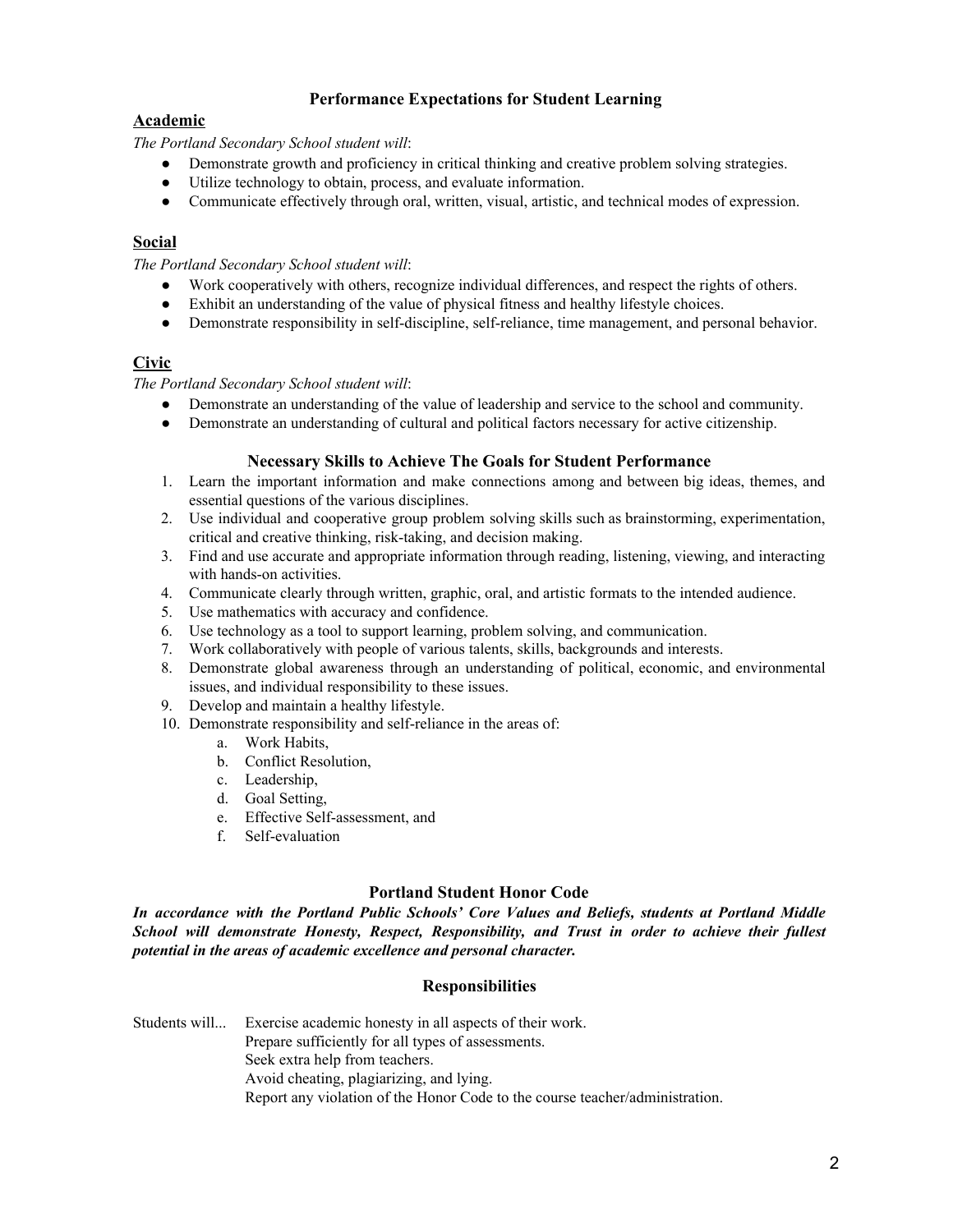## Performance Expectations for Student Learning

### Academic

*The Portland Secondary School student will*:

- Demonstrate growth and proficiency in critical thinking and creative problem solving strategies.
- Utilize technology to obtain, process, and evaluate information.
- Communicate effectively through oral, written, visual, artistic, and technical modes of expression.

### Social

*The Portland Secondary School student will*:

- Work cooperatively with others, recognize individual differences, and respect the rights of others.
- Exhibit an understanding of the value of physical fitness and healthy lifestyle choices.
- Demonstrate responsibility in self-discipline, self-reliance, time management, and personal behavior.

### Civic

*The Portland Secondary School student will*:

- Demonstrate an understanding of the value of leadership and service to the school and community.
- Demonstrate an understanding of cultural and political factors necessary for active citizenship.

## Necessary Skills to Achieve The Goals for Student Performance

1. Learn the important information and make connections among and between big ideas, themes, and essential questions of the various disciplines.
2. Use individual and cooperative group problem solving skills such as brainstorming, experimentation, critical and creative thinking, risk-taking, and decision making.
3. Find and use accurate and appropriate information through reading, listening, viewing, and interacting with hands-on activities.
4. Communicate clearly through written, graphic, oral, and artistic formats to the intended audience.
5. Use mathematics with accuracy and confidence.
6. Use technology as a tool to support learning, problem solving, and communication.
7. Work collaboratively with people of various talents, skills, backgrounds and interests.
8. Demonstrate global awareness through an understanding of political, economic, and environmental issues, and individual responsibility to these issues.
9. Develop and maintain a healthy lifestyle.
10. Demonstrate responsibility and self-reliance in the areas of:
    a. Work Habits,
    b. Conflict Resolution,
    c. Leadership,
    d. Goal Setting,
    e. Effective Self-assessment, and
    f. Self-evaluation

## Portland Student Honor Code

***In accordance with the Portland Public Schools' Core Values and Beliefs, students at Portland Middle School will demonstrate Honesty, Respect, Responsibility, and Trust in order to achieve their fullest potential in the areas of academic excellence and personal character.***

## Responsibilities

Students will... Exercise academic honesty in all aspects of their work.
Prepare sufficiently for all types of assessments.
Seek extra help from teachers.
Avoid cheating, plagiarizing, and lying.
Report any violation of the Honor Code to the course teacher/administration.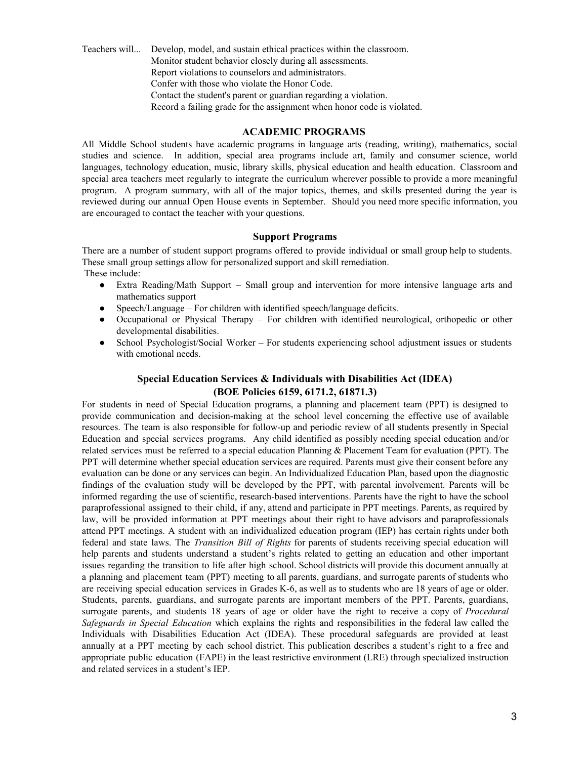Teachers will... Develop, model, and sustain ethical practices within the classroom.
Monitor student behavior closely during all assessments.
Report violations to counselors and administrators.
Confer with those who violate the Honor Code.
Contact the student's parent or guardian regarding a violation.
Record a failing grade for the assignment when honor code is violated.

## ACADEMIC PROGRAMS

All Middle School students have academic programs in language arts (reading, writing), mathematics, social studies and science. In addition, special area programs include art, family and consumer science, world languages, technology education, music, library skills, physical education and health education. Classroom and special area teachers meet regularly to integrate the curriculum wherever possible to provide a more meaningful program. A program summary, with all of the major topics, themes, and skills presented during the year is reviewed during our annual Open House events in September. Should you need more specific information, you are encouraged to contact the teacher with your questions.

### Support Programs

There are a number of student support programs offered to provide individual or small group help to students. These small group settings allow for personalized support and skill remediation.
These include:

- Extra Reading/Math Support – Small group and intervention for more intensive language arts and mathematics support
- Speech/Language – For children with identified speech/language deficits.
- Occupational or Physical Therapy – For children with identified neurological, orthopedic or other developmental disabilities.
- School Psychologist/Social Worker – For students experiencing school adjustment issues or students with emotional needs.

### Special Education Services & Individuals with Disabilities Act (IDEA) (BOE Policies 6159, 6171.2, 61871.3)

For students in need of Special Education programs, a planning and placement team (PPT) is designed to provide communication and decision-making at the school level concerning the effective use of available resources. The team is also responsible for follow-up and periodic review of all students presently in Special Education and special services programs. Any child identified as possibly needing special education and/or related services must be referred to a special education Planning & Placement Team for evaluation (PPT). The PPT will determine whether special education services are required. Parents must give their consent before any evaluation can be done or any services can begin. An Individualized Education Plan, based upon the diagnostic findings of the evaluation study will be developed by the PPT, with parental involvement. Parents will be informed regarding the use of scientific, research-based interventions. Parents have the right to have the school paraprofessional assigned to their child, if any, attend and participate in PPT meetings. Parents, as required by law, will be provided information at PPT meetings about their right to have advisors and paraprofessionals attend PPT meetings. A student with an individualized education program (IEP) has certain rights under both federal and state laws. The *Transition Bill of Rights* for parents of students receiving special education will help parents and students understand a student's rights related to getting an education and other important issues regarding the transition to life after high school. School districts will provide this document annually at a planning and placement team (PPT) meeting to all parents, guardians, and surrogate parents of students who are receiving special education services in Grades K-6, as well as to students who are 18 years of age or older. Students, parents, guardians, and surrogate parents are important members of the PPT. Parents, guardians, surrogate parents, and students 18 years of age or older have the right to receive a copy of *Procedural Safeguards in Special Education* which explains the rights and responsibilities in the federal law called the Individuals with Disabilities Education Act (IDEA). These procedural safeguards are provided at least annually at a PPT meeting by each school district. This publication describes a student's right to a free and appropriate public education (FAPE) in the least restrictive environment (LRE) through specialized instruction and related services in a student's IEP.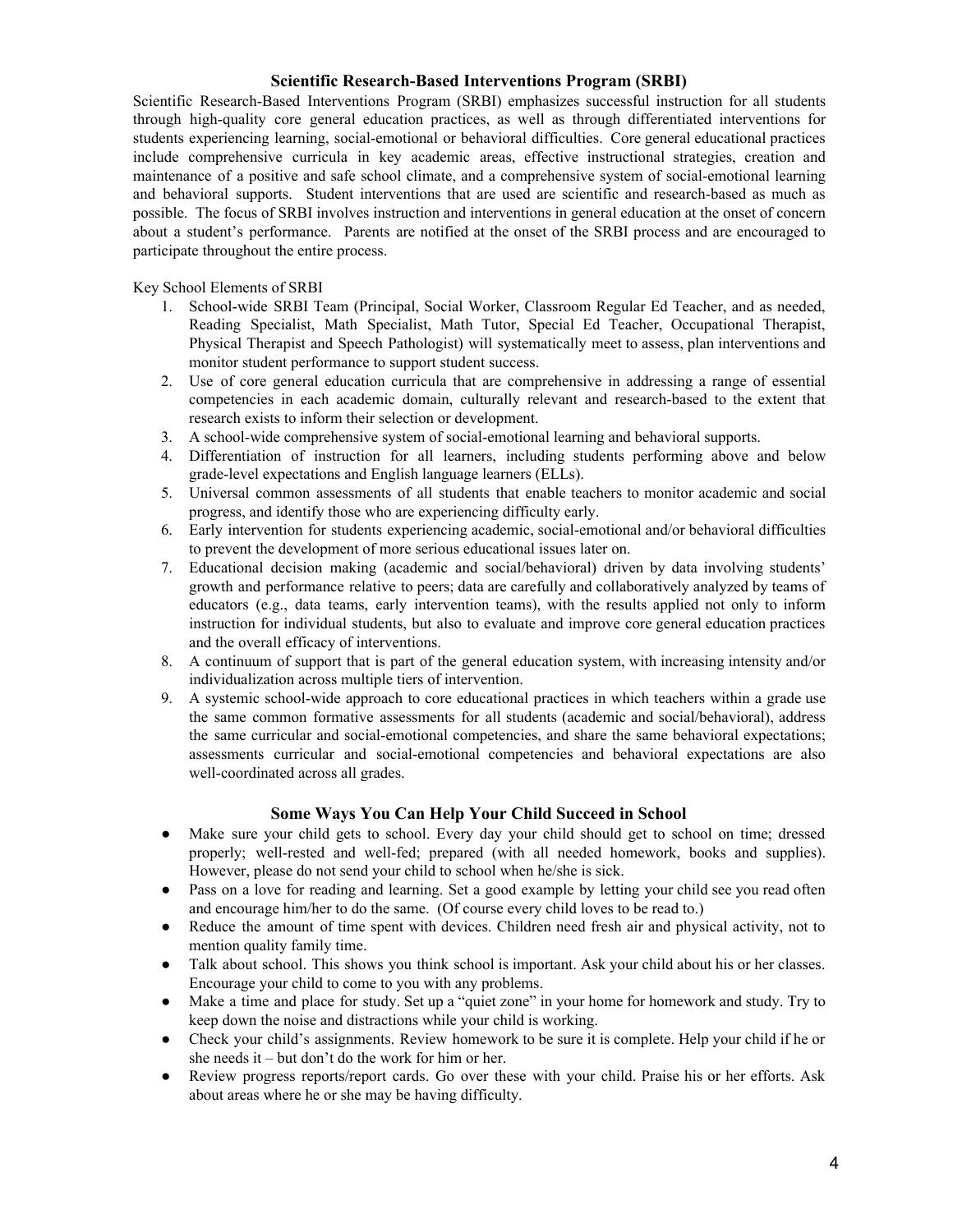## Scientific Research-Based Interventions Program (SRBI)

Scientific Research-Based Interventions Program (SRBI) emphasizes successful instruction for all students through high-quality core general education practices, as well as through differentiated interventions for students experiencing learning, social-emotional or behavioral difficulties. Core general educational practices include comprehensive curricula in key academic areas, effective instructional strategies, creation and maintenance of a positive and safe school climate, and a comprehensive system of social-emotional learning and behavioral supports. Student interventions that are used are scientific and research-based as much as possible. The focus of SRBI involves instruction and interventions in general education at the onset of concern about a student's performance. Parents are notified at the onset of the SRBI process and are encouraged to participate throughout the entire process.

Key School Elements of SRBI

1. School-wide SRBI Team (Principal, Social Worker, Classroom Regular Ed Teacher, and as needed, Reading Specialist, Math Specialist, Math Tutor, Special Ed Teacher, Occupational Therapist, Physical Therapist and Speech Pathologist) will systematically meet to assess, plan interventions and monitor student performance to support student success.
2. Use of core general education curricula that are comprehensive in addressing a range of essential competencies in each academic domain, culturally relevant and research-based to the extent that research exists to inform their selection or development.
3. A school-wide comprehensive system of social-emotional learning and behavioral supports.
4. Differentiation of instruction for all learners, including students performing above and below grade-level expectations and English language learners (ELLs).
5. Universal common assessments of all students that enable teachers to monitor academic and social progress, and identify those who are experiencing difficulty early.
6. Early intervention for students experiencing academic, social-emotional and/or behavioral difficulties to prevent the development of more serious educational issues later on.
7. Educational decision making (academic and social/behavioral) driven by data involving students' growth and performance relative to peers; data are carefully and collaboratively analyzed by teams of educators (e.g., data teams, early intervention teams), with the results applied not only to inform instruction for individual students, but also to evaluate and improve core general education practices and the overall efficacy of interventions.
8. A continuum of support that is part of the general education system, with increasing intensity and/or individualization across multiple tiers of intervention.
9. A systemic school-wide approach to core educational practices in which teachers within a grade use the same common formative assessments for all students (academic and social/behavioral), address the same curricular and social-emotional competencies, and share the same behavioral expectations; assessments curricular and social-emotional competencies and behavioral expectations are also well-coordinated across all grades.

## Some Ways You Can Help Your Child Succeed in School

- Make sure your child gets to school. Every day your child should get to school on time; dressed properly; well-rested and well-fed; prepared (with all needed homework, books and supplies). However, please do not send your child to school when he/she is sick.
- Pass on a love for reading and learning. Set a good example by letting your child see you read often and encourage him/her to do the same. (Of course every child loves to be read to.)
- Reduce the amount of time spent with devices. Children need fresh air and physical activity, not to mention quality family time.
- Talk about school. This shows you think school is important. Ask your child about his or her classes. Encourage your child to come to you with any problems.
- Make a time and place for study. Set up a "quiet zone" in your home for homework and study. Try to keep down the noise and distractions while your child is working.
- Check your child's assignments. Review homework to be sure it is complete. Help your child if he or she needs it – but don't do the work for him or her.
- Review progress reports/report cards. Go over these with your child. Praise his or her efforts. Ask about areas where he or she may be having difficulty.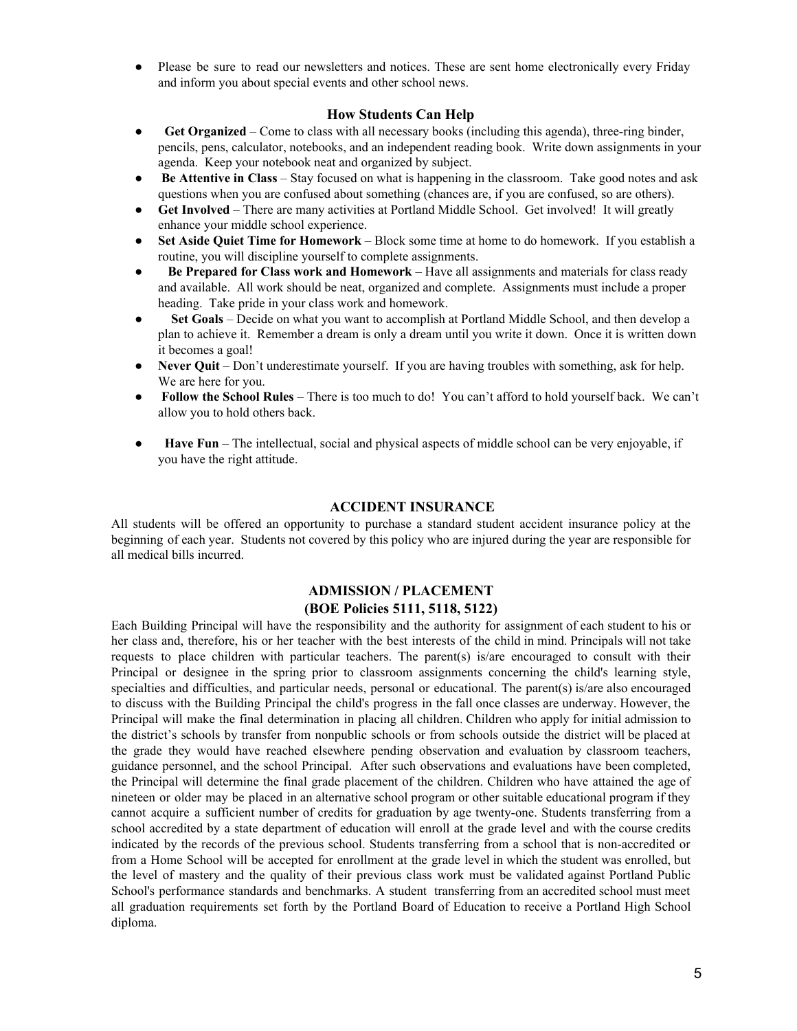- Please be sure to read our newsletters and notices. These are sent home electronically every Friday and inform you about special events and other school news.

### How Students Can Help

- **Get Organized** – Come to class with all necessary books (including this agenda), three-ring binder, pencils, pens, calculator, notebooks, and an independent reading book. Write down assignments in your agenda. Keep your notebook neat and organized by subject.
- **Be Attentive in Class** – Stay focused on what is happening in the classroom. Take good notes and ask questions when you are confused about something (chances are, if you are confused, so are others).
- **Get Involved** – There are many activities at Portland Middle School. Get involved! It will greatly enhance your middle school experience.
- **Set Aside Quiet Time for Homework** – Block some time at home to do homework. If you establish a routine, you will discipline yourself to complete assignments.
- **Be Prepared for Class work and Homework** – Have all assignments and materials for class ready and available. All work should be neat, organized and complete. Assignments must include a proper heading. Take pride in your class work and homework.
- **Set Goals** – Decide on what you want to accomplish at Portland Middle School, and then develop a plan to achieve it. Remember a dream is only a dream until you write it down. Once it is written down it becomes a goal!
- **Never Quit** – Don't underestimate yourself. If you are having troubles with something, ask for help. We are here for you.
- **Follow the School Rules** – There is too much to do! You can't afford to hold yourself back. We can't allow you to hold others back.
- **Have Fun** – The intellectual, social and physical aspects of middle school can be very enjoyable, if you have the right attitude.

## ACCIDENT INSURANCE

All students will be offered an opportunity to purchase a standard student accident insurance policy at the beginning of each year. Students not covered by this policy who are injured during the year are responsible for all medical bills incurred.

## ADMISSION / PLACEMENT
## (BOE Policies 5111, 5118, 5122)

Each Building Principal will have the responsibility and the authority for assignment of each student to his or her class and, therefore, his or her teacher with the best interests of the child in mind. Principals will not take requests to place children with particular teachers. The parent(s) is/are encouraged to consult with their Principal or designee in the spring prior to classroom assignments concerning the child's learning style, specialties and difficulties, and particular needs, personal or educational. The parent(s) is/are also encouraged to discuss with the Building Principal the child's progress in the fall once classes are underway. However, the Principal will make the final determination in placing all children. Children who apply for initial admission to the district's schools by transfer from nonpublic schools or from schools outside the district will be placed at the grade they would have reached elsewhere pending observation and evaluation by classroom teachers, guidance personnel, and the school Principal. After such observations and evaluations have been completed, the Principal will determine the final grade placement of the children. Children who have attained the age of nineteen or older may be placed in an alternative school program or other suitable educational program if they cannot acquire a sufficient number of credits for graduation by age twenty-one. Students transferring from a school accredited by a state department of education will enroll at the grade level and with the course credits indicated by the records of the previous school. Students transferring from a school that is non-accredited or from a Home School will be accepted for enrollment at the grade level in which the student was enrolled, but the level of mastery and the quality of their previous class work must be validated against Portland Public School's performance standards and benchmarks. A student transferring from an accredited school must meet all graduation requirements set forth by the Portland Board of Education to receive a Portland High School diploma.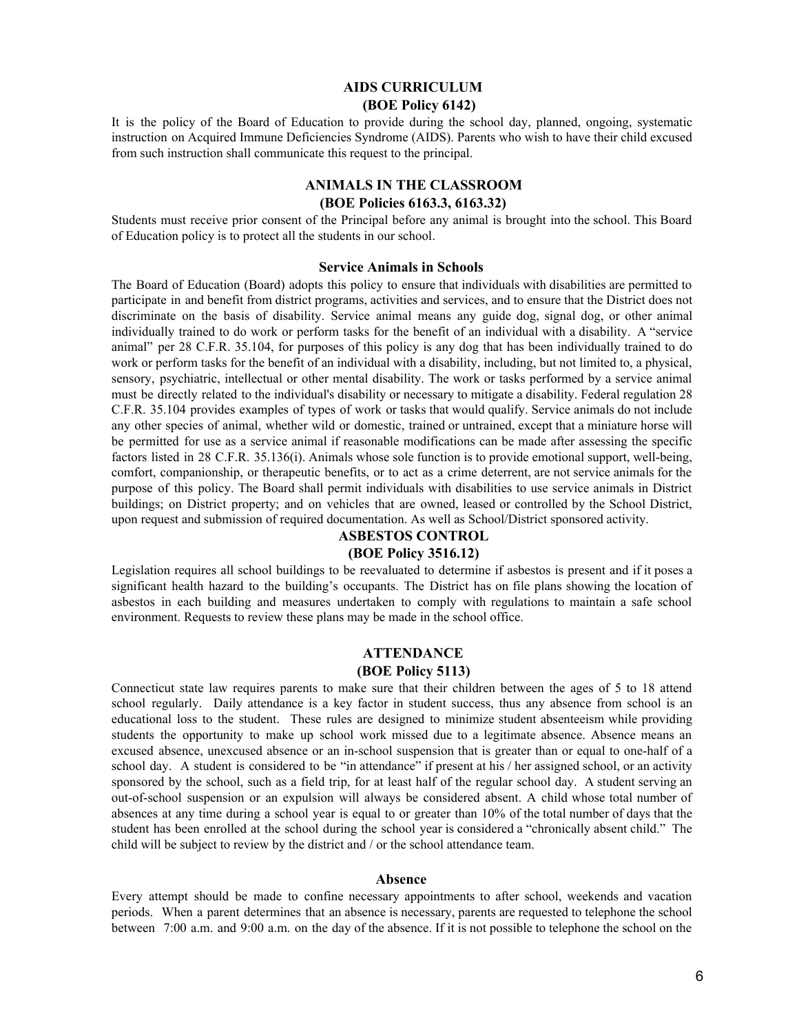## AIDS CURRICULUM
## (BOE Policy 6142)

It is the policy of the Board of Education to provide during the school day, planned, ongoing, systematic instruction on Acquired Immune Deficiencies Syndrome (AIDS). Parents who wish to have their child excused from such instruction shall communicate this request to the principal.

## ANIMALS IN THE CLASSROOM
## (BOE Policies 6163.3, 6163.32)

Students must receive prior consent of the Principal before any animal is brought into the school. This Board of Education policy is to protect all the students in our school.

### Service Animals in Schools

The Board of Education (Board) adopts this policy to ensure that individuals with disabilities are permitted to participate in and benefit from district programs, activities and services, and to ensure that the District does not discriminate on the basis of disability. Service animal means any guide dog, signal dog, or other animal individually trained to do work or perform tasks for the benefit of an individual with a disability. A "service animal" per 28 C.F.R. 35.104, for purposes of this policy is any dog that has been individually trained to do work or perform tasks for the benefit of an individual with a disability, including, but not limited to, a physical, sensory, psychiatric, intellectual or other mental disability. The work or tasks performed by a service animal must be directly related to the individual's disability or necessary to mitigate a disability. Federal regulation 28 C.F.R. 35.104 provides examples of types of work or tasks that would qualify. Service animals do not include any other species of animal, whether wild or domestic, trained or untrained, except that a miniature horse will be permitted for use as a service animal if reasonable modifications can be made after assessing the specific factors listed in 28 C.F.R. 35.136(i). Animals whose sole function is to provide emotional support, well-being, comfort, companionship, or therapeutic benefits, or to act as a crime deterrent, are not service animals for the purpose of this policy. The Board shall permit individuals with disabilities to use service animals in District buildings; on District property; and on vehicles that are owned, leased or controlled by the School District, upon request and submission of required documentation. As well as School/District sponsored activity.

## ASBESTOS CONTROL
## (BOE Policy 3516.12)

Legislation requires all school buildings to be reevaluated to determine if asbestos is present and if it poses a significant health hazard to the building's occupants. The District has on file plans showing the location of asbestos in each building and measures undertaken to comply with regulations to maintain a safe school environment. Requests to review these plans may be made in the school office.

## ATTENDANCE
## (BOE Policy 5113)

Connecticut state law requires parents to make sure that their children between the ages of 5 to 18 attend school regularly. Daily attendance is a key factor in student success, thus any absence from school is an educational loss to the student. These rules are designed to minimize student absenteeism while providing students the opportunity to make up school work missed due to a legitimate absence. Absence means an excused absence, unexcused absence or an in-school suspension that is greater than or equal to one-half of a school day. A student is considered to be "in attendance" if present at his / her assigned school, or an activity sponsored by the school, such as a field trip, for at least half of the regular school day. A student serving an out-of-school suspension or an expulsion will always be considered absent. A child whose total number of absences at any time during a school year is equal to or greater than 10% of the total number of days that the student has been enrolled at the school during the school year is considered a "chronically absent child." The child will be subject to review by the district and / or the school attendance team.

### Absence

Every attempt should be made to confine necessary appointments to after school, weekends and vacation periods. When a parent determines that an absence is necessary, parents are requested to telephone the school between 7:00 a.m. and 9:00 a.m. on the day of the absence. If it is not possible to telephone the school on the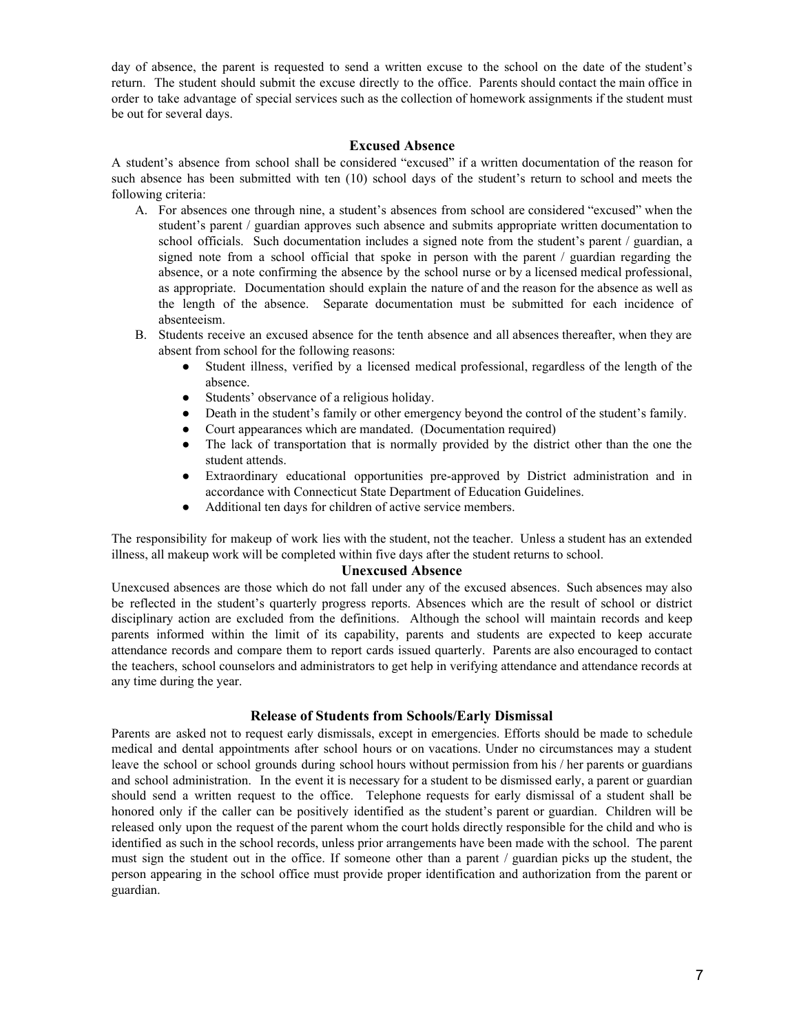day of absence, the parent is requested to send a written excuse to the school on the date of the student's return. The student should submit the excuse directly to the office. Parents should contact the main office in order to take advantage of special services such as the collection of homework assignments if the student must be out for several days.

### Excused Absence

A student's absence from school shall be considered "excused" if a written documentation of the reason for such absence has been submitted with ten (10) school days of the student's return to school and meets the following criteria:

A. For absences one through nine, a student's absences from school are considered "excused" when the student's parent / guardian approves such absence and submits appropriate written documentation to school officials. Such documentation includes a signed note from the student's parent / guardian, a signed note from a school official that spoke in person with the parent / guardian regarding the absence, or a note confirming the absence by the school nurse or by a licensed medical professional, as appropriate. Documentation should explain the nature of and the reason for the absence as well as the length of the absence. Separate documentation must be submitted for each incidence of absenteeism.

B. Students receive an excused absence for the tenth absence and all absences thereafter, when they are absent from school for the following reasons:
   - Student illness, verified by a licensed medical professional, regardless of the length of the absence.
   - Students' observance of a religious holiday.
   - Death in the student's family or other emergency beyond the control of the student's family.
   - Court appearances which are mandated. (Documentation required)
   - The lack of transportation that is normally provided by the district other than the one the student attends.
   - Extraordinary educational opportunities pre-approved by District administration and in accordance with Connecticut State Department of Education Guidelines.
   - Additional ten days for children of active service members.

The responsibility for makeup of work lies with the student, not the teacher. Unless a student has an extended illness, all makeup work will be completed within five days after the student returns to school.

### Unexcused Absence

Unexcused absences are those which do not fall under any of the excused absences. Such absences may also be reflected in the student's quarterly progress reports. Absences which are the result of school or district disciplinary action are excluded from the definitions. Although the school will maintain records and keep parents informed within the limit of its capability, parents and students are expected to keep accurate attendance records and compare them to report cards issued quarterly. Parents are also encouraged to contact the teachers, school counselors and administrators to get help in verifying attendance and attendance records at any time during the year.

### Release of Students from Schools/Early Dismissal

Parents are asked not to request early dismissals, except in emergencies. Efforts should be made to schedule medical and dental appointments after school hours or on vacations. Under no circumstances may a student leave the school or school grounds during school hours without permission from his / her parents or guardians and school administration. In the event it is necessary for a student to be dismissed early, a parent or guardian should send a written request to the office. Telephone requests for early dismissal of a student shall be honored only if the caller can be positively identified as the student's parent or guardian. Children will be released only upon the request of the parent whom the court holds directly responsible for the child and who is identified as such in the school records, unless prior arrangements have been made with the school. The parent must sign the student out in the office. If someone other than a parent / guardian picks up the student, the person appearing in the school office must provide proper identification and authorization from the parent or guardian.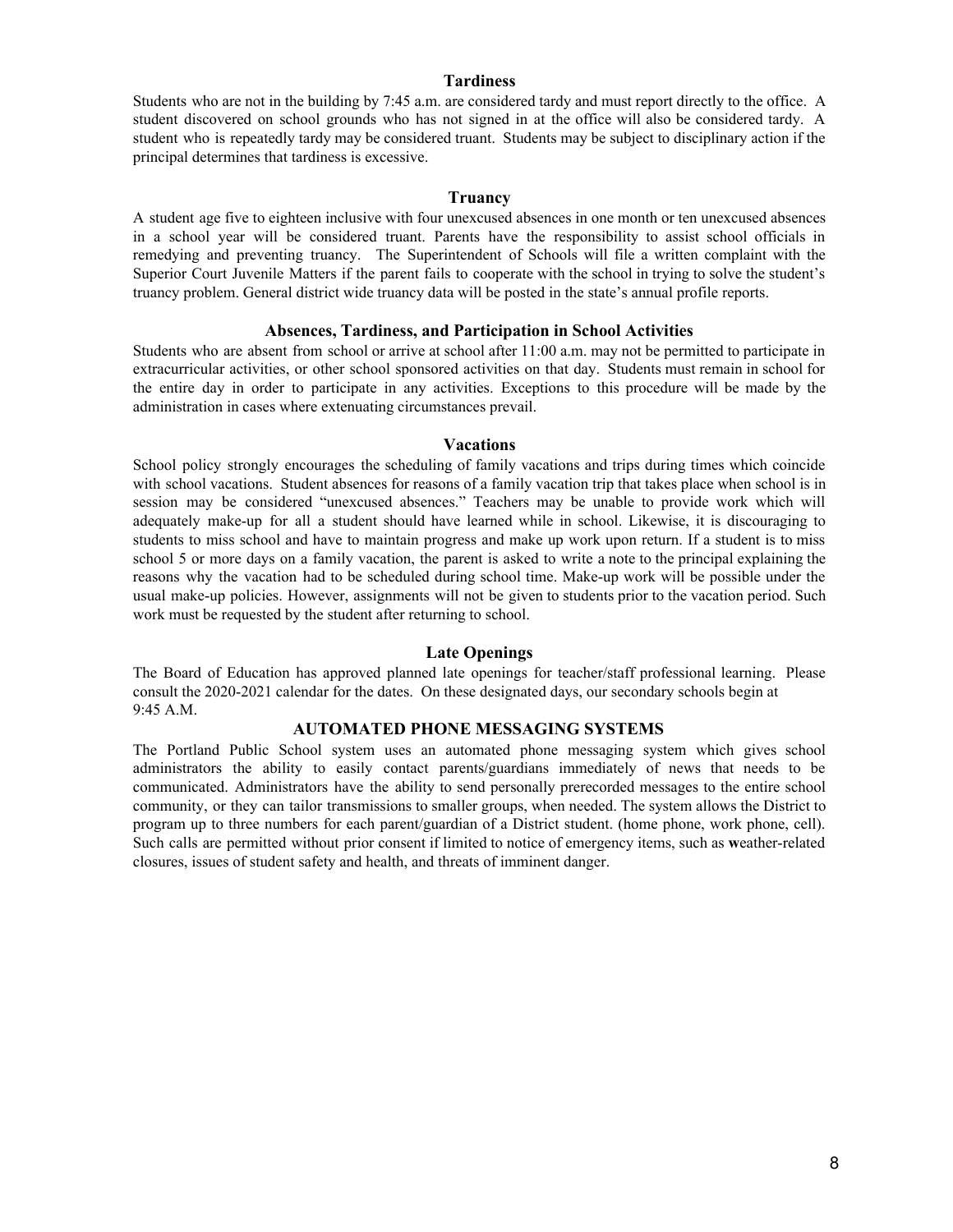## Tardiness

Students who are not in the building by 7:45 a.m. are considered tardy and must report directly to the office. A student discovered on school grounds who has not signed in at the office will also be considered tardy. A student who is repeatedly tardy may be considered truant. Students may be subject to disciplinary action if the principal determines that tardiness is excessive.

## Truancy

A student age five to eighteen inclusive with four unexcused absences in one month or ten unexcused absences in a school year will be considered truant. Parents have the responsibility to assist school officials in remedying and preventing truancy. The Superintendent of Schools will file a written complaint with the Superior Court Juvenile Matters if the parent fails to cooperate with the school in trying to solve the student's truancy problem. General district wide truancy data will be posted in the state's annual profile reports.

## Absences, Tardiness, and Participation in School Activities

Students who are absent from school or arrive at school after 11:00 a.m. may not be permitted to participate in extracurricular activities, or other school sponsored activities on that day. Students must remain in school for the entire day in order to participate in any activities. Exceptions to this procedure will be made by the administration in cases where extenuating circumstances prevail.

## Vacations

School policy strongly encourages the scheduling of family vacations and trips during times which coincide with school vacations. Student absences for reasons of a family vacation trip that takes place when school is in session may be considered "unexcused absences." Teachers may be unable to provide work which will adequately make-up for all a student should have learned while in school. Likewise, it is discouraging to students to miss school and have to maintain progress and make up work upon return. If a student is to miss school 5 or more days on a family vacation, the parent is asked to write a note to the principal explaining the reasons why the vacation had to be scheduled during school time. Make-up work will be possible under the usual make-up policies. However, assignments will not be given to students prior to the vacation period. Such work must be requested by the student after returning to school.

## Late Openings

The Board of Education has approved planned late openings for teacher/staff professional learning. Please consult the 2020-2021 calendar for the dates. On these designated days, our secondary schools begin at 9:45 A.M.

## AUTOMATED PHONE MESSAGING SYSTEMS

The Portland Public School system uses an automated phone messaging system which gives school administrators the ability to easily contact parents/guardians immediately of news that needs to be communicated. Administrators have the ability to send personally prerecorded messages to the entire school community, or they can tailor transmissions to smaller groups, when needed. The system allows the District to program up to three numbers for each parent/guardian of a District student. (home phone, work phone, cell). Such calls are permitted without prior consent if limited to notice of emergency items, such as weather-related closures, issues of student safety and health, and threats of imminent danger.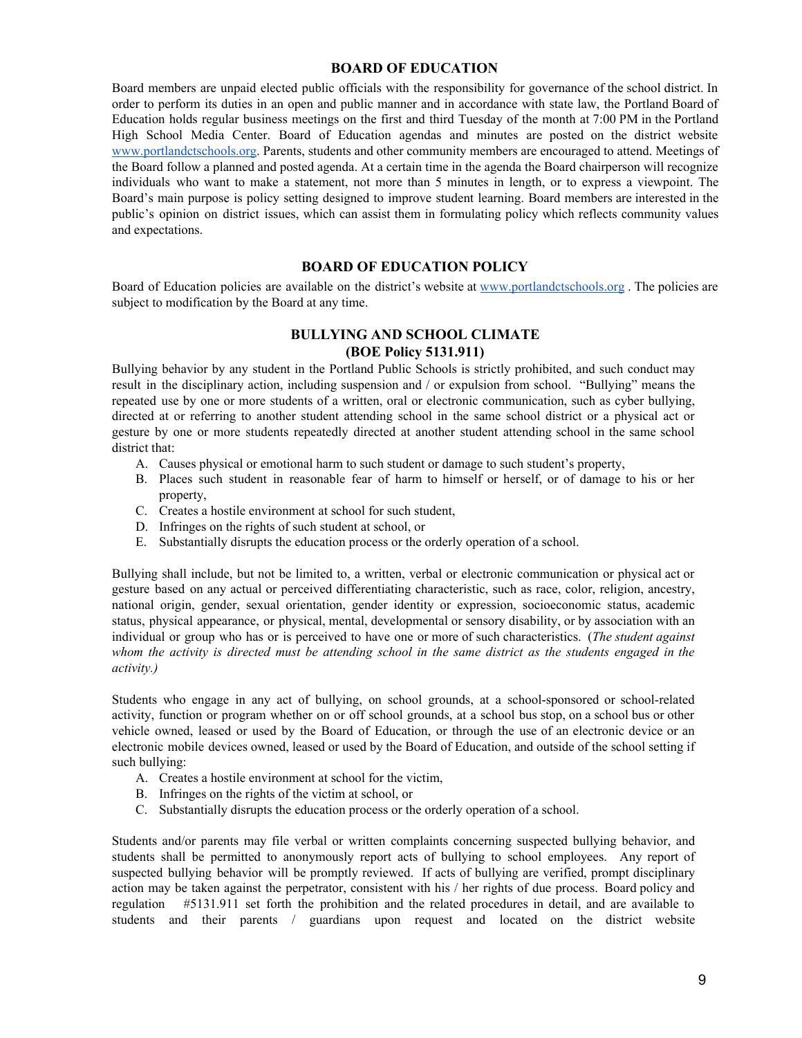## BOARD OF EDUCATION

Board members are unpaid elected public officials with the responsibility for governance of the school district. In order to perform its duties in an open and public manner and in accordance with state law, the Portland Board of Education holds regular business meetings on the first and third Tuesday of the month at 7:00 PM in the Portland High School Media Center. Board of Education agendas and minutes are posted on the district website www.portlandctschools.org. Parents, students and other community members are encouraged to attend. Meetings of the Board follow a planned and posted agenda. At a certain time in the agenda the Board chairperson will recognize individuals who want to make a statement, not more than 5 minutes in length, or to express a viewpoint. The Board's main purpose is policy setting designed to improve student learning. Board members are interested in the public's opinion on district issues, which can assist them in formulating policy which reflects community values and expectations.

## BOARD OF EDUCATION POLICY

Board of Education policies are available on the district's website at www.portlandctschools.org . The policies are subject to modification by the Board at any time.

## BULLYING AND SCHOOL CLIMATE (BOE Policy 5131.911)

Bullying behavior by any student in the Portland Public Schools is strictly prohibited, and such conduct may result in the disciplinary action, including suspension and / or expulsion from school. "Bullying" means the repeated use by one or more students of a written, oral or electronic communication, such as cyber bullying, directed at or referring to another student attending school in the same school district or a physical act or gesture by one or more students repeatedly directed at another student attending school in the same school district that:

A. Causes physical or emotional harm to such student or damage to such student's property,
B. Places such student in reasonable fear of harm to himself or herself, or of damage to his or her property,
C. Creates a hostile environment at school for such student,
D. Infringes on the rights of such student at school, or
E. Substantially disrupts the education process or the orderly operation of a school.

Bullying shall include, but not be limited to, a written, verbal or electronic communication or physical act or gesture based on any actual or perceived differentiating characteristic, such as race, color, religion, ancestry, national origin, gender, sexual orientation, gender identity or expression, socioeconomic status, academic status, physical appearance, or physical, mental, developmental or sensory disability, or by association with an individual or group who has or is perceived to have one or more of such characteristics. (*The student against whom the activity is directed must be attending school in the same district as the students engaged in the activity.)*

Students who engage in any act of bullying, on school grounds, at a school-sponsored or school-related activity, function or program whether on or off school grounds, at a school bus stop, on a school bus or other vehicle owned, leased or used by the Board of Education, or through the use of an electronic device or an electronic mobile devices owned, leased or used by the Board of Education, and outside of the school setting if such bullying:

A. Creates a hostile environment at school for the victim,
B. Infringes on the rights of the victim at school, or
C. Substantially disrupts the education process or the orderly operation of a school.

Students and/or parents may file verbal or written complaints concerning suspected bullying behavior, and students shall be permitted to anonymously report acts of bullying to school employees. Any report of suspected bullying behavior will be promptly reviewed. If acts of bullying are verified, prompt disciplinary action may be taken against the perpetrator, consistent with his / her rights of due process. Board policy and regulation #5131.911 set forth the prohibition and the related procedures in detail, and are available to students and their parents / guardians upon request and located on the district website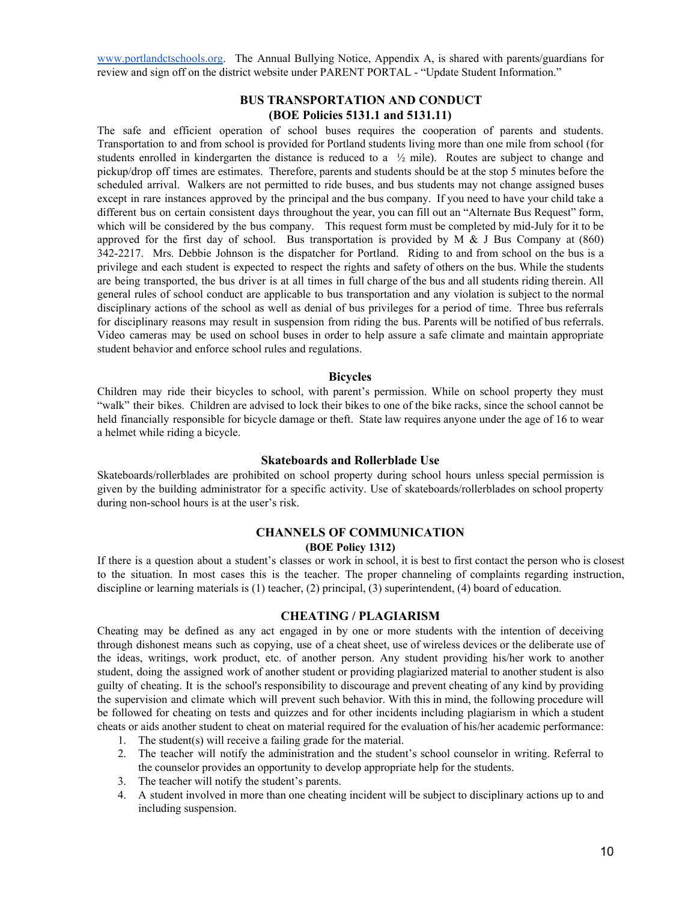www.portlandctschools.org. The Annual Bullying Notice, Appendix A, is shared with parents/guardians for review and sign off on the district website under PARENT PORTAL - "Update Student Information."

## BUS TRANSPORTATION AND CONDUCT
### (BOE Policies 5131.1 and 5131.11)

The safe and efficient operation of school buses requires the cooperation of parents and students. Transportation to and from school is provided for Portland students living more than one mile from school (for students enrolled in kindergarten the distance is reduced to a ½ mile). Routes are subject to change and pickup/drop off times are estimates. Therefore, parents and students should be at the stop 5 minutes before the scheduled arrival. Walkers are not permitted to ride buses, and bus students may not change assigned buses except in rare instances approved by the principal and the bus company. If you need to have your child take a different bus on certain consistent days throughout the year, you can fill out an "Alternate Bus Request" form, which will be considered by the bus company. This request form must be completed by mid-July for it to be approved for the first day of school. Bus transportation is provided by M & J Bus Company at (860) 342-2217. Mrs. Debbie Johnson is the dispatcher for Portland. Riding to and from school on the bus is a privilege and each student is expected to respect the rights and safety of others on the bus. While the students are being transported, the bus driver is at all times in full charge of the bus and all students riding therein. All general rules of school conduct are applicable to bus transportation and any violation is subject to the normal disciplinary actions of the school as well as denial of bus privileges for a period of time. Three bus referrals for disciplinary reasons may result in suspension from riding the bus. Parents will be notified of bus referrals. Video cameras may be used on school buses in order to help assure a safe climate and maintain appropriate student behavior and enforce school rules and regulations.

### Bicycles

Children may ride their bicycles to school, with parent's permission. While on school property they must "walk" their bikes. Children are advised to lock their bikes to one of the bike racks, since the school cannot be held financially responsible for bicycle damage or theft. State law requires anyone under the age of 16 to wear a helmet while riding a bicycle.

### Skateboards and Rollerblade Use

Skateboards/rollerblades are prohibited on school property during school hours unless special permission is given by the building administrator for a specific activity. Use of skateboards/rollerblades on school property during non-school hours is at the user's risk.

## CHANNELS OF COMMUNICATION
### (BOE Policy 1312)

If there is a question about a student's classes or work in school, it is best to first contact the person who is closest to the situation. In most cases this is the teacher. The proper channeling of complaints regarding instruction, discipline or learning materials is (1) teacher, (2) principal, (3) superintendent, (4) board of education.

## CHEATING / PLAGIARISM

Cheating may be defined as any act engaged in by one or more students with the intention of deceiving through dishonest means such as copying, use of a cheat sheet, use of wireless devices or the deliberate use of the ideas, writings, work product, etc. of another person. Any student providing his/her work to another student, doing the assigned work of another student or providing plagiarized material to another student is also guilty of cheating. It is the school's responsibility to discourage and prevent cheating of any kind by providing the supervision and climate which will prevent such behavior. With this in mind, the following procedure will be followed for cheating on tests and quizzes and for other incidents including plagiarism in which a student cheats or aids another student to cheat on material required for the evaluation of his/her academic performance:

1. The student(s) will receive a failing grade for the material.
2. The teacher will notify the administration and the student's school counselor in writing. Referral to the counselor provides an opportunity to develop appropriate help for the students.
3. The teacher will notify the student's parents.
4. A student involved in more than one cheating incident will be subject to disciplinary actions up to and including suspension.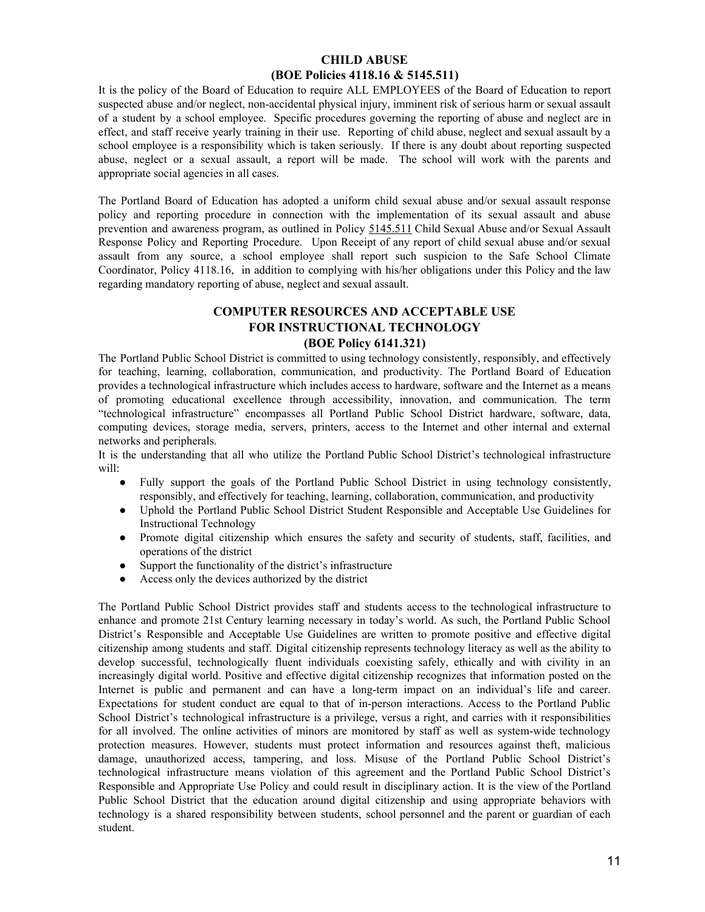## CHILD ABUSE
## (BOE Policies 4118.16 & 5145.511)

It is the policy of the Board of Education to require ALL EMPLOYEES of the Board of Education to report suspected abuse and/or neglect, non-accidental physical injury, imminent risk of serious harm or sexual assault of a student by a school employee. Specific procedures governing the reporting of abuse and neglect are in effect, and staff receive yearly training in their use. Reporting of child abuse, neglect and sexual assault by a school employee is a responsibility which is taken seriously. If there is any doubt about reporting suspected abuse, neglect or a sexual assault, a report will be made. The school will work with the parents and appropriate social agencies in all cases.

The Portland Board of Education has adopted a uniform child sexual abuse and/or sexual assault response policy and reporting procedure in connection with the implementation of its sexual assault and abuse prevention and awareness program, as outlined in Policy 5145.511 Child Sexual Abuse and/or Sexual Assault Response Policy and Reporting Procedure. Upon Receipt of any report of child sexual abuse and/or sexual assault from any source, a school employee shall report such suspicion to the Safe School Climate Coordinator, Policy 4118.16, in addition to complying with his/her obligations under this Policy and the law regarding mandatory reporting of abuse, neglect and sexual assault.

## COMPUTER RESOURCES AND ACCEPTABLE USE FOR INSTRUCTIONAL TECHNOLOGY
## (BOE Policy 6141.321)

The Portland Public School District is committed to using technology consistently, responsibly, and effectively for teaching, learning, collaboration, communication, and productivity. The Portland Board of Education provides a technological infrastructure which includes access to hardware, software and the Internet as a means of promoting educational excellence through accessibility, innovation, and communication. The term "technological infrastructure" encompasses all Portland Public School District hardware, software, data, computing devices, storage media, servers, printers, access to the Internet and other internal and external networks and peripherals.

It is the understanding that all who utilize the Portland Public School District's technological infrastructure will:

- Fully support the goals of the Portland Public School District in using technology consistently, responsibly, and effectively for teaching, learning, collaboration, communication, and productivity
- Uphold the Portland Public School District Student Responsible and Acceptable Use Guidelines for Instructional Technology
- Promote digital citizenship which ensures the safety and security of students, staff, facilities, and operations of the district
- Support the functionality of the district's infrastructure
- Access only the devices authorized by the district

The Portland Public School District provides staff and students access to the technological infrastructure to enhance and promote 21st Century learning necessary in today's world. As such, the Portland Public School District's Responsible and Acceptable Use Guidelines are written to promote positive and effective digital citizenship among students and staff. Digital citizenship represents technology literacy as well as the ability to develop successful, technologically fluent individuals coexisting safely, ethically and with civility in an increasingly digital world. Positive and effective digital citizenship recognizes that information posted on the Internet is public and permanent and can have a long-term impact on an individual's life and career. Expectations for student conduct are equal to that of in-person interactions. Access to the Portland Public School District's technological infrastructure is a privilege, versus a right, and carries with it responsibilities for all involved. The online activities of minors are monitored by staff as well as system-wide technology protection measures. However, students must protect information and resources against theft, malicious damage, unauthorized access, tampering, and loss. Misuse of the Portland Public School District's technological infrastructure means violation of this agreement and the Portland Public School District's Responsible and Appropriate Use Policy and could result in disciplinary action. It is the view of the Portland Public School District that the education around digital citizenship and using appropriate behaviors with technology is a shared responsibility between students, school personnel and the parent or guardian of each student.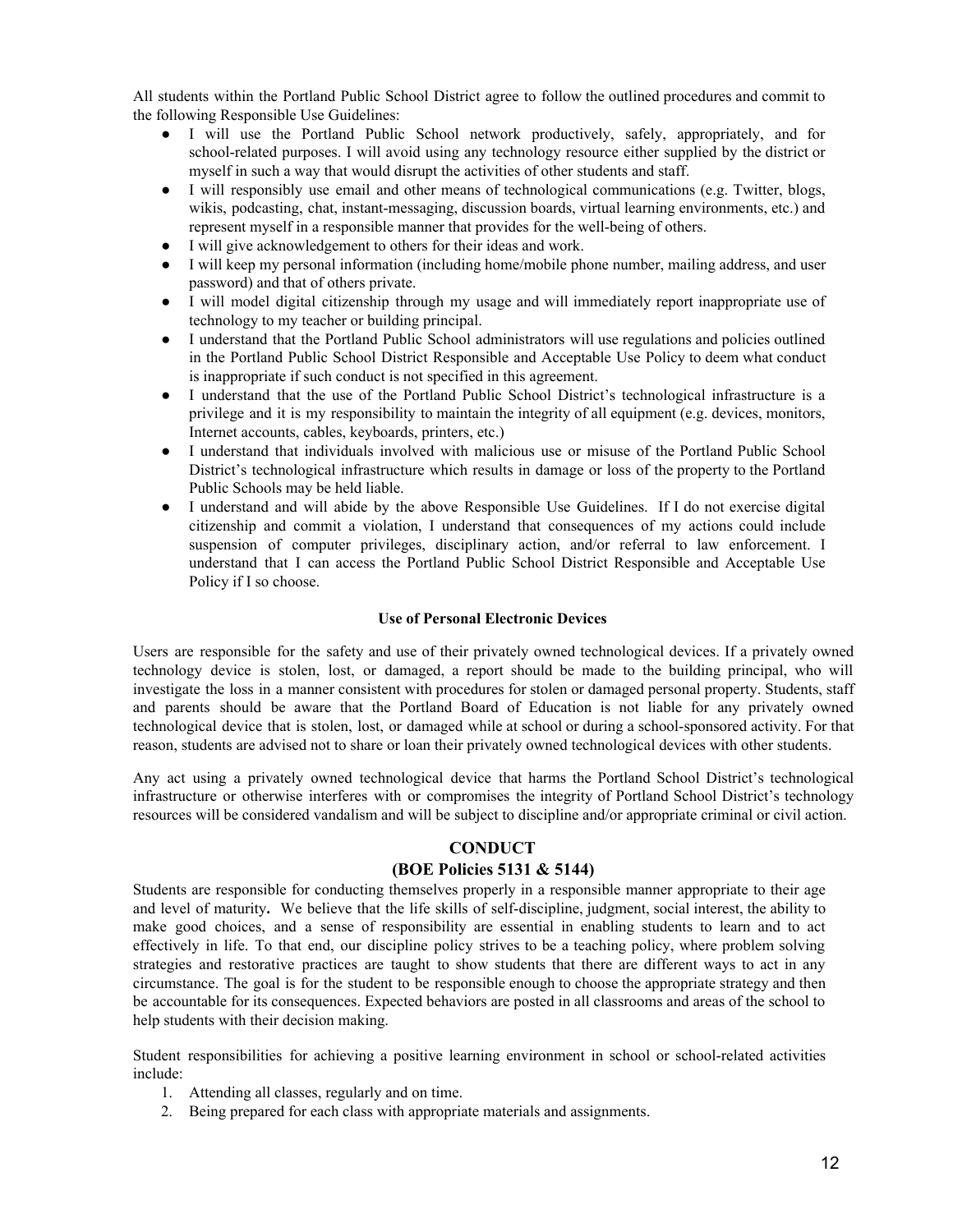All students within the Portland Public School District agree to follow the outlined procedures and commit to the following Responsible Use Guidelines:

- I will use the Portland Public School network productively, safely, appropriately, and for school-related purposes. I will avoid using any technology resource either supplied by the district or myself in such a way that would disrupt the activities of other students and staff.
- I will responsibly use email and other means of technological communications (e.g. Twitter, blogs, wikis, podcasting, chat, instant-messaging, discussion boards, virtual learning environments, etc.) and represent myself in a responsible manner that provides for the well-being of others.
- I will give acknowledgement to others for their ideas and work.
- I will keep my personal information (including home/mobile phone number, mailing address, and user password) and that of others private.
- I will model digital citizenship through my usage and will immediately report inappropriate use of technology to my teacher or building principal.
- I understand that the Portland Public School administrators will use regulations and policies outlined in the Portland Public School District Responsible and Acceptable Use Policy to deem what conduct is inappropriate if such conduct is not specified in this agreement.
- I understand that the use of the Portland Public School District's technological infrastructure is a privilege and it is my responsibility to maintain the integrity of all equipment (e.g. devices, monitors, Internet accounts, cables, keyboards, printers, etc.)
- I understand that individuals involved with malicious use or misuse of the Portland Public School District's technological infrastructure which results in damage or loss of the property to the Portland Public Schools may be held liable.
- I understand and will abide by the above Responsible Use Guidelines. If I do not exercise digital citizenship and commit a violation, I understand that consequences of my actions could include suspension of computer privileges, disciplinary action, and/or referral to law enforcement. I understand that I can access the Portland Public School District Responsible and Acceptable Use Policy if I so choose.

**Use of Personal Electronic Devices**

Users are responsible for the safety and use of their privately owned technological devices. If a privately owned technology device is stolen, lost, or damaged, a report should be made to the building principal, who will investigate the loss in a manner consistent with procedures for stolen or damaged personal property. Students, staff and parents should be aware that the Portland Board of Education is not liable for any privately owned technological device that is stolen, lost, or damaged while at school or during a school-sponsored activity. For that reason, students are advised not to share or loan their privately owned technological devices with other students.

Any act using a privately owned technological device that harms the Portland School District's technological infrastructure or otherwise interferes with or compromises the integrity of Portland School District's technology resources will be considered vandalism and will be subject to discipline and/or appropriate criminal or civil action.

## CONDUCT
## (BOE Policies 5131 & 5144)

Students are responsible for conducting themselves properly in a responsible manner appropriate to their age and level of maturity. We believe that the life skills of self-discipline, judgment, social interest, the ability to make good choices, and a sense of responsibility are essential in enabling students to learn and to act effectively in life. To that end, our discipline policy strives to be a teaching policy, where problem solving strategies and restorative practices are taught to show students that there are different ways to act in any circumstance. The goal is for the student to be responsible enough to choose the appropriate strategy and then be accountable for its consequences. Expected behaviors are posted in all classrooms and areas of the school to help students with their decision making.

Student responsibilities for achieving a positive learning environment in school or school-related activities include:

1. Attending all classes, regularly and on time.
2. Being prepared for each class with appropriate materials and assignments.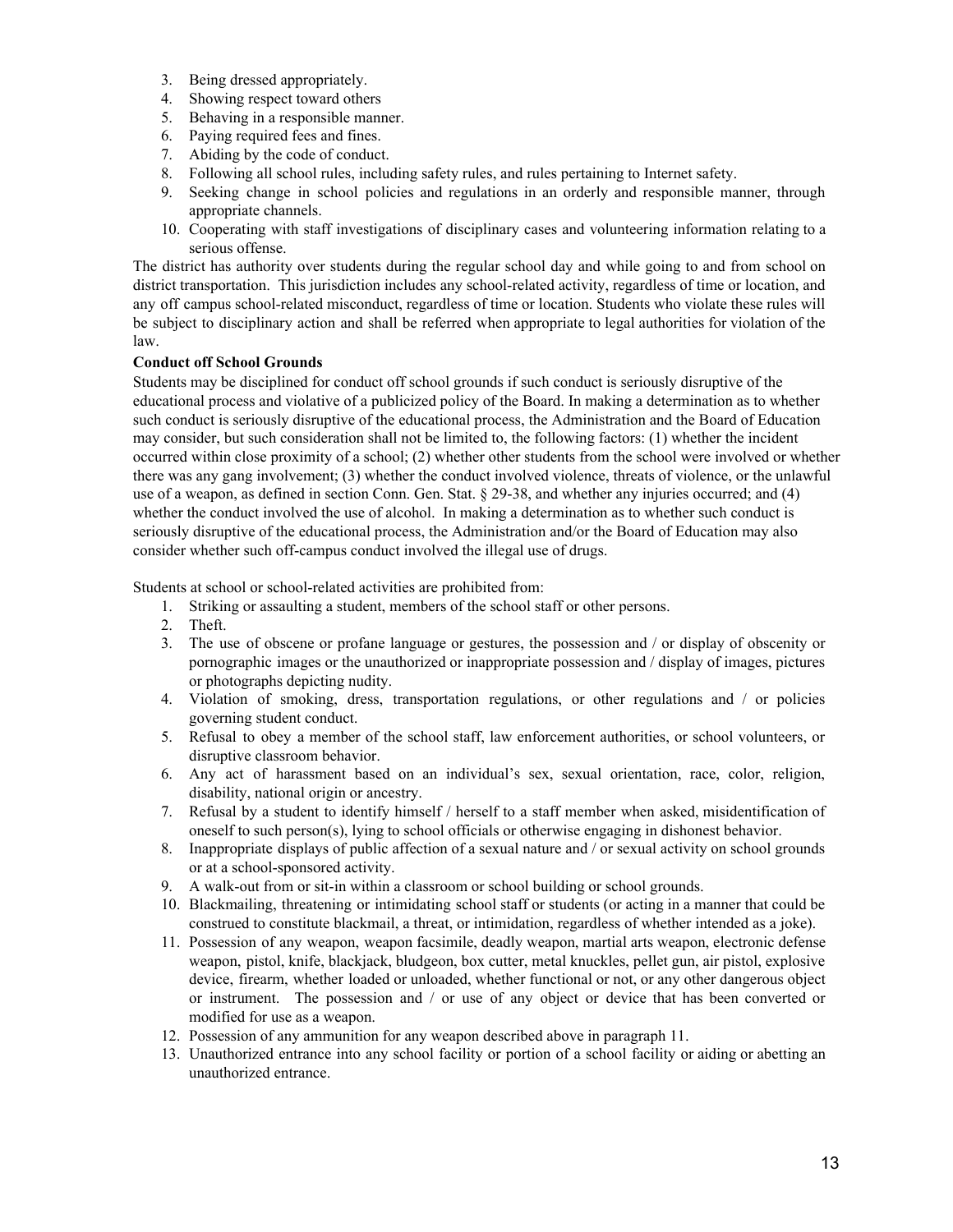3. Being dressed appropriately.
4. Showing respect toward others
5. Behaving in a responsible manner.
6. Paying required fees and fines.
7. Abiding by the code of conduct.
8. Following all school rules, including safety rules, and rules pertaining to Internet safety.
9. Seeking change in school policies and regulations in an orderly and responsible manner, through appropriate channels.
10. Cooperating with staff investigations of disciplinary cases and volunteering information relating to a serious offense.

The district has authority over students during the regular school day and while going to and from school on district transportation. This jurisdiction includes any school-related activity, regardless of time or location, and any off campus school-related misconduct, regardless of time or location. Students who violate these rules will be subject to disciplinary action and shall be referred when appropriate to legal authorities for violation of the law.

**Conduct off School Grounds**

Students may be disciplined for conduct off school grounds if such conduct is seriously disruptive of the educational process and violative of a publicized policy of the Board. In making a determination as to whether such conduct is seriously disruptive of the educational process, the Administration and the Board of Education may consider, but such consideration shall not be limited to, the following factors: (1) whether the incident occurred within close proximity of a school; (2) whether other students from the school were involved or whether there was any gang involvement; (3) whether the conduct involved violence, threats of violence, or the unlawful use of a weapon, as defined in section Conn. Gen. Stat. § 29-38, and whether any injuries occurred; and (4) whether the conduct involved the use of alcohol. In making a determination as to whether such conduct is seriously disruptive of the educational process, the Administration and/or the Board of Education may also consider whether such off-campus conduct involved the illegal use of drugs.

Students at school or school-related activities are prohibited from:

1. Striking or assaulting a student, members of the school staff or other persons.
2. Theft.
3. The use of obscene or profane language or gestures, the possession and / or display of obscenity or pornographic images or the unauthorized or inappropriate possession and / display of images, pictures or photographs depicting nudity.
4. Violation of smoking, dress, transportation regulations, or other regulations and / or policies governing student conduct.
5. Refusal to obey a member of the school staff, law enforcement authorities, or school volunteers, or disruptive classroom behavior.
6. Any act of harassment based on an individual's sex, sexual orientation, race, color, religion, disability, national origin or ancestry.
7. Refusal by a student to identify himself / herself to a staff member when asked, misidentification of oneself to such person(s), lying to school officials or otherwise engaging in dishonest behavior.
8. Inappropriate displays of public affection of a sexual nature and / or sexual activity on school grounds or at a school-sponsored activity.
9. A walk-out from or sit-in within a classroom or school building or school grounds.
10. Blackmailing, threatening or intimidating school staff or students (or acting in a manner that could be construed to constitute blackmail, a threat, or intimidation, regardless of whether intended as a joke).
11. Possession of any weapon, weapon facsimile, deadly weapon, martial arts weapon, electronic defense weapon, pistol, knife, blackjack, bludgeon, box cutter, metal knuckles, pellet gun, air pistol, explosive device, firearm, whether loaded or unloaded, whether functional or not, or any other dangerous object or instrument. The possession and / or use of any object or device that has been converted or modified for use as a weapon.
12. Possession of any ammunition for any weapon described above in paragraph 11.
13. Unauthorized entrance into any school facility or portion of a school facility or aiding or abetting an unauthorized entrance.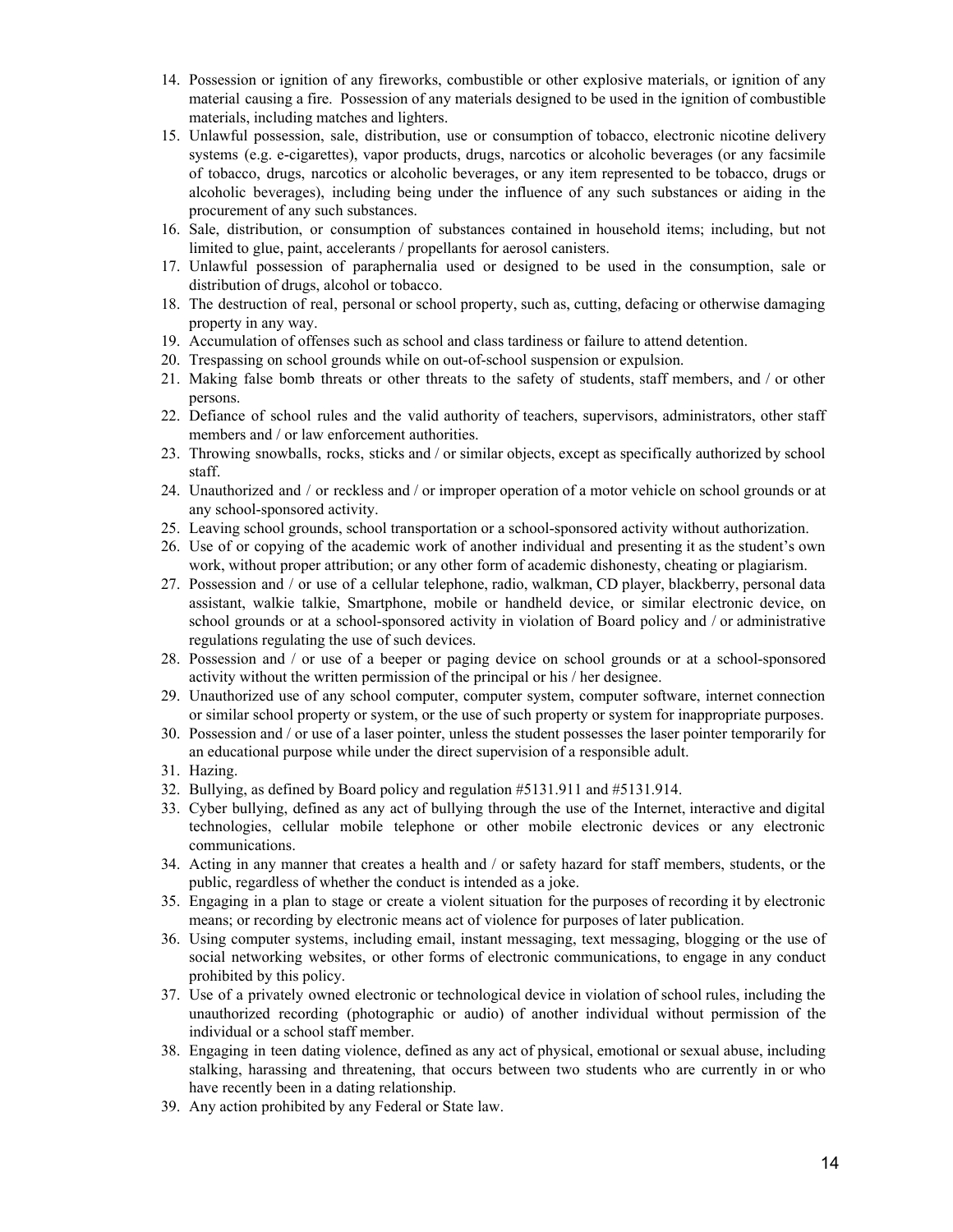14. Possession or ignition of any fireworks, combustible or other explosive materials, or ignition of any material causing a fire. Possession of any materials designed to be used in the ignition of combustible materials, including matches and lighters.
15. Unlawful possession, sale, distribution, use or consumption of tobacco, electronic nicotine delivery systems (e.g. e-cigarettes), vapor products, drugs, narcotics or alcoholic beverages (or any facsimile of tobacco, drugs, narcotics or alcoholic beverages, or any item represented to be tobacco, drugs or alcoholic beverages), including being under the influence of any such substances or aiding in the procurement of any such substances.
16. Sale, distribution, or consumption of substances contained in household items; including, but not limited to glue, paint, accelerants / propellants for aerosol canisters.
17. Unlawful possession of paraphernalia used or designed to be used in the consumption, sale or distribution of drugs, alcohol or tobacco.
18. The destruction of real, personal or school property, such as, cutting, defacing or otherwise damaging property in any way.
19. Accumulation of offenses such as school and class tardiness or failure to attend detention.
20. Trespassing on school grounds while on out-of-school suspension or expulsion.
21. Making false bomb threats or other threats to the safety of students, staff members, and / or other persons.
22. Defiance of school rules and the valid authority of teachers, supervisors, administrators, other staff members and / or law enforcement authorities.
23. Throwing snowballs, rocks, sticks and / or similar objects, except as specifically authorized by school staff.
24. Unauthorized and / or reckless and / or improper operation of a motor vehicle on school grounds or at any school-sponsored activity.
25. Leaving school grounds, school transportation or a school-sponsored activity without authorization.
26. Use of or copying of the academic work of another individual and presenting it as the student's own work, without proper attribution; or any other form of academic dishonesty, cheating or plagiarism.
27. Possession and / or use of a cellular telephone, radio, walkman, CD player, blackberry, personal data assistant, walkie talkie, Smartphone, mobile or handheld device, or similar electronic device, on school grounds or at a school-sponsored activity in violation of Board policy and / or administrative regulations regulating the use of such devices.
28. Possession and / or use of a beeper or paging device on school grounds or at a school-sponsored activity without the written permission of the principal or his / her designee.
29. Unauthorized use of any school computer, computer system, computer software, internet connection or similar school property or system, or the use of such property or system for inappropriate purposes.
30. Possession and / or use of a laser pointer, unless the student possesses the laser pointer temporarily for an educational purpose while under the direct supervision of a responsible adult.
31. Hazing.
32. Bullying, as defined by Board policy and regulation #5131.911 and #5131.914.
33. Cyber bullying, defined as any act of bullying through the use of the Internet, interactive and digital technologies, cellular mobile telephone or other mobile electronic devices or any electronic communications.
34. Acting in any manner that creates a health and / or safety hazard for staff members, students, or the public, regardless of whether the conduct is intended as a joke.
35. Engaging in a plan to stage or create a violent situation for the purposes of recording it by electronic means; or recording by electronic means act of violence for purposes of later publication.
36. Using computer systems, including email, instant messaging, text messaging, blogging or the use of social networking websites, or other forms of electronic communications, to engage in any conduct prohibited by this policy.
37. Use of a privately owned electronic or technological device in violation of school rules, including the unauthorized recording (photographic or audio) of another individual without permission of the individual or a school staff member.
38. Engaging in teen dating violence, defined as any act of physical, emotional or sexual abuse, including stalking, harassing and threatening, that occurs between two students who are currently in or who have recently been in a dating relationship.
39. Any action prohibited by any Federal or State law.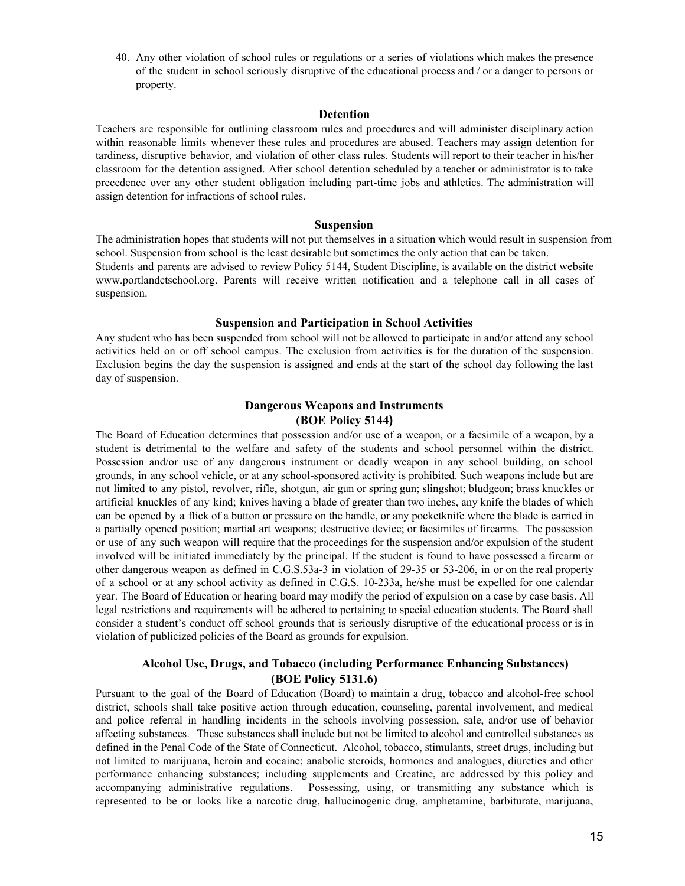40. Any other violation of school rules or regulations or a series of violations which makes the presence of the student in school seriously disruptive of the educational process and / or a danger to persons or property.

### Detention

Teachers are responsible for outlining classroom rules and procedures and will administer disciplinary action within reasonable limits whenever these rules and procedures are abused. Teachers may assign detention for tardiness, disruptive behavior, and violation of other class rules. Students will report to their teacher in his/her classroom for the detention assigned. After school detention scheduled by a teacher or administrator is to take precedence over any other student obligation including part-time jobs and athletics. The administration will assign detention for infractions of school rules.

### Suspension

The administration hopes that students will not put themselves in a situation which would result in suspension from school. Suspension from school is the least desirable but sometimes the only action that can be taken.
Students and parents are advised to review Policy 5144, Student Discipline, is available on the district website www.portlandctschool.org. Parents will receive written notification and a telephone call in all cases of suspension.

### Suspension and Participation in School Activities

Any student who has been suspended from school will not be allowed to participate in and/or attend any school activities held on or off school campus. The exclusion from activities is for the duration of the suspension. Exclusion begins the day the suspension is assigned and ends at the start of the school day following the last day of suspension.

### Dangerous Weapons and Instruments (BOE Policy 5144)

The Board of Education determines that possession and/or use of a weapon, or a facsimile of a weapon, by a student is detrimental to the welfare and safety of the students and school personnel within the district. Possession and/or use of any dangerous instrument or deadly weapon in any school building, on school grounds, in any school vehicle, or at any school-sponsored activity is prohibited. Such weapons include but are not limited to any pistol, revolver, rifle, shotgun, air gun or spring gun; slingshot; bludgeon; brass knuckles or artificial knuckles of any kind; knives having a blade of greater than two inches, any knife the blades of which can be opened by a flick of a button or pressure on the handle, or any pocketknife where the blade is carried in a partially opened position; martial art weapons; destructive device; or facsimiles of firearms. The possession or use of any such weapon will require that the proceedings for the suspension and/or expulsion of the student involved will be initiated immediately by the principal. If the student is found to have possessed a firearm or other dangerous weapon as defined in C.G.S.53a-3 in violation of 29-35 or 53-206, in or on the real property of a school or at any school activity as defined in C.G.S. 10-233a, he/she must be expelled for one calendar year. The Board of Education or hearing board may modify the period of expulsion on a case by case basis. All legal restrictions and requirements will be adhered to pertaining to special education students. The Board shall consider a student's conduct off school grounds that is seriously disruptive of the educational process or is in violation of publicized policies of the Board as grounds for expulsion.

### Alcohol Use, Drugs, and Tobacco (including Performance Enhancing Substances) (BOE Policy 5131.6)

Pursuant to the goal of the Board of Education (Board) to maintain a drug, tobacco and alcohol-free school district, schools shall take positive action through education, counseling, parental involvement, and medical and police referral in handling incidents in the schools involving possession, sale, and/or use of behavior affecting substances. These substances shall include but not be limited to alcohol and controlled substances as defined in the Penal Code of the State of Connecticut. Alcohol, tobacco, stimulants, street drugs, including but not limited to marijuana, heroin and cocaine; anabolic steroids, hormones and analogues, diuretics and other performance enhancing substances; including supplements and Creatine, are addressed by this policy and accompanying administrative regulations. Possessing, using, or transmitting any substance which is represented to be or looks like a narcotic drug, hallucinogenic drug, amphetamine, barbiturate, marijuana,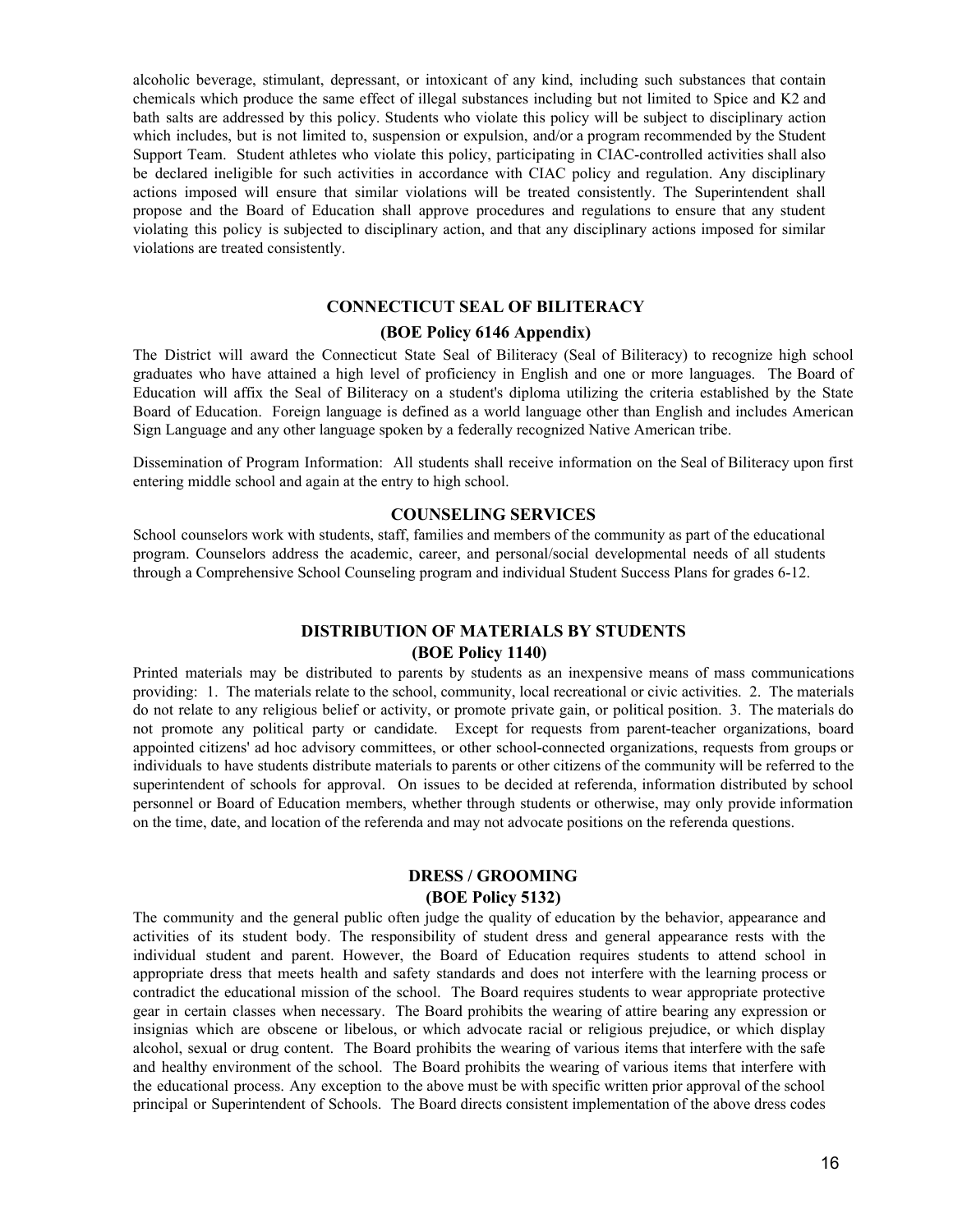alcoholic beverage, stimulant, depressant, or intoxicant of any kind, including such substances that contain chemicals which produce the same effect of illegal substances including but not limited to Spice and K2 and bath salts are addressed by this policy. Students who violate this policy will be subject to disciplinary action which includes, but is not limited to, suspension or expulsion, and/or a program recommended by the Student Support Team. Student athletes who violate this policy, participating in CIAC-controlled activities shall also be declared ineligible for such activities in accordance with CIAC policy and regulation. Any disciplinary actions imposed will ensure that similar violations will be treated consistently. The Superintendent shall propose and the Board of Education shall approve procedures and regulations to ensure that any student violating this policy is subjected to disciplinary action, and that any disciplinary actions imposed for similar violations are treated consistently.

## CONNECTICUT SEAL OF BILITERACY

### (BOE Policy 6146 Appendix)

The District will award the Connecticut State Seal of Biliteracy (Seal of Biliteracy) to recognize high school graduates who have attained a high level of proficiency in English and one or more languages. The Board of Education will affix the Seal of Biliteracy on a student's diploma utilizing the criteria established by the State Board of Education. Foreign language is defined as a world language other than English and includes American Sign Language and any other language spoken by a federally recognized Native American tribe.

Dissemination of Program Information: All students shall receive information on the Seal of Biliteracy upon first entering middle school and again at the entry to high school.

## COUNSELING SERVICES

School counselors work with students, staff, families and members of the community as part of the educational program. Counselors address the academic, career, and personal/social developmental needs of all students through a Comprehensive School Counseling program and individual Student Success Plans for grades 6-12.

## DISTRIBUTION OF MATERIALS BY STUDENTS

### (BOE Policy 1140)

Printed materials may be distributed to parents by students as an inexpensive means of mass communications providing: 1. The materials relate to the school, community, local recreational or civic activities. 2. The materials do not relate to any religious belief or activity, or promote private gain, or political position. 3. The materials do not promote any political party or candidate. Except for requests from parent-teacher organizations, board appointed citizens' ad hoc advisory committees, or other school-connected organizations, requests from groups or individuals to have students distribute materials to parents or other citizens of the community will be referred to the superintendent of schools for approval. On issues to be decided at referenda, information distributed by school personnel or Board of Education members, whether through students or otherwise, may only provide information on the time, date, and location of the referenda and may not advocate positions on the referenda questions.

## DRESS / GROOMING

### (BOE Policy 5132)

The community and the general public often judge the quality of education by the behavior, appearance and activities of its student body. The responsibility of student dress and general appearance rests with the individual student and parent. However, the Board of Education requires students to attend school in appropriate dress that meets health and safety standards and does not interfere with the learning process or contradict the educational mission of the school. The Board requires students to wear appropriate protective gear in certain classes when necessary. The Board prohibits the wearing of attire bearing any expression or insignias which are obscene or libelous, or which advocate racial or religious prejudice, or which display alcohol, sexual or drug content. The Board prohibits the wearing of various items that interfere with the safe and healthy environment of the school. The Board prohibits the wearing of various items that interfere with the educational process. Any exception to the above must be with specific written prior approval of the school principal or Superintendent of Schools. The Board directs consistent implementation of the above dress codes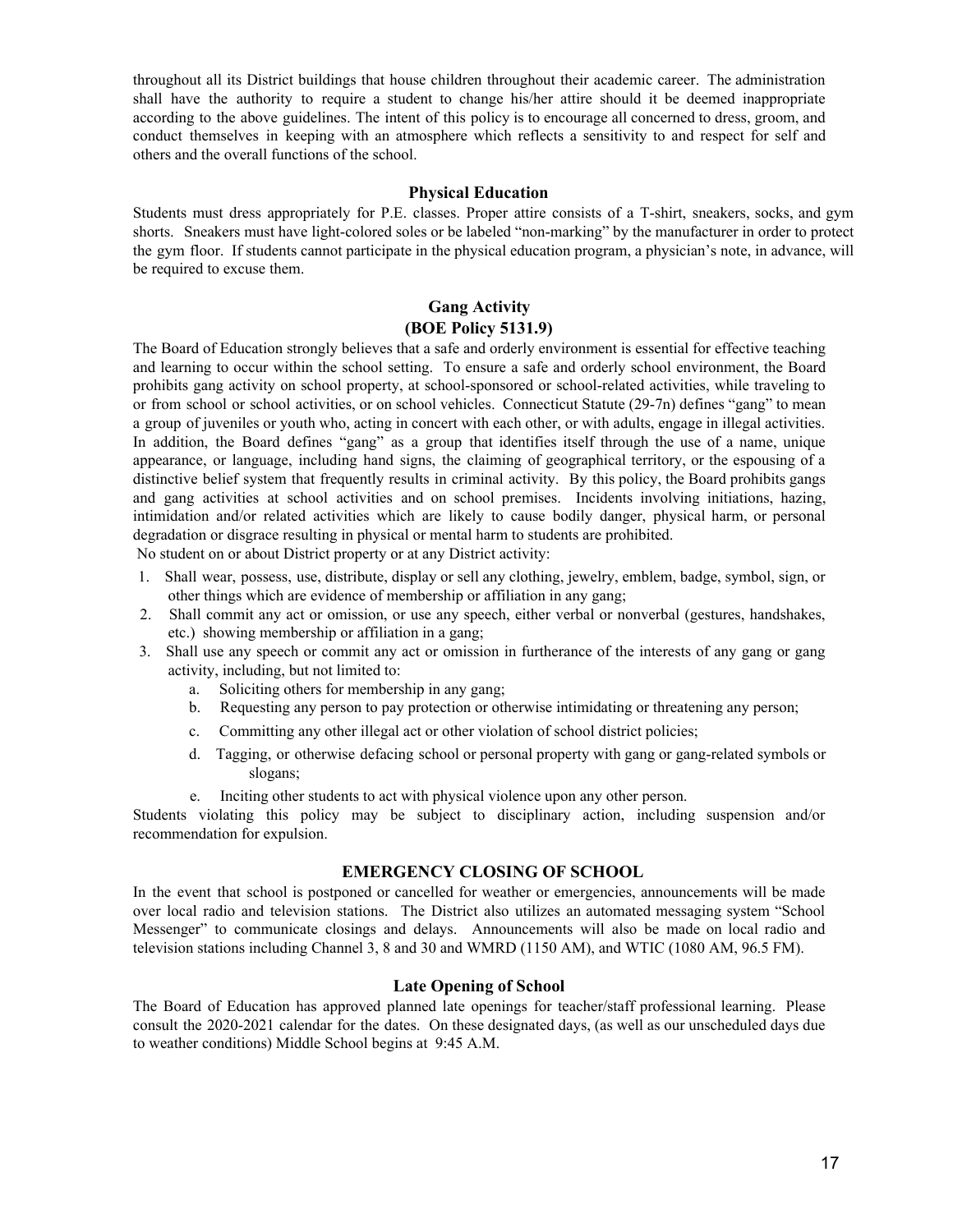throughout all its District buildings that house children throughout their academic career. The administration shall have the authority to require a student to change his/her attire should it be deemed inappropriate according to the above guidelines. The intent of this policy is to encourage all concerned to dress, groom, and conduct themselves in keeping with an atmosphere which reflects a sensitivity to and respect for self and others and the overall functions of the school.

## Physical Education

Students must dress appropriately for P.E. classes. Proper attire consists of a T-shirt, sneakers, socks, and gym shorts. Sneakers must have light-colored soles or be labeled "non-marking" by the manufacturer in order to protect the gym floor. If students cannot participate in the physical education program, a physician's note, in advance, will be required to excuse them.

## Gang Activity
## (BOE Policy 5131.9)

The Board of Education strongly believes that a safe and orderly environment is essential for effective teaching and learning to occur within the school setting. To ensure a safe and orderly school environment, the Board prohibits gang activity on school property, at school-sponsored or school-related activities, while traveling to or from school or school activities, or on school vehicles. Connecticut Statute (29-7n) defines "gang" to mean a group of juveniles or youth who, acting in concert with each other, or with adults, engage in illegal activities. In addition, the Board defines "gang" as a group that identifies itself through the use of a name, unique appearance, or language, including hand signs, the claiming of geographical territory, or the espousing of a distinctive belief system that frequently results in criminal activity. By this policy, the Board prohibits gangs and gang activities at school activities and on school premises. Incidents involving initiations, hazing, intimidation and/or related activities which are likely to cause bodily danger, physical harm, or personal degradation or disgrace resulting in physical or mental harm to students are prohibited.

No student on or about District property or at any District activity:

1. Shall wear, possess, use, distribute, display or sell any clothing, jewelry, emblem, badge, symbol, sign, or other things which are evidence of membership or affiliation in any gang;
2. Shall commit any act or omission, or use any speech, either verbal or nonverbal (gestures, handshakes, etc.) showing membership or affiliation in a gang;
3. Shall use any speech or commit any act or omission in furtherance of the interests of any gang or gang activity, including, but not limited to:
   a. Soliciting others for membership in any gang;
   b. Requesting any person to pay protection or otherwise intimidating or threatening any person;
   c. Committing any other illegal act or other violation of school district policies;
   d. Tagging, or otherwise defacing school or personal property with gang or gang-related symbols or slogans;
   e. Inciting other students to act with physical violence upon any other person.

Students violating this policy may be subject to disciplinary action, including suspension and/or recommendation for expulsion.

## EMERGENCY CLOSING OF SCHOOL

In the event that school is postponed or cancelled for weather or emergencies, announcements will be made over local radio and television stations. The District also utilizes an automated messaging system "School Messenger" to communicate closings and delays. Announcements will also be made on local radio and television stations including Channel 3, 8 and 30 and WMRD (1150 AM), and WTIC (1080 AM, 96.5 FM).

## Late Opening of School

The Board of Education has approved planned late openings for teacher/staff professional learning. Please consult the 2020-2021 calendar for the dates. On these designated days, (as well as our unscheduled days due to weather conditions) Middle School begins at 9:45 A.M.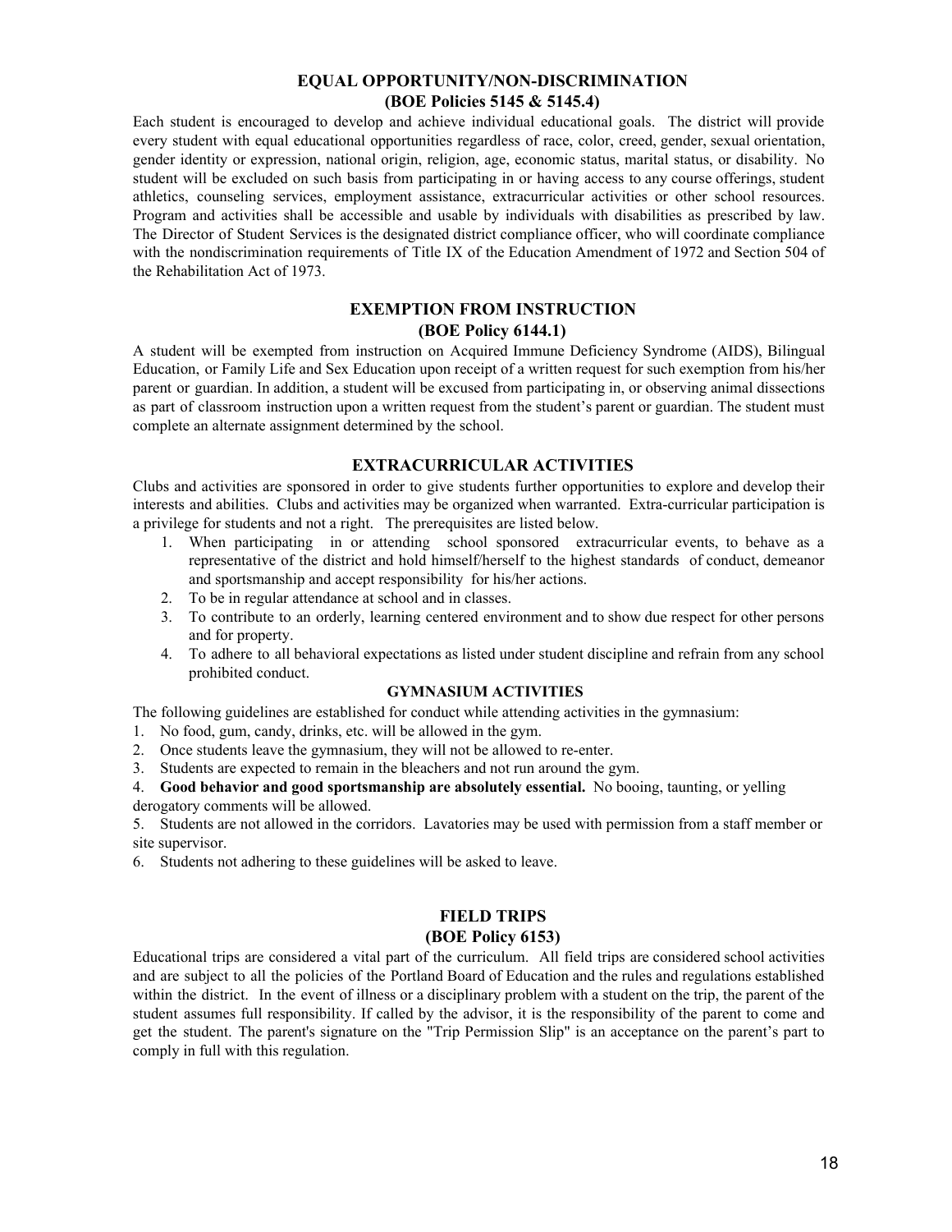## EQUAL OPPORTUNITY/NON-DISCRIMINATION
## (BOE Policies 5145 & 5145.4)

Each student is encouraged to develop and achieve individual educational goals. The district will provide every student with equal educational opportunities regardless of race, color, creed, gender, sexual orientation, gender identity or expression, national origin, religion, age, economic status, marital status, or disability. No student will be excluded on such basis from participating in or having access to any course offerings, student athletics, counseling services, employment assistance, extracurricular activities or other school resources. Program and activities shall be accessible and usable by individuals with disabilities as prescribed by law. The Director of Student Services is the designated district compliance officer, who will coordinate compliance with the nondiscrimination requirements of Title IX of the Education Amendment of 1972 and Section 504 of the Rehabilitation Act of 1973.

## EXEMPTION FROM INSTRUCTION
## (BOE Policy 6144.1)

A student will be exempted from instruction on Acquired Immune Deficiency Syndrome (AIDS), Bilingual Education, or Family Life and Sex Education upon receipt of a written request for such exemption from his/her parent or guardian. In addition, a student will be excused from participating in, or observing animal dissections as part of classroom instruction upon a written request from the student's parent or guardian. The student must complete an alternate assignment determined by the school.

## EXTRACURRICULAR ACTIVITIES

Clubs and activities are sponsored in order to give students further opportunities to explore and develop their interests and abilities. Clubs and activities may be organized when warranted. Extra-curricular participation is a privilege for students and not a right. The prerequisites are listed below.

1. When participating in or attending school sponsored extracurricular events, to behave as a representative of the district and hold himself/herself to the highest standards of conduct, demeanor and sportsmanship and accept responsibility for his/her actions.
2. To be in regular attendance at school and in classes.
3. To contribute to an orderly, learning centered environment and to show due respect for other persons and for property.
4. To adhere to all behavioral expectations as listed under student discipline and refrain from any school prohibited conduct.

### GYMNASIUM ACTIVITIES

The following guidelines are established for conduct while attending activities in the gymnasium:

1. No food, gum, candy, drinks, etc. will be allowed in the gym.
2. Once students leave the gymnasium, they will not be allowed to re-enter.
3. Students are expected to remain in the bleachers and not run around the gym.
4. **Good behavior and good sportsmanship are absolutely essential.** No booing, taunting, or yelling derogatory comments will be allowed.
5. Students are not allowed in the corridors. Lavatories may be used with permission from a staff member or site supervisor.
6. Students not adhering to these guidelines will be asked to leave.

## FIELD TRIPS
## (BOE Policy 6153)

Educational trips are considered a vital part of the curriculum. All field trips are considered school activities and are subject to all the policies of the Portland Board of Education and the rules and regulations established within the district. In the event of illness or a disciplinary problem with a student on the trip, the parent of the student assumes full responsibility. If called by the advisor, it is the responsibility of the parent to come and get the student. The parent's signature on the "Trip Permission Slip" is an acceptance on the parent's part to comply in full with this regulation.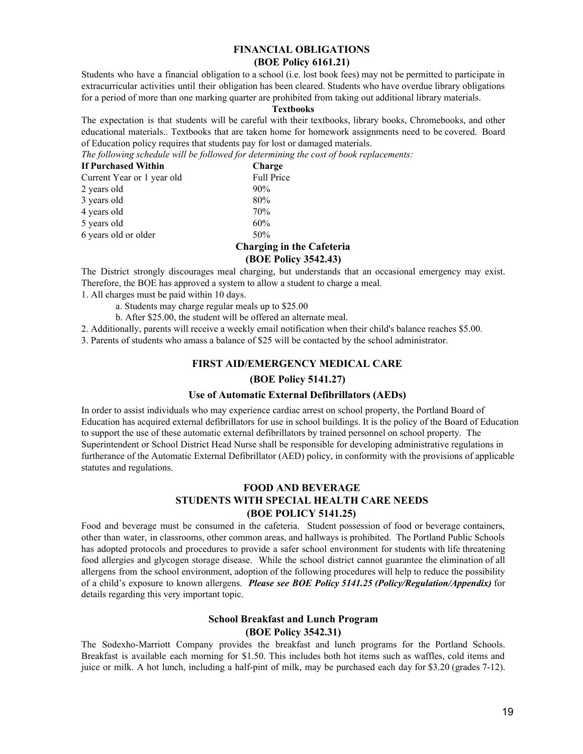## FINANCIAL OBLIGATIONS
## (BOE Policy 6161.21)

Students who have a financial obligation to a school (i.e. lost book fees) may not be permitted to participate in extracurricular activities until their obligation has been cleared. Students who have overdue library obligations for a period of more than one marking quarter are prohibited from taking out additional library materials.

### Textbooks

The expectation is that students will be careful with their textbooks, library books, Chromebooks, and other educational materials.. Textbooks that are taken home for homework assignments need to be covered. Board of Education policy requires that students pay for lost or damaged materials.

*The following schedule will be followed for determining the cost of book replacements:*

| If Purchased Within | Charge |
|---|---|
| Current Year or 1 year old | Full Price |
| 2 years old | 90% |
| 3 years old | 80% |
| 4 years old | 70% |
| 5 years old | 60% |
| 6 years old or older | 50% |

### Charging in the Cafeteria
### (BOE Policy 3542.43)

The District strongly discourages meal charging, but understands that an occasional emergency may exist. Therefore, the BOE has approved a system to allow a student to charge a meal.

1. All charges must be paid within 10 days.
    a. Students may charge regular meals up to $25.00
    b. After $25.00, the student will be offered an alternate meal.
2. Additionally, parents will receive a weekly email notification when their child's balance reaches $5.00.
3. Parents of students who amass a balance of $25 will be contacted by the school administrator.

## FIRST AID/EMERGENCY MEDICAL CARE
## (BOE Policy 5141.27)

### Use of Automatic External Defibrillators (AEDs)

In order to assist individuals who may experience cardiac arrest on school property, the Portland Board of Education has acquired external defibrillators for use in school buildings. It is the policy of the Board of Education to support the use of these automatic external defibrillators by trained personnel on school property. The Superintendent or School District Head Nurse shall be responsible for developing administrative regulations in furtherance of the Automatic External Defibrillator (AED) policy, in conformity with the provisions of applicable statutes and regulations.

## FOOD AND BEVERAGE
## STUDENTS WITH SPECIAL HEALTH CARE NEEDS
## (BOE POLICY 5141.25)

Food and beverage must be consumed in the cafeteria. Student possession of food or beverage containers, other than water, in classrooms, other common areas, and hallways is prohibited. The Portland Public Schools has adopted protocols and procedures to provide a safer school environment for students with life threatening food allergies and glycogen storage disease. While the school district cannot guarantee the elimination of all allergens from the school environment, adoption of the following procedures will help to reduce the possibility of a child's exposure to known allergens. ***Please see BOE Policy 5141.25 (Policy/Regulation/Appendix)*** for details regarding this very important topic.

### School Breakfast and Lunch Program
### (BOE Policy 3542.31)

The Sodexho-Marriott Company provides the breakfast and lunch programs for the Portland Schools. Breakfast is available each morning for $1.50. This includes both hot items such as waffles, cold items and juice or milk. A hot lunch, including a half-pint of milk, may be purchased each day for $3.20 (grades 7-12).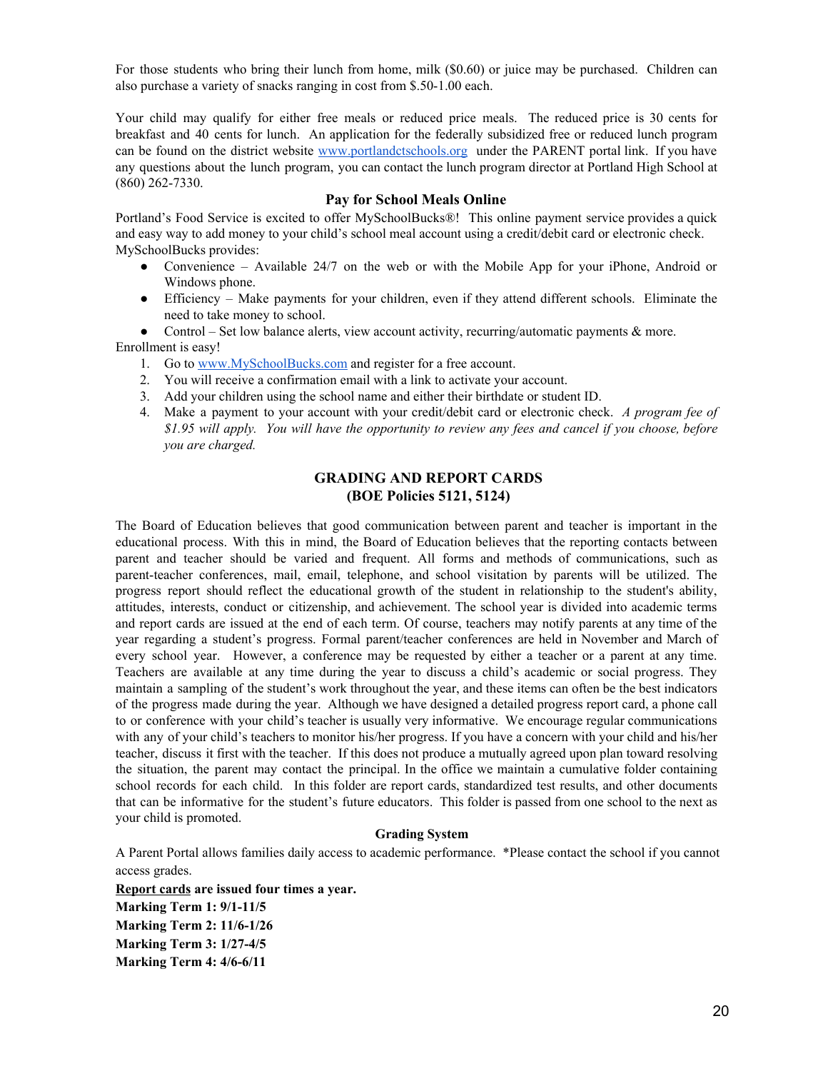For those students who bring their lunch from home, milk ($0.60) or juice may be purchased. Children can also purchase a variety of snacks ranging in cost from $.50-1.00 each.

Your child may qualify for either free meals or reduced price meals. The reduced price is 30 cents for breakfast and 40 cents for lunch. An application for the federally subsidized free or reduced lunch program can be found on the district website [www.portlandctschools.org](http://www.portlandctschools.org) under the PARENT portal link. If you have any questions about the lunch program, you can contact the lunch program director at Portland High School at (860) 262-7330.

### Pay for School Meals Online

Portland's Food Service is excited to offer MySchoolBucks®! This online payment service provides a quick and easy way to add money to your child's school meal account using a credit/debit card or electronic check. MySchoolBucks provides:

- Convenience – Available 24/7 on the web or with the Mobile App for your iPhone, Android or Windows phone.
- Efficiency – Make payments for your children, even if they attend different schools. Eliminate the need to take money to school.
- Control – Set low balance alerts, view account activity, recurring/automatic payments & more.

Enrollment is easy!

1. Go to [www.MySchoolBucks.com](http://www.MySchoolBucks.com) and register for a free account.
2. You will receive a confirmation email with a link to activate your account.
3. Add your children using the school name and either their birthdate or student ID.
4. Make a payment to your account with your credit/debit card or electronic check. *A program fee of $1.95 will apply. You will have the opportunity to review any fees and cancel if you choose, before you are charged.*

## GRADING AND REPORT CARDS
## (BOE Policies 5121, 5124)

The Board of Education believes that good communication between parent and teacher is important in the educational process. With this in mind, the Board of Education believes that the reporting contacts between parent and teacher should be varied and frequent. All forms and methods of communications, such as parent-teacher conferences, mail, email, telephone, and school visitation by parents will be utilized. The progress report should reflect the educational growth of the student in relationship to the student's ability, attitudes, interests, conduct or citizenship, and achievement. The school year is divided into academic terms and report cards are issued at the end of each term. Of course, teachers may notify parents at any time of the year regarding a student's progress. Formal parent/teacher conferences are held in November and March of every school year. However, a conference may be requested by either a teacher or a parent at any time. Teachers are available at any time during the year to discuss a child's academic or social progress. They maintain a sampling of the student's work throughout the year, and these items can often be the best indicators of the progress made during the year. Although we have designed a detailed progress report card, a phone call to or conference with your child's teacher is usually very informative. We encourage regular communications with any of your child's teachers to monitor his/her progress. If you have a concern with your child and his/her teacher, discuss it first with the teacher. If this does not produce a mutually agreed upon plan toward resolving the situation, the parent may contact the principal. In the office we maintain a cumulative folder containing school records for each child. In this folder are report cards, standardized test results, and other documents that can be informative for the student's future educators. This folder is passed from one school to the next as your child is promoted.

### Grading System

A Parent Portal allows families daily access to academic performance. *Please contact the school if you cannot access grades.

**<u>Report cards</u> are issued four times a year.**

**Marking Term 1: 9/1-11/5**

**Marking Term 2: 11/6-1/26**

**Marking Term 3: 1/27-4/5**

**Marking Term 4: 4/6-6/11**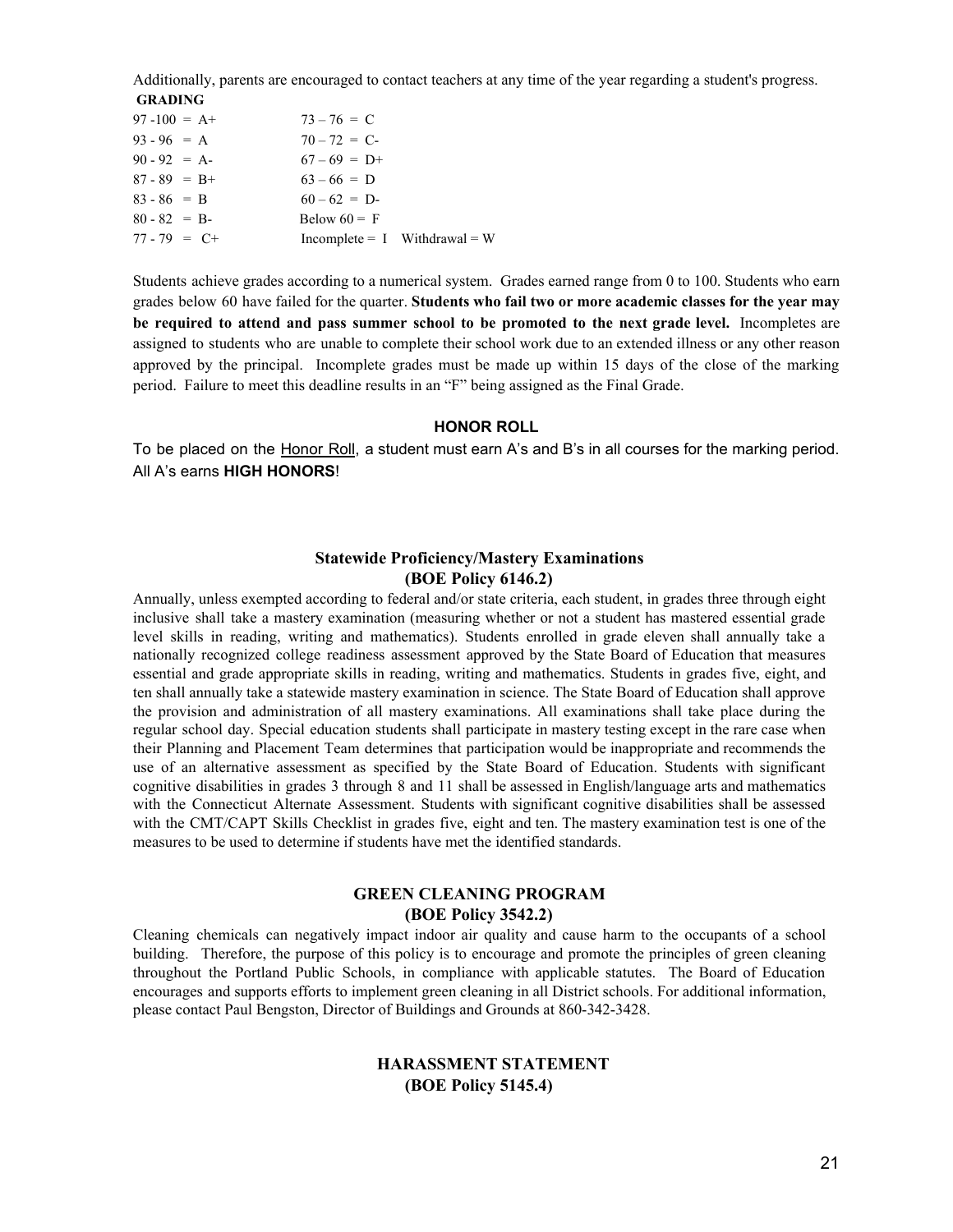Additionally, parents are encouraged to contact teachers at any time of the year regarding a student's progress.

**GRADING**

| | |
|---|---|
| 97 -100 = A+ | 73 – 76 = C |
| 93 - 96 = A | 70 – 72 = C- |
| 90 - 92 = A- | 67 – 69 = D+ |
| 87 - 89 = B+ | 63 – 66 = D |
| 83 - 86 = B | 60 – 62 = D- |
| 80 - 82 = B- | Below 60 = F |
| 77 - 79 = C+ | Incomplete = I Withdrawal = W |

Students achieve grades according to a numerical system. Grades earned range from 0 to 100. Students who earn grades below 60 have failed for the quarter. **Students who fail two or more academic classes for the year may be required to attend and pass summer school to be promoted to the next grade level.** Incompletes are assigned to students who are unable to complete their school work due to an extended illness or any other reason approved by the principal. Incomplete grades must be made up within 15 days of the close of the marking period. Failure to meet this deadline results in an "F" being assigned as the Final Grade.

## HONOR ROLL

To be placed on the Honor Roll, a student must earn A's and B's in all courses for the marking period. All A's earns **HIGH HONORS**!

## Statewide Proficiency/Mastery Examinations (BOE Policy 6146.2)

Annually, unless exempted according to federal and/or state criteria, each student, in grades three through eight inclusive shall take a mastery examination (measuring whether or not a student has mastered essential grade level skills in reading, writing and mathematics). Students enrolled in grade eleven shall annually take a nationally recognized college readiness assessment approved by the State Board of Education that measures essential and grade appropriate skills in reading, writing and mathematics. Students in grades five, eight, and ten shall annually take a statewide mastery examination in science. The State Board of Education shall approve the provision and administration of all mastery examinations. All examinations shall take place during the regular school day. Special education students shall participate in mastery testing except in the rare case when their Planning and Placement Team determines that participation would be inappropriate and recommends the use of an alternative assessment as specified by the State Board of Education. Students with significant cognitive disabilities in grades 3 through 8 and 11 shall be assessed in English/language arts and mathematics with the Connecticut Alternate Assessment. Students with significant cognitive disabilities shall be assessed with the CMT/CAPT Skills Checklist in grades five, eight and ten. The mastery examination test is one of the measures to be used to determine if students have met the identified standards.

## GREEN CLEANING PROGRAM (BOE Policy 3542.2)

Cleaning chemicals can negatively impact indoor air quality and cause harm to the occupants of a school building. Therefore, the purpose of this policy is to encourage and promote the principles of green cleaning throughout the Portland Public Schools, in compliance with applicable statutes. The Board of Education encourages and supports efforts to implement green cleaning in all District schools. For additional information, please contact Paul Bengston, Director of Buildings and Grounds at 860-342-3428.

## HARASSMENT STATEMENT (BOE Policy 5145.4)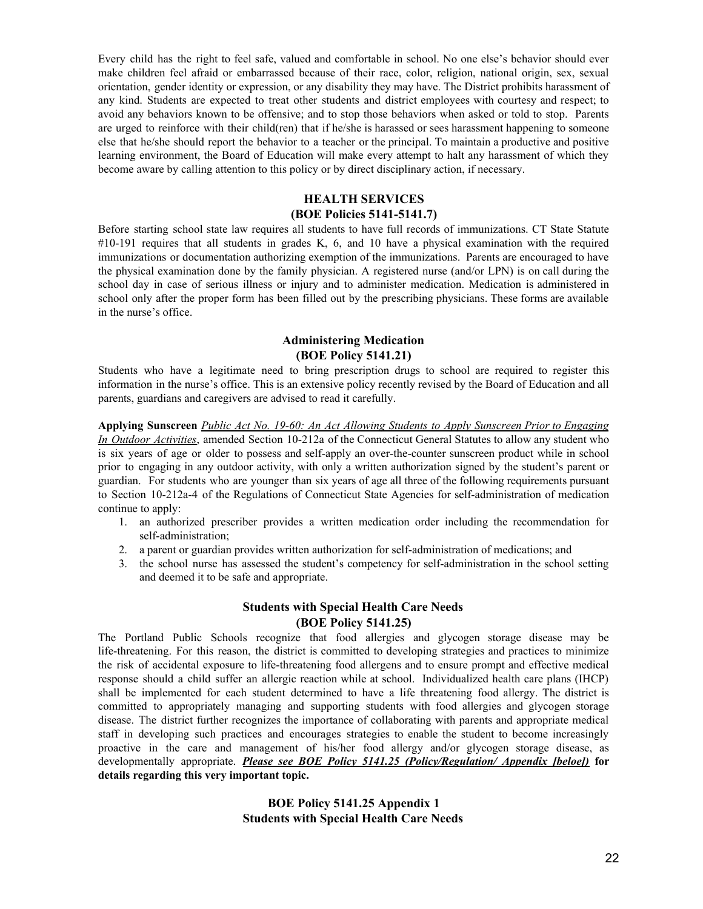Every child has the right to feel safe, valued and comfortable in school. No one else's behavior should ever make children feel afraid or embarrassed because of their race, color, religion, national origin, sex, sexual orientation, gender identity or expression, or any disability they may have. The District prohibits harassment of any kind. Students are expected to treat other students and district employees with courtesy and respect; to avoid any behaviors known to be offensive; and to stop those behaviors when asked or told to stop. Parents are urged to reinforce with their child(ren) that if he/she is harassed or sees harassment happening to someone else that he/she should report the behavior to a teacher or the principal. To maintain a productive and positive learning environment, the Board of Education will make every attempt to halt any harassment of which they become aware by calling attention to this policy or by direct disciplinary action, if necessary.

## HEALTH SERVICES
## (BOE Policies 5141-5141.7)

Before starting school state law requires all students to have full records of immunizations. CT State Statute #10-191 requires that all students in grades K, 6, and 10 have a physical examination with the required immunizations or documentation authorizing exemption of the immunizations. Parents are encouraged to have the physical examination done by the family physician. A registered nurse (and/or LPN) is on call during the school day in case of serious illness or injury and to administer medication. Medication is administered in school only after the proper form has been filled out by the prescribing physicians. These forms are available in the nurse's office.

### Administering Medication
### (BOE Policy 5141.21)

Students who have a legitimate need to bring prescription drugs to school are required to register this information in the nurse's office. This is an extensive policy recently revised by the Board of Education and all parents, guardians and caregivers are advised to read it carefully.

**Applying Sunscreen** *Public Act No. 19-60: An Act Allowing Students to Apply Sunscreen Prior to Engaging In Outdoor Activities*, amended Section 10-212a of the Connecticut General Statutes to allow any student who is six years of age or older to possess and self-apply an over-the-counter sunscreen product while in school prior to engaging in any outdoor activity, with only a written authorization signed by the student's parent or guardian. For students who are younger than six years of age all three of the following requirements pursuant to Section 10-212a-4 of the Regulations of Connecticut State Agencies for self-administration of medication continue to apply:

1. an authorized prescriber provides a written medication order including the recommendation for self-administration;
2. a parent or guardian provides written authorization for self-administration of medications; and
3. the school nurse has assessed the student's competency for self-administration in the school setting and deemed it to be safe and appropriate.

### Students with Special Health Care Needs
### (BOE Policy 5141.25)

The Portland Public Schools recognize that food allergies and glycogen storage disease may be life-threatening. For this reason, the district is committed to developing strategies and practices to minimize the risk of accidental exposure to life-threatening food allergens and to ensure prompt and effective medical response should a child suffer an allergic reaction while at school. Individualized health care plans (IHCP) shall be implemented for each student determined to have a life threatening food allergy. The district is committed to appropriately managing and supporting students with food allergies and glycogen storage disease. The district further recognizes the importance of collaborating with parents and appropriate medical staff in developing such practices and encourages strategies to enable the student to become increasingly proactive in the care and management of his/her food allergy and/or glycogen storage disease, as developmentally appropriate. ***Please see BOE Policy 5141.25 (Policy/Regulation/ Appendix [beloe])*** **for details regarding this very important topic.**

### BOE Policy 5141.25 Appendix 1
### Students with Special Health Care Needs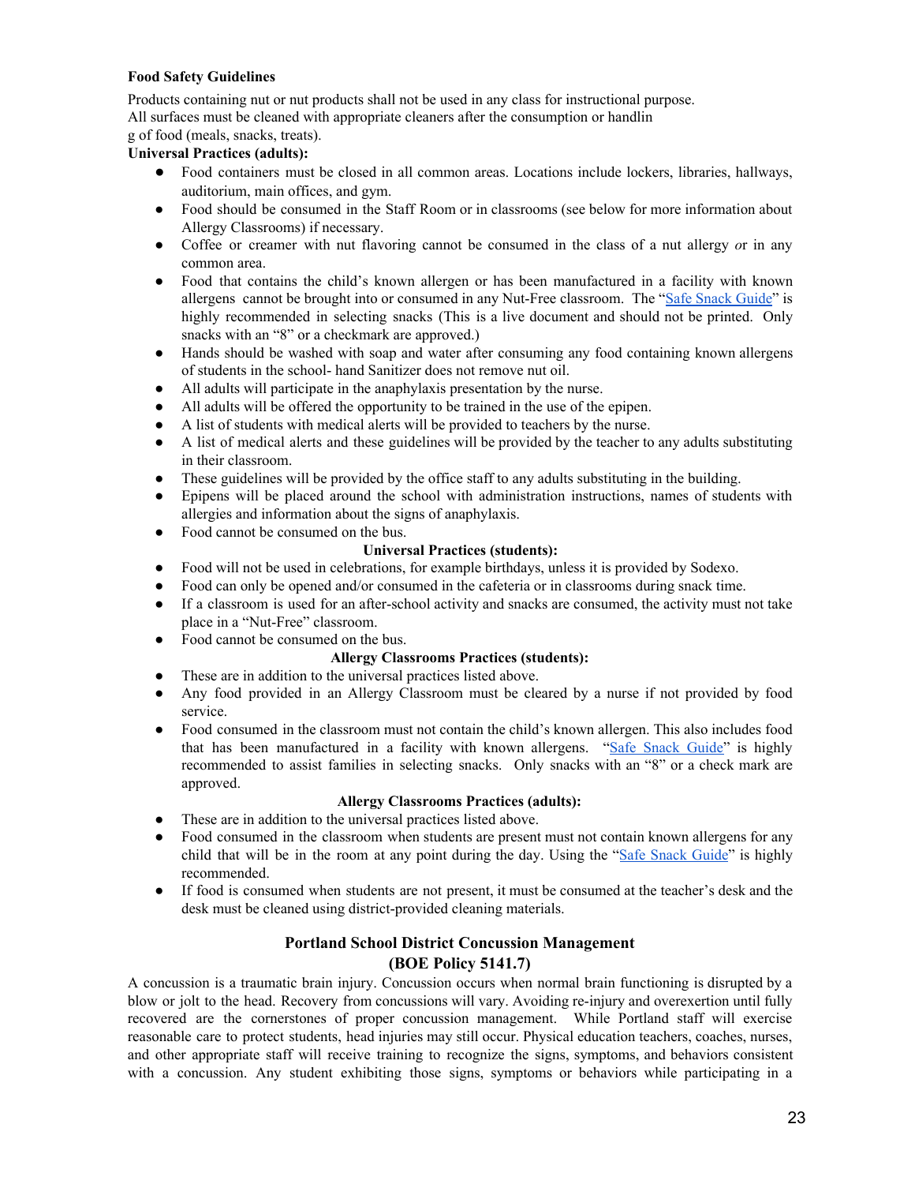**Food Safety Guidelines**

Products containing nut or nut products shall not be used in any class for instructional purpose.
All surfaces must be cleaned with appropriate cleaners after the consumption or handlin
g of food (meals, snacks, treats).

**Universal Practices (adults):**

- Food containers must be closed in all common areas. Locations include lockers, libraries, hallways, auditorium, main offices, and gym.
- Food should be consumed in the Staff Room or in classrooms (see below for more information about Allergy Classrooms) if necessary.
- Coffee or creamer with nut flavoring cannot be consumed in the class of a nut allergy *or* in any common area.
- Food that contains the child's known allergen or has been manufactured in a facility with known allergens cannot be brought into or consumed in any Nut-Free classroom. The "Safe Snack Guide" is highly recommended in selecting snacks (This is a live document and should not be printed. Only snacks with an "8" or a checkmark are approved.)
- Hands should be washed with soap and water after consuming any food containing known allergens of students in the school- hand Sanitizer does not remove nut oil.
- All adults will participate in the anaphylaxis presentation by the nurse.
- All adults will be offered the opportunity to be trained in the use of the epipen.
- A list of students with medical alerts will be provided to teachers by the nurse.
- A list of medical alerts and these guidelines will be provided by the teacher to any adults substituting in their classroom.
- These guidelines will be provided by the office staff to any adults substituting in the building.
- Epipens will be placed around the school with administration instructions, names of students with allergies and information about the signs of anaphylaxis.
- Food cannot be consumed on the bus.

**Universal Practices (students):**

- Food will not be used in celebrations, for example birthdays, unless it is provided by Sodexo.
- Food can only be opened and/or consumed in the cafeteria or in classrooms during snack time.
- If a classroom is used for an after-school activity and snacks are consumed, the activity must not take place in a "Nut-Free" classroom.
- Food cannot be consumed on the bus.

**Allergy Classrooms Practices (students):**

- These are in addition to the universal practices listed above.
- Any food provided in an Allergy Classroom must be cleared by a nurse if not provided by food service.
- Food consumed in the classroom must not contain the child's known allergen. This also includes food that has been manufactured in a facility with known allergens. "Safe Snack Guide" is highly recommended to assist families in selecting snacks. Only snacks with an "8" or a check mark are approved.

**Allergy Classrooms Practices (adults):**

- These are in addition to the universal practices listed above.
- Food consumed in the classroom when students are present must not contain known allergens for any child that will be in the room at any point during the day. Using the "Safe Snack Guide" is highly recommended.
- If food is consumed when students are not present, it must be consumed at the teacher's desk and the desk must be cleaned using district-provided cleaning materials.

## Portland School District Concussion Management (BOE Policy 5141.7)

A concussion is a traumatic brain injury. Concussion occurs when normal brain functioning is disrupted by a blow or jolt to the head. Recovery from concussions will vary. Avoiding re-injury and overexertion until fully recovered are the cornerstones of proper concussion management. While Portland staff will exercise reasonable care to protect students, head injuries may still occur. Physical education teachers, coaches, nurses, and other appropriate staff will receive training to recognize the signs, symptoms, and behaviors consistent with a concussion. Any student exhibiting those signs, symptoms or behaviors while participating in a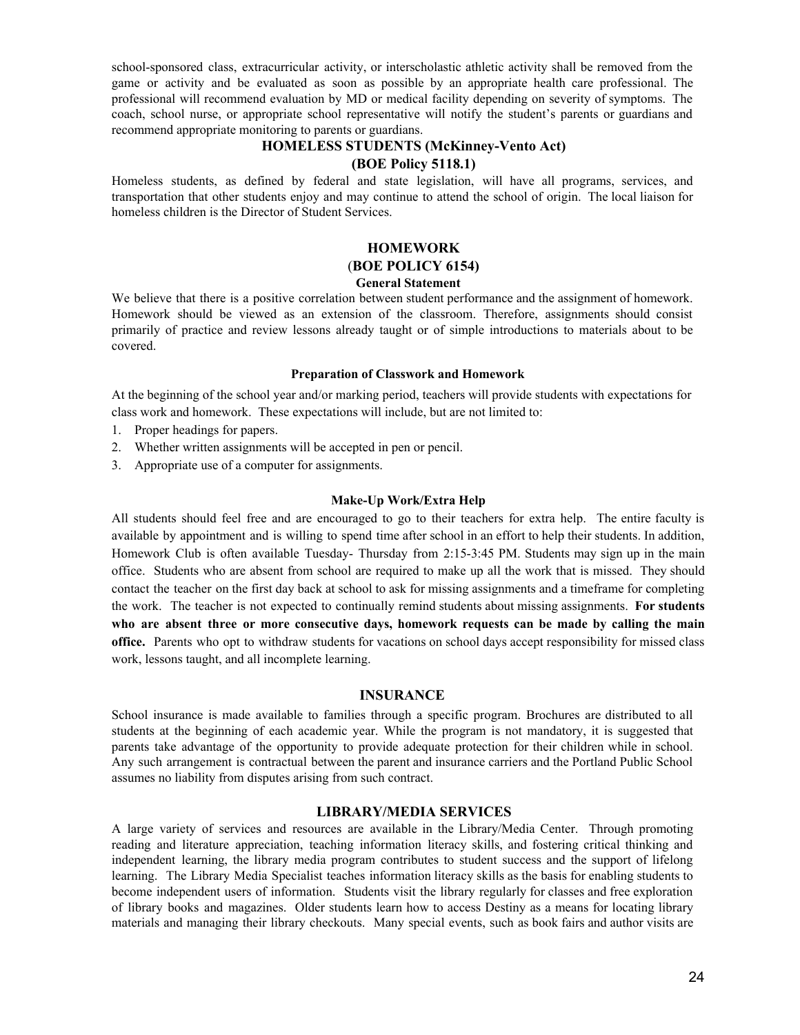school-sponsored class, extracurricular activity, or interscholastic athletic activity shall be removed from the game or activity and be evaluated as soon as possible by an appropriate health care professional. The professional will recommend evaluation by MD or medical facility depending on severity of symptoms. The coach, school nurse, or appropriate school representative will notify the student's parents or guardians and recommend appropriate monitoring to parents or guardians.

## HOMELESS STUDENTS (McKinney-Vento Act)
## (BOE Policy 5118.1)

Homeless students, as defined by federal and state legislation, will have all programs, services, and transportation that other students enjoy and may continue to attend the school of origin. The local liaison for homeless children is the Director of Student Services.

## HOMEWORK
## (BOE POLICY 6154)

### General Statement

We believe that there is a positive correlation between student performance and the assignment of homework. Homework should be viewed as an extension of the classroom. Therefore, assignments should consist primarily of practice and review lessons already taught or of simple introductions to materials about to be covered.

### Preparation of Classwork and Homework

At the beginning of the school year and/or marking period, teachers will provide students with expectations for class work and homework. These expectations will include, but are not limited to:

1. Proper headings for papers.
2. Whether written assignments will be accepted in pen or pencil.
3. Appropriate use of a computer for assignments.

### Make-Up Work/Extra Help

All students should feel free and are encouraged to go to their teachers for extra help. The entire faculty is available by appointment and is willing to spend time after school in an effort to help their students. In addition, Homework Club is often available Tuesday- Thursday from 2:15-3:45 PM. Students may sign up in the main office. Students who are absent from school are required to make up all the work that is missed. They should contact the teacher on the first day back at school to ask for missing assignments and a timeframe for completing the work. The teacher is not expected to continually remind students about missing assignments. **For students who are absent three or more consecutive days, homework requests can be made by calling the main office.** Parents who opt to withdraw students for vacations on school days accept responsibility for missed class work, lessons taught, and all incomplete learning.

## INSURANCE

School insurance is made available to families through a specific program. Brochures are distributed to all students at the beginning of each academic year. While the program is not mandatory, it is suggested that parents take advantage of the opportunity to provide adequate protection for their children while in school. Any such arrangement is contractual between the parent and insurance carriers and the Portland Public School assumes no liability from disputes arising from such contract.

## LIBRARY/MEDIA SERVICES

A large variety of services and resources are available in the Library/Media Center. Through promoting reading and literature appreciation, teaching information literacy skills, and fostering critical thinking and independent learning, the library media program contributes to student success and the support of lifelong learning. The Library Media Specialist teaches information literacy skills as the basis for enabling students to become independent users of information. Students visit the library regularly for classes and free exploration of library books and magazines. Older students learn how to access Destiny as a means for locating library materials and managing their library checkouts. Many special events, such as book fairs and author visits are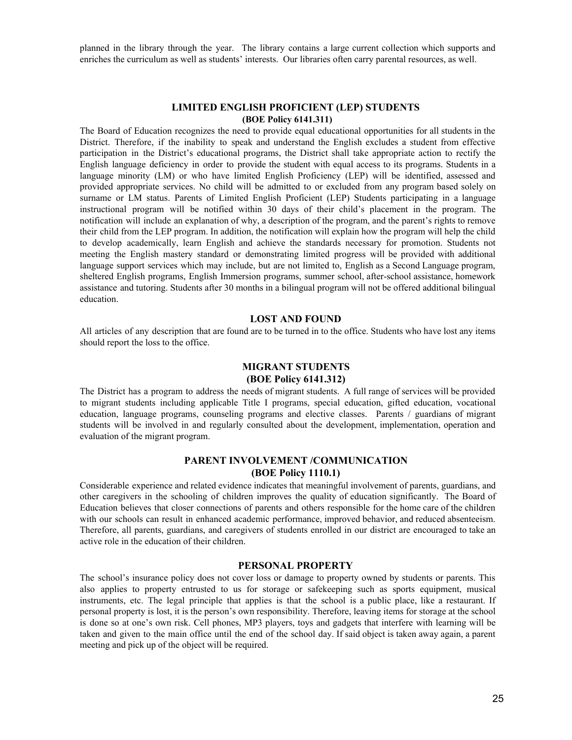planned in the library through the year. The library contains a large current collection which supports and enriches the curriculum as well as students' interests. Our libraries often carry parental resources, as well.

## LIMITED ENGLISH PROFICIENT (LEP) STUDENTS
**(BOE Policy 6141.311)**

The Board of Education recognizes the need to provide equal educational opportunities for all students in the District. Therefore, if the inability to speak and understand the English excludes a student from effective participation in the District's educational programs, the District shall take appropriate action to rectify the English language deficiency in order to provide the student with equal access to its programs. Students in a language minority (LM) or who have limited English Proficiency (LEP) will be identified, assessed and provided appropriate services. No child will be admitted to or excluded from any program based solely on surname or LM status. Parents of Limited English Proficient (LEP) Students participating in a language instructional program will be notified within 30 days of their child's placement in the program. The notification will include an explanation of why, a description of the program, and the parent's rights to remove their child from the LEP program. In addition, the notification will explain how the program will help the child to develop academically, learn English and achieve the standards necessary for promotion. Students not meeting the English mastery standard or demonstrating limited progress will be provided with additional language support services which may include, but are not limited to, English as a Second Language program, sheltered English programs, English Immersion programs, summer school, after-school assistance, homework assistance and tutoring. Students after 30 months in a bilingual program will not be offered additional bilingual education.

## LOST AND FOUND

All articles of any description that are found are to be turned in to the office. Students who have lost any items should report the loss to the office.

## MIGRANT STUDENTS
**(BOE Policy 6141.312)**

The District has a program to address the needs of migrant students. A full range of services will be provided to migrant students including applicable Title I programs, special education, gifted education, vocational education, language programs, counseling programs and elective classes. Parents / guardians of migrant students will be involved in and regularly consulted about the development, implementation, operation and evaluation of the migrant program.

## PARENT INVOLVEMENT /COMMUNICATION
**(BOE Policy 1110.1)**

Considerable experience and related evidence indicates that meaningful involvement of parents, guardians, and other caregivers in the schooling of children improves the quality of education significantly. The Board of Education believes that closer connections of parents and others responsible for the home care of the children with our schools can result in enhanced academic performance, improved behavior, and reduced absenteeism. Therefore, all parents, guardians, and caregivers of students enrolled in our district are encouraged to take an active role in the education of their children.

## PERSONAL PROPERTY

The school's insurance policy does not cover loss or damage to property owned by students or parents. This also applies to property entrusted to us for storage or safekeeping such as sports equipment, musical instruments, etc. The legal principle that applies is that the school is a public place, like a restaurant. If personal property is lost, it is the person's own responsibility. Therefore, leaving items for storage at the school is done so at one's own risk. Cell phones, MP3 players, toys and gadgets that interfere with learning will be taken and given to the main office until the end of the school day. If said object is taken away again, a parent meeting and pick up of the object will be required.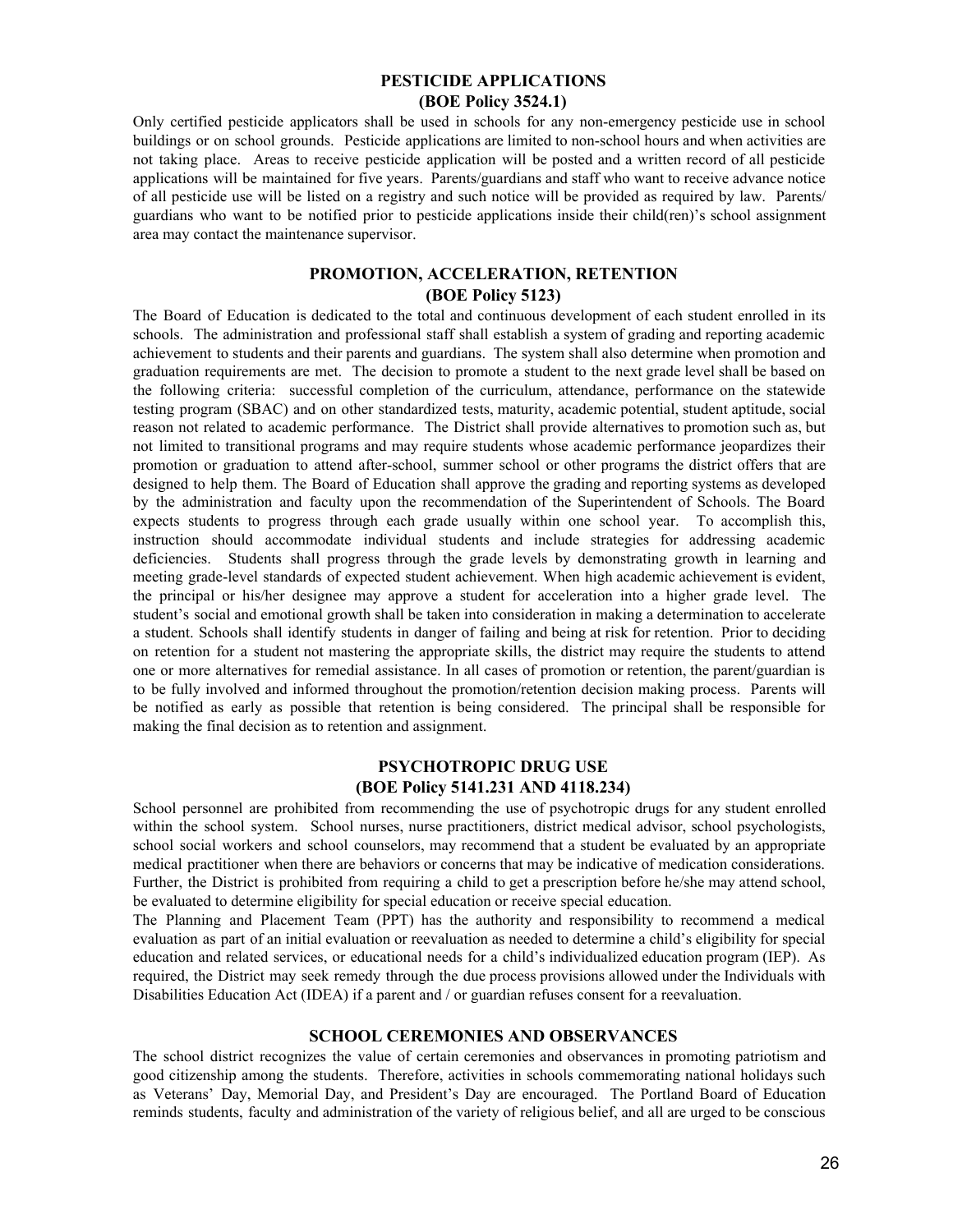## PESTICIDE APPLICATIONS
## (BOE Policy 3524.1)

Only certified pesticide applicators shall be used in schools for any non-emergency pesticide use in school buildings or on school grounds. Pesticide applications are limited to non-school hours and when activities are not taking place. Areas to receive pesticide application will be posted and a written record of all pesticide applications will be maintained for five years. Parents/guardians and staff who want to receive advance notice of all pesticide use will be listed on a registry and such notice will be provided as required by law. Parents/ guardians who want to be notified prior to pesticide applications inside their child(ren)'s school assignment area may contact the maintenance supervisor.

## PROMOTION, ACCELERATION, RETENTION
## (BOE Policy 5123)

The Board of Education is dedicated to the total and continuous development of each student enrolled in its schools. The administration and professional staff shall establish a system of grading and reporting academic achievement to students and their parents and guardians. The system shall also determine when promotion and graduation requirements are met. The decision to promote a student to the next grade level shall be based on the following criteria: successful completion of the curriculum, attendance, performance on the statewide testing program (SBAC) and on other standardized tests, maturity, academic potential, student aptitude, social reason not related to academic performance. The District shall provide alternatives to promotion such as, but not limited to transitional programs and may require students whose academic performance jeopardizes their promotion or graduation to attend after-school, summer school or other programs the district offers that are designed to help them. The Board of Education shall approve the grading and reporting systems as developed by the administration and faculty upon the recommendation of the Superintendent of Schools. The Board expects students to progress through each grade usually within one school year. To accomplish this, instruction should accommodate individual students and include strategies for addressing academic deficiencies. Students shall progress through the grade levels by demonstrating growth in learning and meeting grade-level standards of expected student achievement. When high academic achievement is evident, the principal or his/her designee may approve a student for acceleration into a higher grade level. The student's social and emotional growth shall be taken into consideration in making a determination to accelerate a student. Schools shall identify students in danger of failing and being at risk for retention. Prior to deciding on retention for a student not mastering the appropriate skills, the district may require the students to attend one or more alternatives for remedial assistance. In all cases of promotion or retention, the parent/guardian is to be fully involved and informed throughout the promotion/retention decision making process. Parents will be notified as early as possible that retention is being considered. The principal shall be responsible for making the final decision as to retention and assignment.

## PSYCHOTROPIC DRUG USE
## (BOE Policy 5141.231 AND 4118.234)

School personnel are prohibited from recommending the use of psychotropic drugs for any student enrolled within the school system. School nurses, nurse practitioners, district medical advisor, school psychologists, school social workers and school counselors, may recommend that a student be evaluated by an appropriate medical practitioner when there are behaviors or concerns that may be indicative of medication considerations. Further, the District is prohibited from requiring a child to get a prescription before he/she may attend school, be evaluated to determine eligibility for special education or receive special education.

The Planning and Placement Team (PPT) has the authority and responsibility to recommend a medical evaluation as part of an initial evaluation or reevaluation as needed to determine a child's eligibility for special education and related services, or educational needs for a child's individualized education program (IEP). As required, the District may seek remedy through the due process provisions allowed under the Individuals with Disabilities Education Act (IDEA) if a parent and / or guardian refuses consent for a reevaluation.

## SCHOOL CEREMONIES AND OBSERVANCES

The school district recognizes the value of certain ceremonies and observances in promoting patriotism and good citizenship among the students. Therefore, activities in schools commemorating national holidays such as Veterans' Day, Memorial Day, and President's Day are encouraged. The Portland Board of Education reminds students, faculty and administration of the variety of religious belief, and all are urged to be conscious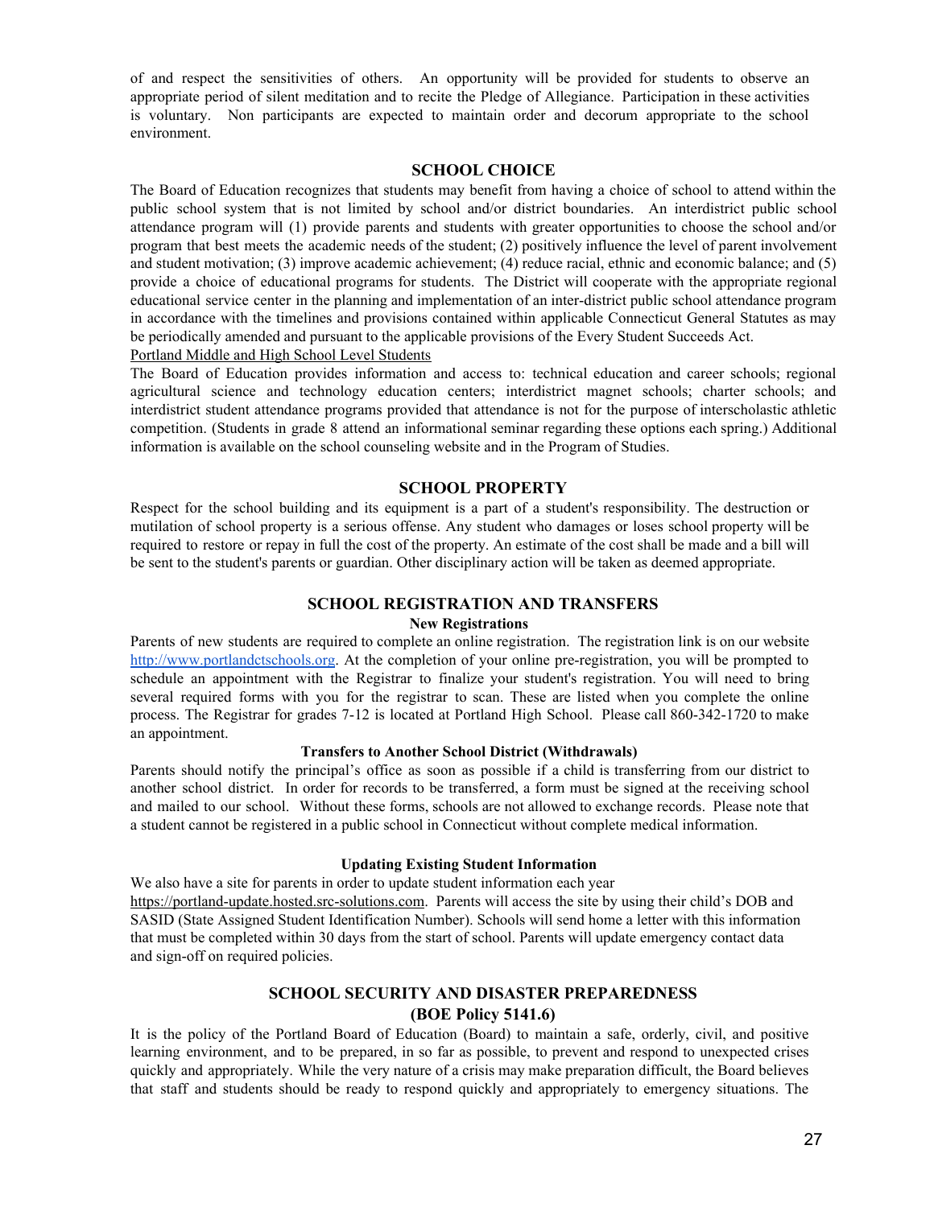of and respect the sensitivities of others. An opportunity will be provided for students to observe an appropriate period of silent meditation and to recite the Pledge of Allegiance. Participation in these activities is voluntary. Non participants are expected to maintain order and decorum appropriate to the school environment.

## SCHOOL CHOICE

The Board of Education recognizes that students may benefit from having a choice of school to attend within the public school system that is not limited by school and/or district boundaries. An interdistrict public school attendance program will (1) provide parents and students with greater opportunities to choose the school and/or program that best meets the academic needs of the student; (2) positively influence the level of parent involvement and student motivation; (3) improve academic achievement; (4) reduce racial, ethnic and economic balance; and (5) provide a choice of educational programs for students. The District will cooperate with the appropriate regional educational service center in the planning and implementation of an inter-district public school attendance program in accordance with the timelines and provisions contained within applicable Connecticut General Statutes as may be periodically amended and pursuant to the applicable provisions of the Every Student Succeeds Act.

Portland Middle and High School Level Students

The Board of Education provides information and access to: technical education and career schools; regional agricultural science and technology education centers; interdistrict magnet schools; charter schools; and interdistrict student attendance programs provided that attendance is not for the purpose of interscholastic athletic competition. (Students in grade 8 attend an informational seminar regarding these options each spring.) Additional information is available on the school counseling website and in the Program of Studies.

## SCHOOL PROPERTY

Respect for the school building and its equipment is a part of a student's responsibility. The destruction or mutilation of school property is a serious offense. Any student who damages or loses school property will be required to restore or repay in full the cost of the property. An estimate of the cost shall be made and a bill will be sent to the student's parents or guardian. Other disciplinary action will be taken as deemed appropriate.

## SCHOOL REGISTRATION AND TRANSFERS

### New Registrations

Parents of new students are required to complete an online registration. The registration link is on our website http://www.portlandctschools.org. At the completion of your online pre-registration, you will be prompted to schedule an appointment with the Registrar to finalize your student's registration. You will need to bring several required forms with you for the registrar to scan. These are listed when you complete the online process. The Registrar for grades 7-12 is located at Portland High School. Please call 860-342-1720 to make an appointment.

### Transfers to Another School District (Withdrawals)

Parents should notify the principal's office as soon as possible if a child is transferring from our district to another school district. In order for records to be transferred, a form must be signed at the receiving school and mailed to our school. Without these forms, schools are not allowed to exchange records. Please note that a student cannot be registered in a public school in Connecticut without complete medical information.

### Updating Existing Student Information

We also have a site for parents in order to update student information each year https://portland-update.hosted.src-solutions.com. Parents will access the site by using their child's DOB and SASID (State Assigned Student Identification Number). Schools will send home a letter with this information that must be completed within 30 days from the start of school. Parents will update emergency contact data and sign-off on required policies.

## SCHOOL SECURITY AND DISASTER PREPAREDNESS (BOE Policy 5141.6)

It is the policy of the Portland Board of Education (Board) to maintain a safe, orderly, civil, and positive learning environment, and to be prepared, in so far as possible, to prevent and respond to unexpected crises quickly and appropriately. While the very nature of a crisis may make preparation difficult, the Board believes that staff and students should be ready to respond quickly and appropriately to emergency situations. The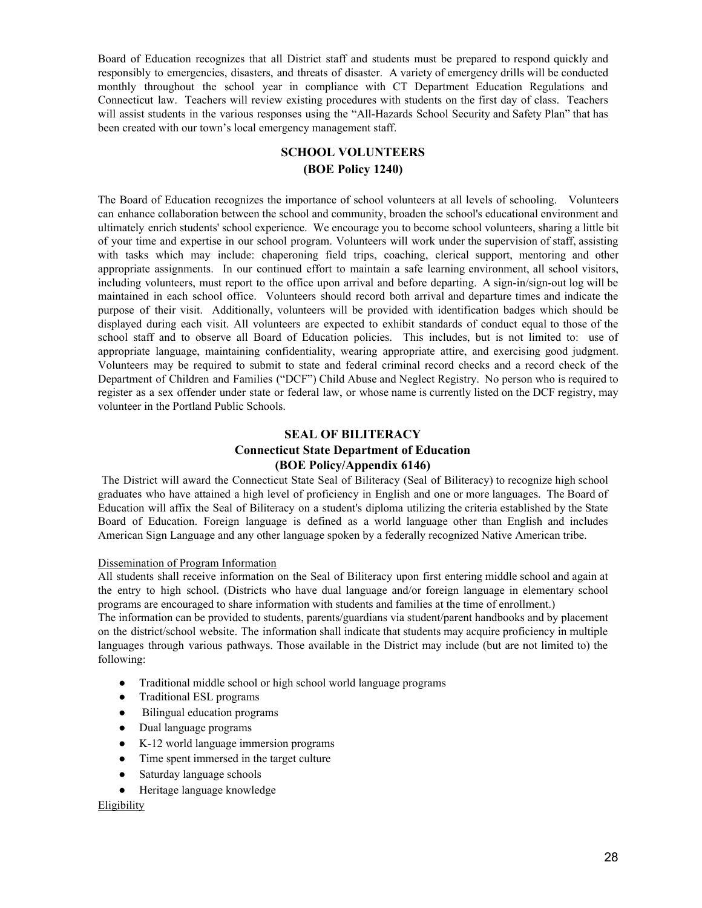Board of Education recognizes that all District staff and students must be prepared to respond quickly and responsibly to emergencies, disasters, and threats of disaster. A variety of emergency drills will be conducted monthly throughout the school year in compliance with CT Department Education Regulations and Connecticut law. Teachers will review existing procedures with students on the first day of class. Teachers will assist students in the various responses using the "All-Hazards School Security and Safety Plan" that has been created with our town's local emergency management staff.

## SCHOOL VOLUNTEERS
## (BOE Policy 1240)

The Board of Education recognizes the importance of school volunteers at all levels of schooling. Volunteers can enhance collaboration between the school and community, broaden the school's educational environment and ultimately enrich students' school experience. We encourage you to become school volunteers, sharing a little bit of your time and expertise in our school program. Volunteers will work under the supervision of staff, assisting with tasks which may include: chaperoning field trips, coaching, clerical support, mentoring and other appropriate assignments. In our continued effort to maintain a safe learning environment, all school visitors, including volunteers, must report to the office upon arrival and before departing. A sign-in/sign-out log will be maintained in each school office. Volunteers should record both arrival and departure times and indicate the purpose of their visit. Additionally, volunteers will be provided with identification badges which should be displayed during each visit. All volunteers are expected to exhibit standards of conduct equal to those of the school staff and to observe all Board of Education policies. This includes, but is not limited to: use of appropriate language, maintaining confidentiality, wearing appropriate attire, and exercising good judgment. Volunteers may be required to submit to state and federal criminal record checks and a record check of the Department of Children and Families ("DCF") Child Abuse and Neglect Registry. No person who is required to register as a sex offender under state or federal law, or whose name is currently listed on the DCF registry, may volunteer in the Portland Public Schools.

## SEAL OF BILITERACY
## Connecticut State Department of Education
## (BOE Policy/Appendix 6146)

The District will award the Connecticut State Seal of Biliteracy (Seal of Biliteracy) to recognize high school graduates who have attained a high level of proficiency in English and one or more languages. The Board of Education will affix the Seal of Biliteracy on a student's diploma utilizing the criteria established by the State Board of Education. Foreign language is defined as a world language other than English and includes American Sign Language and any other language spoken by a federally recognized Native American tribe.

Dissemination of Program Information

All students shall receive information on the Seal of Biliteracy upon first entering middle school and again at the entry to high school. (Districts who have dual language and/or foreign language in elementary school programs are encouraged to share information with students and families at the time of enrollment.)

The information can be provided to students, parents/guardians via student/parent handbooks and by placement on the district/school website. The information shall indicate that students may acquire proficiency in multiple languages through various pathways. Those available in the District may include (but are not limited to) the following:

- Traditional middle school or high school world language programs
- Traditional ESL programs
- Bilingual education programs
- Dual language programs
- K-12 world language immersion programs
- Time spent immersed in the target culture
- Saturday language schools
- Heritage language knowledge

Eligibility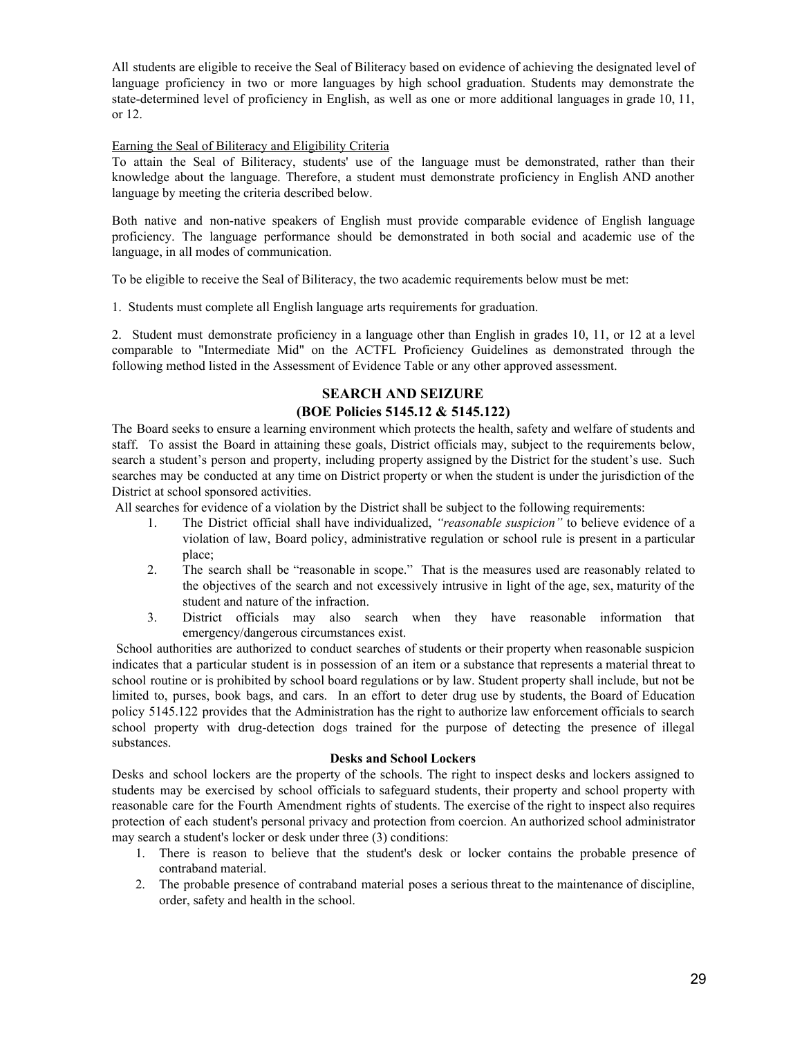All students are eligible to receive the Seal of Biliteracy based on evidence of achieving the designated level of language proficiency in two or more languages by high school graduation. Students may demonstrate the state-determined level of proficiency in English, as well as one or more additional languages in grade 10, 11, or 12.

<u>Earning the Seal of Biliteracy and Eligibility Criteria</u>

To attain the Seal of Biliteracy, students' use of the language must be demonstrated, rather than their knowledge about the language. Therefore, a student must demonstrate proficiency in English AND another language by meeting the criteria described below.

Both native and non-native speakers of English must provide comparable evidence of English language proficiency. The language performance should be demonstrated in both social and academic use of the language, in all modes of communication.

To be eligible to receive the Seal of Biliteracy, the two academic requirements below must be met:

1. Students must complete all English language arts requirements for graduation.

2. Student must demonstrate proficiency in a language other than English in grades 10, 11, or 12 at a level comparable to "Intermediate Mid" on the ACTFL Proficiency Guidelines as demonstrated through the following method listed in the Assessment of Evidence Table or any other approved assessment.

## SEARCH AND SEIZURE
## (BOE Policies 5145.12 & 5145.122)

The Board seeks to ensure a learning environment which protects the health, safety and welfare of students and staff. To assist the Board in attaining these goals, District officials may, subject to the requirements below, search a student's person and property, including property assigned by the District for the student's use. Such searches may be conducted at any time on District property or when the student is under the jurisdiction of the District at school sponsored activities.

All searches for evidence of a violation by the District shall be subject to the following requirements:

1. The District official shall have individualized, *"reasonable suspicion"* to believe evidence of a violation of law, Board policy, administrative regulation or school rule is present in a particular place;
2. The search shall be "reasonable in scope." That is the measures used are reasonably related to the objectives of the search and not excessively intrusive in light of the age, sex, maturity of the student and nature of the infraction.
3. District officials may also search when they have reasonable information that emergency/dangerous circumstances exist.

School authorities are authorized to conduct searches of students or their property when reasonable suspicion indicates that a particular student is in possession of an item or a substance that represents a material threat to school routine or is prohibited by school board regulations or by law. Student property shall include, but not be limited to, purses, book bags, and cars. In an effort to deter drug use by students, the Board of Education policy 5145.122 provides that the Administration has the right to authorize law enforcement officials to search school property with drug-detection dogs trained for the purpose of detecting the presence of illegal substances.

### Desks and School Lockers

Desks and school lockers are the property of the schools. The right to inspect desks and lockers assigned to students may be exercised by school officials to safeguard students, their property and school property with reasonable care for the Fourth Amendment rights of students. The exercise of the right to inspect also requires protection of each student's personal privacy and protection from coercion. An authorized school administrator may search a student's locker or desk under three (3) conditions:

1. There is reason to believe that the student's desk or locker contains the probable presence of contraband material.
2. The probable presence of contraband material poses a serious threat to the maintenance of discipline, order, safety and health in the school.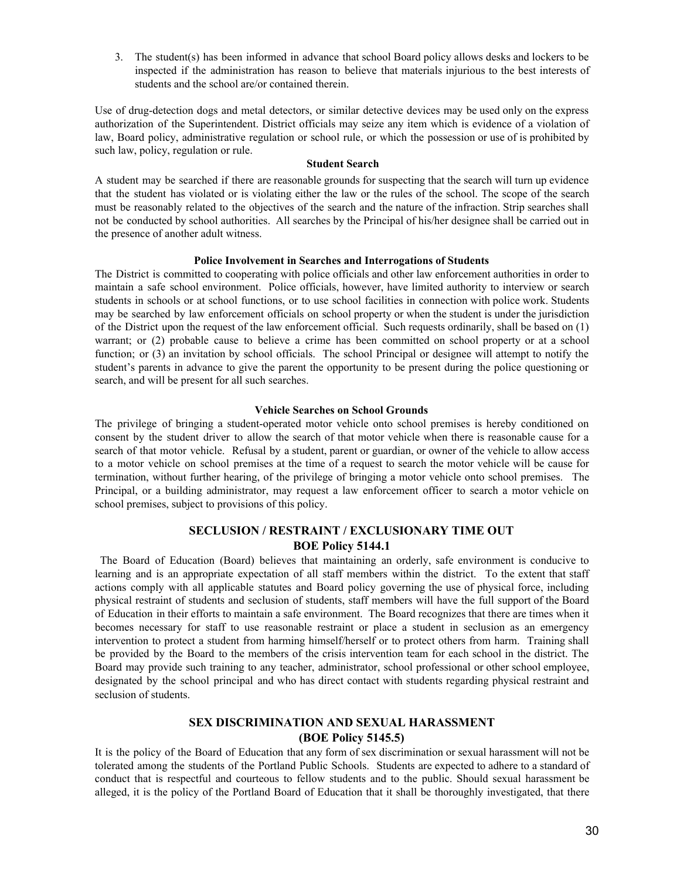3. The student(s) has been informed in advance that school Board policy allows desks and lockers to be inspected if the administration has reason to believe that materials injurious to the best interests of students and the school are/or contained therein.

Use of drug-detection dogs and metal detectors, or similar detective devices may be used only on the express authorization of the Superintendent. District officials may seize any item which is evidence of a violation of law, Board policy, administrative regulation or school rule, or which the possession or use of is prohibited by such law, policy, regulation or rule.

**Student Search**

A student may be searched if there are reasonable grounds for suspecting that the search will turn up evidence that the student has violated or is violating either the law or the rules of the school. The scope of the search must be reasonably related to the objectives of the search and the nature of the infraction. Strip searches shall not be conducted by school authorities. All searches by the Principal of his/her designee shall be carried out in the presence of another adult witness.

**Police Involvement in Searches and Interrogations of Students**

The District is committed to cooperating with police officials and other law enforcement authorities in order to maintain a safe school environment. Police officials, however, have limited authority to interview or search students in schools or at school functions, or to use school facilities in connection with police work. Students may be searched by law enforcement officials on school property or when the student is under the jurisdiction of the District upon the request of the law enforcement official. Such requests ordinarily, shall be based on (1) warrant; or (2) probable cause to believe a crime has been committed on school property or at a school function; or (3) an invitation by school officials. The school Principal or designee will attempt to notify the student's parents in advance to give the parent the opportunity to be present during the police questioning or search, and will be present for all such searches.

**Vehicle Searches on School Grounds**

The privilege of bringing a student-operated motor vehicle onto school premises is hereby conditioned on consent by the student driver to allow the search of that motor vehicle when there is reasonable cause for a search of that motor vehicle. Refusal by a student, parent or guardian, or owner of the vehicle to allow access to a motor vehicle on school premises at the time of a request to search the motor vehicle will be cause for termination, without further hearing, of the privilege of bringing a motor vehicle onto school premises. The Principal, or a building administrator, may request a law enforcement officer to search a motor vehicle on school premises, subject to provisions of this policy.

## SECLUSION / RESTRAINT / EXCLUSIONARY TIME OUT
## BOE Policy 5144.1

The Board of Education (Board) believes that maintaining an orderly, safe environment is conducive to learning and is an appropriate expectation of all staff members within the district. To the extent that staff actions comply with all applicable statutes and Board policy governing the use of physical force, including physical restraint of students and seclusion of students, staff members will have the full support of the Board of Education in their efforts to maintain a safe environment. The Board recognizes that there are times when it becomes necessary for staff to use reasonable restraint or place a student in seclusion as an emergency intervention to protect a student from harming himself/herself or to protect others from harm. Training shall be provided by the Board to the members of the crisis intervention team for each school in the district. The Board may provide such training to any teacher, administrator, school professional or other school employee, designated by the school principal and who has direct contact with students regarding physical restraint and seclusion of students.

## SEX DISCRIMINATION AND SEXUAL HARASSMENT
## (BOE Policy 5145.5)

It is the policy of the Board of Education that any form of sex discrimination or sexual harassment will not be tolerated among the students of the Portland Public Schools. Students are expected to adhere to a standard of conduct that is respectful and courteous to fellow students and to the public. Should sexual harassment be alleged, it is the policy of the Portland Board of Education that it shall be thoroughly investigated, that there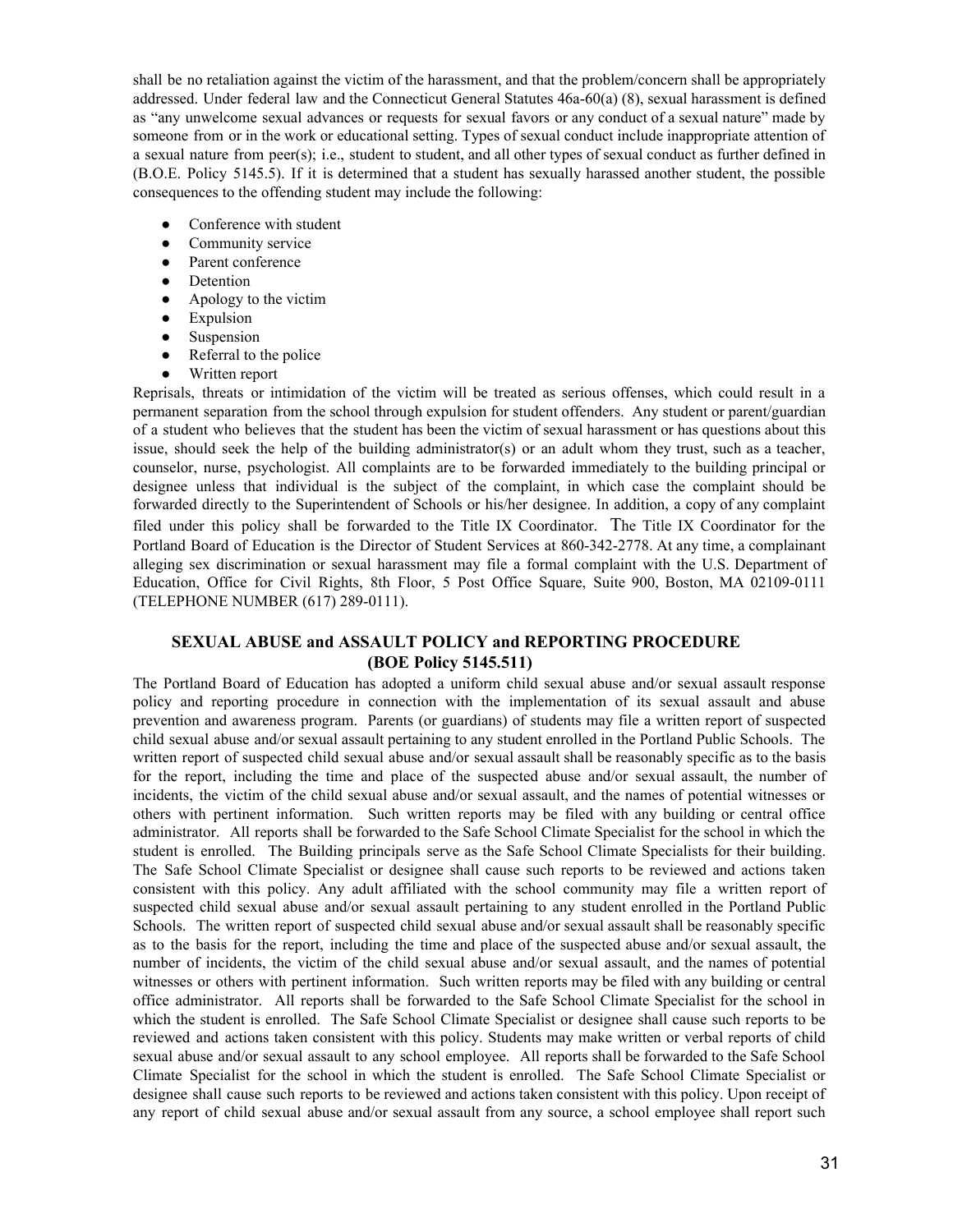shall be no retaliation against the victim of the harassment, and that the problem/concern shall be appropriately addressed. Under federal law and the Connecticut General Statutes 46a-60(a) (8), sexual harassment is defined as "any unwelcome sexual advances or requests for sexual favors or any conduct of a sexual nature" made by someone from or in the work or educational setting. Types of sexual conduct include inappropriate attention of a sexual nature from peer(s); i.e., student to student, and all other types of sexual conduct as further defined in (B.O.E. Policy 5145.5). If it is determined that a student has sexually harassed another student, the possible consequences to the offending student may include the following:

- Conference with student
- Community service
- Parent conference
- Detention
- Apology to the victim
- Expulsion
- Suspension
- Referral to the police
- Written report

Reprisals, threats or intimidation of the victim will be treated as serious offenses, which could result in a permanent separation from the school through expulsion for student offenders. Any student or parent/guardian of a student who believes that the student has been the victim of sexual harassment or has questions about this issue, should seek the help of the building administrator(s) or an adult whom they trust, such as a teacher, counselor, nurse, psychologist. All complaints are to be forwarded immediately to the building principal or designee unless that individual is the subject of the complaint, in which case the complaint should be forwarded directly to the Superintendent of Schools or his/her designee. In addition, a copy of any complaint filed under this policy shall be forwarded to the Title IX Coordinator. The Title IX Coordinator for the Portland Board of Education is the Director of Student Services at 860-342-2778. At any time, a complainant alleging sex discrimination or sexual harassment may file a formal complaint with the U.S. Department of Education, Office for Civil Rights, 8th Floor, 5 Post Office Square, Suite 900, Boston, MA 02109-0111 (TELEPHONE NUMBER (617) 289-0111).

## SEXUAL ABUSE and ASSAULT POLICY and REPORTING PROCEDURE (BOE Policy 5145.511)

The Portland Board of Education has adopted a uniform child sexual abuse and/or sexual assault response policy and reporting procedure in connection with the implementation of its sexual assault and abuse prevention and awareness program. Parents (or guardians) of students may file a written report of suspected child sexual abuse and/or sexual assault pertaining to any student enrolled in the Portland Public Schools. The written report of suspected child sexual abuse and/or sexual assault shall be reasonably specific as to the basis for the report, including the time and place of the suspected abuse and/or sexual assault, the number of incidents, the victim of the child sexual abuse and/or sexual assault, and the names of potential witnesses or others with pertinent information. Such written reports may be filed with any building or central office administrator. All reports shall be forwarded to the Safe School Climate Specialist for the school in which the student is enrolled. The Building principals serve as the Safe School Climate Specialists for their building. The Safe School Climate Specialist or designee shall cause such reports to be reviewed and actions taken consistent with this policy. Any adult affiliated with the school community may file a written report of suspected child sexual abuse and/or sexual assault pertaining to any student enrolled in the Portland Public Schools. The written report of suspected child sexual abuse and/or sexual assault shall be reasonably specific as to the basis for the report, including the time and place of the suspected abuse and/or sexual assault, the number of incidents, the victim of the child sexual abuse and/or sexual assault, and the names of potential witnesses or others with pertinent information. Such written reports may be filed with any building or central office administrator. All reports shall be forwarded to the Safe School Climate Specialist for the school in which the student is enrolled. The Safe School Climate Specialist or designee shall cause such reports to be reviewed and actions taken consistent with this policy. Students may make written or verbal reports of child sexual abuse and/or sexual assault to any school employee. All reports shall be forwarded to the Safe School Climate Specialist for the school in which the student is enrolled. The Safe School Climate Specialist or designee shall cause such reports to be reviewed and actions taken consistent with this policy. Upon receipt of any report of child sexual abuse and/or sexual assault from any source, a school employee shall report such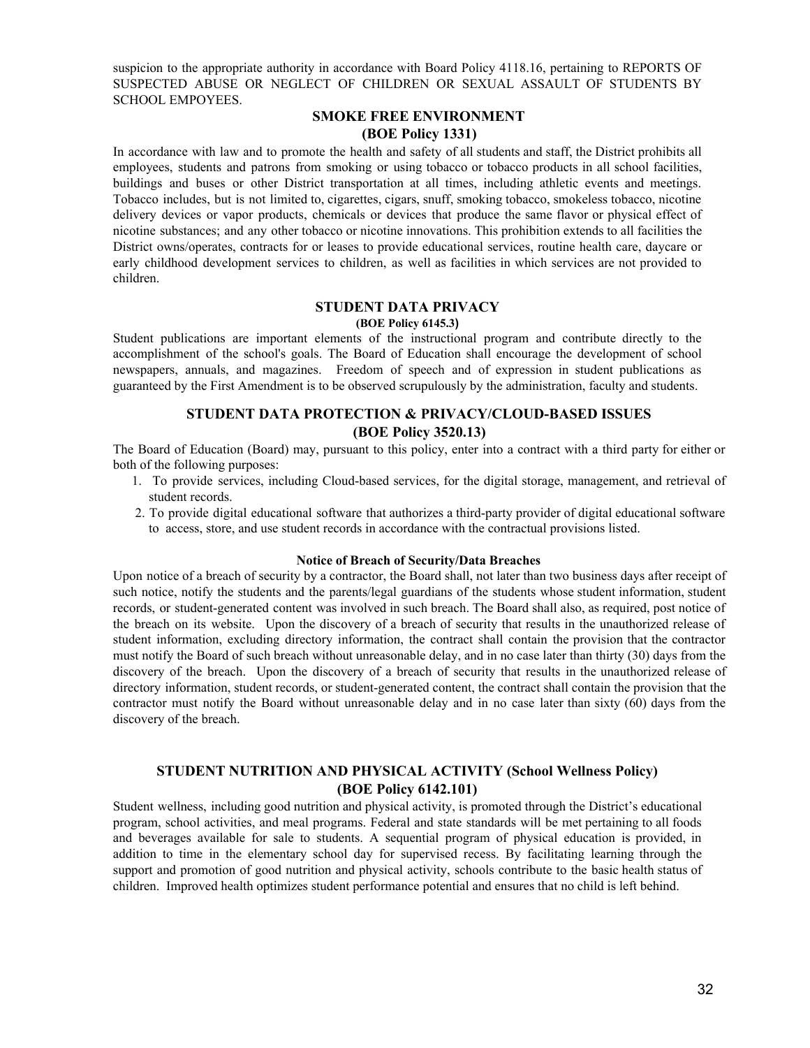suspicion to the appropriate authority in accordance with Board Policy 4118.16, pertaining to REPORTS OF SUSPECTED ABUSE OR NEGLECT OF CHILDREN OR SEXUAL ASSAULT OF STUDENTS BY SCHOOL EMPOYEES.

## SMOKE FREE ENVIRONMENT
## (BOE Policy 1331)

In accordance with law and to promote the health and safety of all students and staff, the District prohibits all employees, students and patrons from smoking or using tobacco or tobacco products in all school facilities, buildings and buses or other District transportation at all times, including athletic events and meetings. Tobacco includes, but is not limited to, cigarettes, cigars, snuff, smoking tobacco, smokeless tobacco, nicotine delivery devices or vapor products, chemicals or devices that produce the same flavor or physical effect of nicotine substances; and any other tobacco or nicotine innovations. This prohibition extends to all facilities the District owns/operates, contracts for or leases to provide educational services, routine health care, daycare or early childhood development services to children, as well as facilities in which services are not provided to children.

## STUDENT DATA PRIVACY
**(BOE Policy 6145.3)**

Student publications are important elements of the instructional program and contribute directly to the accomplishment of the school's goals. The Board of Education shall encourage the development of school newspapers, annuals, and magazines. Freedom of speech and of expression in student publications as guaranteed by the First Amendment is to be observed scrupulously by the administration, faculty and students.

## STUDENT DATA PROTECTION & PRIVACY/CLOUD-BASED ISSUES
## (BOE Policy 3520.13)

The Board of Education (Board) may, pursuant to this policy, enter into a contract with a third party for either or both of the following purposes:

1. To provide services, including Cloud-based services, for the digital storage, management, and retrieval of student records.
2. To provide digital educational software that authorizes a third-party provider of digital educational software to access, store, and use student records in accordance with the contractual provisions listed.

#### Notice of Breach of Security/Data Breaches

Upon notice of a breach of security by a contractor, the Board shall, not later than two business days after receipt of such notice, notify the students and the parents/legal guardians of the students whose student information, student records, or student-generated content was involved in such breach. The Board shall also, as required, post notice of the breach on its website. Upon the discovery of a breach of security that results in the unauthorized release of student information, excluding directory information, the contract shall contain the provision that the contractor must notify the Board of such breach without unreasonable delay, and in no case later than thirty (30) days from the discovery of the breach. Upon the discovery of a breach of security that results in the unauthorized release of directory information, student records, or student-generated content, the contract shall contain the provision that the contractor must notify the Board without unreasonable delay and in no case later than sixty (60) days from the discovery of the breach.

## STUDENT NUTRITION AND PHYSICAL ACTIVITY (School Wellness Policy)
## (BOE Policy 6142.101)

Student wellness, including good nutrition and physical activity, is promoted through the District's educational program, school activities, and meal programs. Federal and state standards will be met pertaining to all foods and beverages available for sale to students. A sequential program of physical education is provided, in addition to time in the elementary school day for supervised recess. By facilitating learning through the support and promotion of good nutrition and physical activity, schools contribute to the basic health status of children. Improved health optimizes student performance potential and ensures that no child is left behind.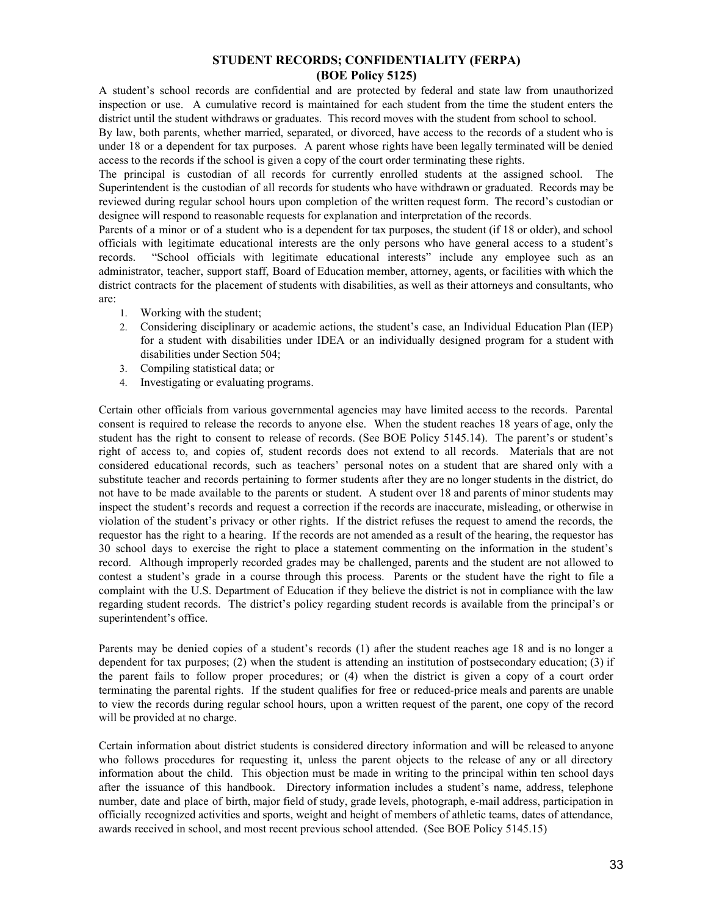## STUDENT RECORDS; CONFIDENTIALITY (FERPA)
## (BOE Policy 5125)

A student's school records are confidential and are protected by federal and state law from unauthorized inspection or use. A cumulative record is maintained for each student from the time the student enters the district until the student withdraws or graduates. This record moves with the student from school to school.

By law, both parents, whether married, separated, or divorced, have access to the records of a student who is under 18 or a dependent for tax purposes. A parent whose rights have been legally terminated will be denied access to the records if the school is given a copy of the court order terminating these rights.

The principal is custodian of all records for currently enrolled students at the assigned school. The Superintendent is the custodian of all records for students who have withdrawn or graduated. Records may be reviewed during regular school hours upon completion of the written request form. The record's custodian or designee will respond to reasonable requests for explanation and interpretation of the records.

Parents of a minor or of a student who is a dependent for tax purposes, the student (if 18 or older), and school officials with legitimate educational interests are the only persons who have general access to a student's records. "School officials with legitimate educational interests" include any employee such as an administrator, teacher, support staff, Board of Education member, attorney, agents, or facilities with which the district contracts for the placement of students with disabilities, as well as their attorneys and consultants, who are:

1. Working with the student;
2. Considering disciplinary or academic actions, the student's case, an Individual Education Plan (IEP) for a student with disabilities under IDEA or an individually designed program for a student with disabilities under Section 504;
3. Compiling statistical data; or
4. Investigating or evaluating programs.

Certain other officials from various governmental agencies may have limited access to the records. Parental consent is required to release the records to anyone else. When the student reaches 18 years of age, only the student has the right to consent to release of records. (See BOE Policy 5145.14). The parent's or student's right of access to, and copies of, student records does not extend to all records. Materials that are not considered educational records, such as teachers' personal notes on a student that are shared only with a substitute teacher and records pertaining to former students after they are no longer students in the district, do not have to be made available to the parents or student. A student over 18 and parents of minor students may inspect the student's records and request a correction if the records are inaccurate, misleading, or otherwise in violation of the student's privacy or other rights. If the district refuses the request to amend the records, the requestor has the right to a hearing. If the records are not amended as a result of the hearing, the requestor has 30 school days to exercise the right to place a statement commenting on the information in the student's record. Although improperly recorded grades may be challenged, parents and the student are not allowed to contest a student's grade in a course through this process. Parents or the student have the right to file a complaint with the U.S. Department of Education if they believe the district is not in compliance with the law regarding student records. The district's policy regarding student records is available from the principal's or superintendent's office.

Parents may be denied copies of a student's records (1) after the student reaches age 18 and is no longer a dependent for tax purposes; (2) when the student is attending an institution of postsecondary education; (3) if the parent fails to follow proper procedures; or (4) when the district is given a copy of a court order terminating the parental rights. If the student qualifies for free or reduced-price meals and parents are unable to view the records during regular school hours, upon a written request of the parent, one copy of the record will be provided at no charge.

Certain information about district students is considered directory information and will be released to anyone who follows procedures for requesting it, unless the parent objects to the release of any or all directory information about the child. This objection must be made in writing to the principal within ten school days after the issuance of this handbook. Directory information includes a student's name, address, telephone number, date and place of birth, major field of study, grade levels, photograph, e-mail address, participation in officially recognized activities and sports, weight and height of members of athletic teams, dates of attendance, awards received in school, and most recent previous school attended. (See BOE Policy 5145.15)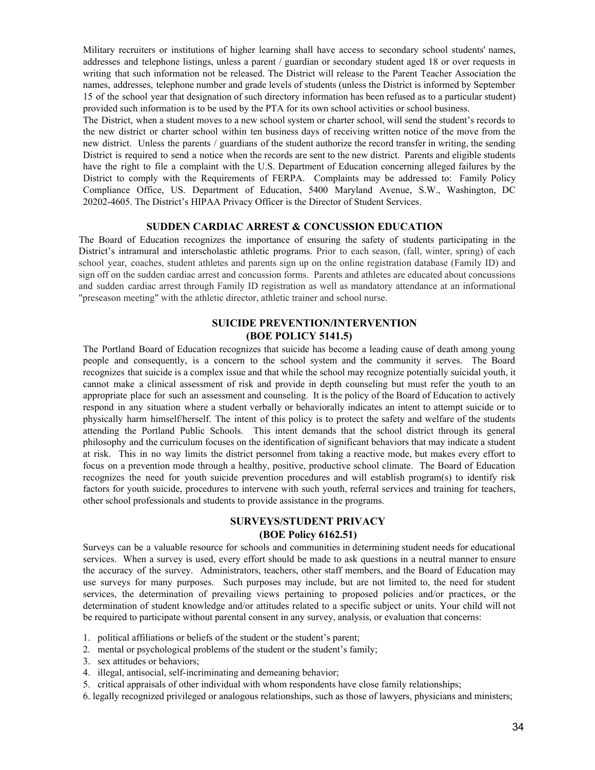Military recruiters or institutions of higher learning shall have access to secondary school students' names, addresses and telephone listings, unless a parent / guardian or secondary student aged 18 or over requests in writing that such information not be released. The District will release to the Parent Teacher Association the names, addresses, telephone number and grade levels of students (unless the District is informed by September 15 of the school year that designation of such directory information has been refused as to a particular student) provided such information is to be used by the PTA for its own school activities or school business.

The District, when a student moves to a new school system or charter school, will send the student's records to the new district or charter school within ten business days of receiving written notice of the move from the new district. Unless the parents / guardians of the student authorize the record transfer in writing, the sending District is required to send a notice when the records are sent to the new district. Parents and eligible students have the right to file a complaint with the U.S. Department of Education concerning alleged failures by the District to comply with the Requirements of FERPA. Complaints may be addressed to: Family Policy Compliance Office, US. Department of Education, 5400 Maryland Avenue, S.W., Washington, DC 20202-4605. The District's HIPAA Privacy Officer is the Director of Student Services.

## SUDDEN CARDIAC ARREST & CONCUSSION EDUCATION

The Board of Education recognizes the importance of ensuring the safety of students participating in the District's intramural and interscholastic athletic programs. Prior to each season, (fall, winter, spring) of each school year, coaches, student athletes and parents sign up on the online registration database (Family ID) and sign off on the sudden cardiac arrest and concussion forms. Parents and athletes are educated about concussions and sudden cardiac arrest through Family ID registration as well as mandatory attendance at an informational "preseason meeting" with the athletic director, athletic trainer and school nurse.

## SUICIDE PREVENTION/INTERVENTION
## (BOE POLICY 5141.5)

The Portland Board of Education recognizes that suicide has become a leading cause of death among young people and consequently, is a concern to the school system and the community it serves. The Board recognizes that suicide is a complex issue and that while the school may recognize potentially suicidal youth, it cannot make a clinical assessment of risk and provide in depth counseling but must refer the youth to an appropriate place for such an assessment and counseling. It is the policy of the Board of Education to actively respond in any situation where a student verbally or behaviorally indicates an intent to attempt suicide or to physically harm himself/herself. The intent of this policy is to protect the safety and welfare of the students attending the Portland Public Schools. This intent demands that the school district through its general philosophy and the curriculum focuses on the identification of significant behaviors that may indicate a student at risk. This in no way limits the district personnel from taking a reactive mode, but makes every effort to focus on a prevention mode through a healthy, positive, productive school climate. The Board of Education recognizes the need for youth suicide prevention procedures and will establish program(s) to identify risk factors for youth suicide, procedures to intervene with such youth, referral services and training for teachers, other school professionals and students to provide assistance in the programs.

## SURVEYS/STUDENT PRIVACY
## (BOE Policy 6162.51)

Surveys can be a valuable resource for schools and communities in determining student needs for educational services. When a survey is used, every effort should be made to ask questions in a neutral manner to ensure the accuracy of the survey. Administrators, teachers, other staff members, and the Board of Education may use surveys for many purposes. Such purposes may include, but are not limited to, the need for student services, the determination of prevailing views pertaining to proposed policies and/or practices, or the determination of student knowledge and/or attitudes related to a specific subject or units. Your child will not be required to participate without parental consent in any survey, analysis, or evaluation that concerns:

1. political affiliations or beliefs of the student or the student's parent;
2. mental or psychological problems of the student or the student's family;
3. sex attitudes or behaviors;
4. illegal, antisocial, self-incriminating and demeaning behavior;
5. critical appraisals of other individual with whom respondents have close family relationships;
6. legally recognized privileged or analogous relationships, such as those of lawyers, physicians and ministers;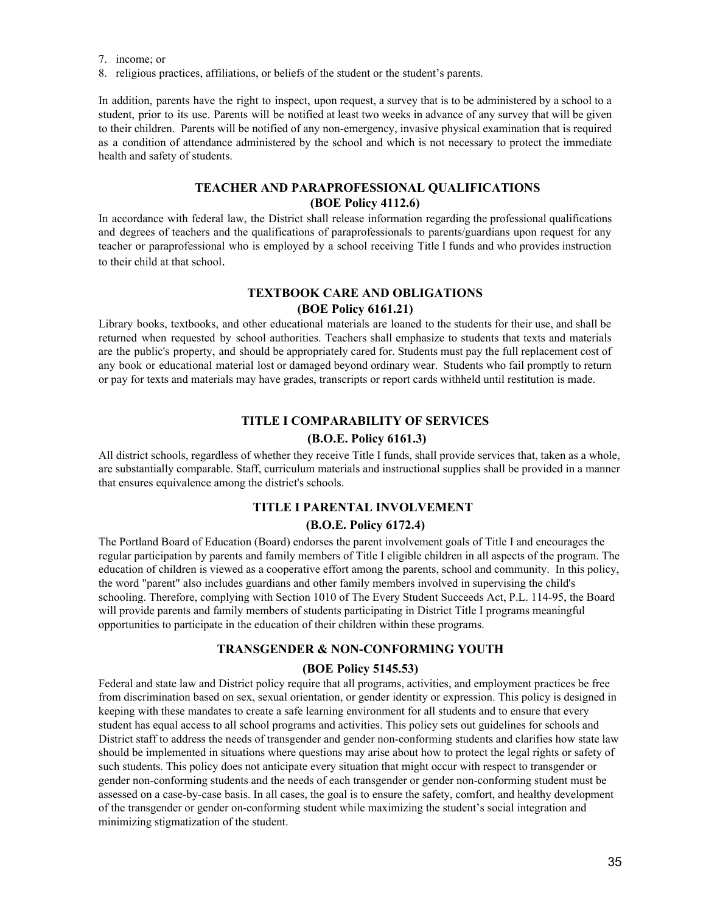7. income; or
8. religious practices, affiliations, or beliefs of the student or the student's parents.

In addition, parents have the right to inspect, upon request, a survey that is to be administered by a school to a student, prior to its use. Parents will be notified at least two weeks in advance of any survey that will be given to their children. Parents will be notified of any non-emergency, invasive physical examination that is required as a condition of attendance administered by the school and which is not necessary to protect the immediate health and safety of students.

## TEACHER AND PARAPROFESSIONAL QUALIFICATIONS (BOE Policy 4112.6)

In accordance with federal law, the District shall release information regarding the professional qualifications and degrees of teachers and the qualifications of paraprofessionals to parents/guardians upon request for any teacher or paraprofessional who is employed by a school receiving Title I funds and who provides instruction to their child at that school.

## TEXTBOOK CARE AND OBLIGATIONS (BOE Policy 6161.21)

Library books, textbooks, and other educational materials are loaned to the students for their use, and shall be returned when requested by school authorities. Teachers shall emphasize to students that texts and materials are the public's property, and should be appropriately cared for. Students must pay the full replacement cost of any book or educational material lost or damaged beyond ordinary wear. Students who fail promptly to return or pay for texts and materials may have grades, transcripts or report cards withheld until restitution is made.

## TITLE I COMPARABILITY OF SERVICES (B.O.E. Policy 6161.3)

All district schools, regardless of whether they receive Title I funds, shall provide services that, taken as a whole, are substantially comparable. Staff, curriculum materials and instructional supplies shall be provided in a manner that ensures equivalence among the district's schools.

## TITLE I PARENTAL INVOLVEMENT (B.O.E. Policy 6172.4)

The Portland Board of Education (Board) endorses the parent involvement goals of Title I and encourages the regular participation by parents and family members of Title I eligible children in all aspects of the program. The education of children is viewed as a cooperative effort among the parents, school and community. In this policy, the word "parent" also includes guardians and other family members involved in supervising the child's schooling. Therefore, complying with Section 1010 of The Every Student Succeeds Act, P.L. 114-95, the Board will provide parents and family members of students participating in District Title I programs meaningful opportunities to participate in the education of their children within these programs.

## TRANSGENDER & NON-CONFORMING YOUTH (BOE Policy 5145.53)

Federal and state law and District policy require that all programs, activities, and employment practices be free from discrimination based on sex, sexual orientation, or gender identity or expression. This policy is designed in keeping with these mandates to create a safe learning environment for all students and to ensure that every student has equal access to all school programs and activities. This policy sets out guidelines for schools and District staff to address the needs of transgender and gender non-conforming students and clarifies how state law should be implemented in situations where questions may arise about how to protect the legal rights or safety of such students. This policy does not anticipate every situation that might occur with respect to transgender or gender non-conforming students and the needs of each transgender or gender non-conforming student must be assessed on a case-by-case basis. In all cases, the goal is to ensure the safety, comfort, and healthy development of the transgender or gender on-conforming student while maximizing the student's social integration and minimizing stigmatization of the student.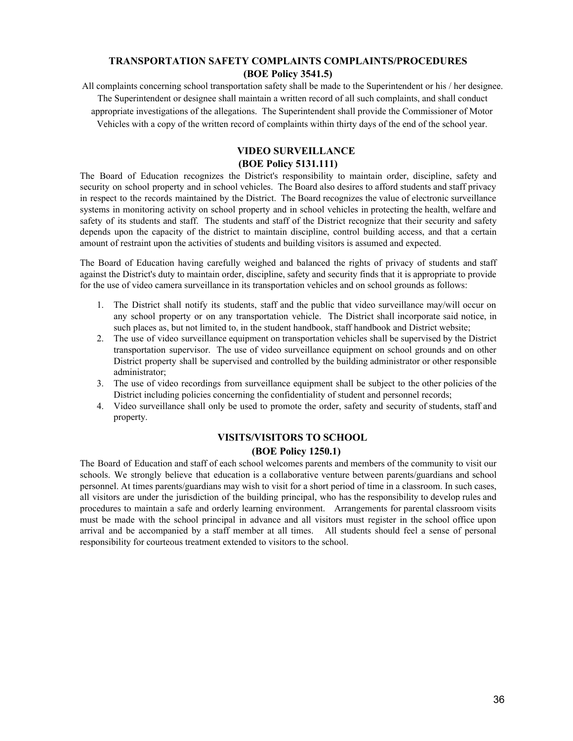## TRANSPORTATION SAFETY COMPLAINTS COMPLAINTS/PROCEDURES
### (BOE Policy 3541.5)

All complaints concerning school transportation safety shall be made to the Superintendent or his / her designee. The Superintendent or designee shall maintain a written record of all such complaints, and shall conduct appropriate investigations of the allegations. The Superintendent shall provide the Commissioner of Motor Vehicles with a copy of the written record of complaints within thirty days of the end of the school year.

## VIDEO SURVEILLANCE
### (BOE Policy 5131.111)

The Board of Education recognizes the District's responsibility to maintain order, discipline, safety and security on school property and in school vehicles. The Board also desires to afford students and staff privacy in respect to the records maintained by the District. The Board recognizes the value of electronic surveillance systems in monitoring activity on school property and in school vehicles in protecting the health, welfare and safety of its students and staff. The students and staff of the District recognize that their security and safety depends upon the capacity of the district to maintain discipline, control building access, and that a certain amount of restraint upon the activities of students and building visitors is assumed and expected.

The Board of Education having carefully weighed and balanced the rights of privacy of students and staff against the District's duty to maintain order, discipline, safety and security finds that it is appropriate to provide for the use of video camera surveillance in its transportation vehicles and on school grounds as follows:

1. The District shall notify its students, staff and the public that video surveillance may/will occur on any school property or on any transportation vehicle. The District shall incorporate said notice, in such places as, but not limited to, in the student handbook, staff handbook and District website;
2. The use of video surveillance equipment on transportation vehicles shall be supervised by the District transportation supervisor. The use of video surveillance equipment on school grounds and on other District property shall be supervised and controlled by the building administrator or other responsible administrator;
3. The use of video recordings from surveillance equipment shall be subject to the other policies of the District including policies concerning the confidentiality of student and personnel records;
4. Video surveillance shall only be used to promote the order, safety and security of students, staff and property.

## VISITS/VISITORS TO SCHOOL
### (BOE Policy 1250.1)

The Board of Education and staff of each school welcomes parents and members of the community to visit our schools. We strongly believe that education is a collaborative venture between parents/guardians and school personnel. At times parents/guardians may wish to visit for a short period of time in a classroom. In such cases, all visitors are under the jurisdiction of the building principal, who has the responsibility to develop rules and procedures to maintain a safe and orderly learning environment. Arrangements for parental classroom visits must be made with the school principal in advance and all visitors must register in the school office upon arrival and be accompanied by a staff member at all times. All students should feel a sense of personal responsibility for courteous treatment extended to visitors to the school.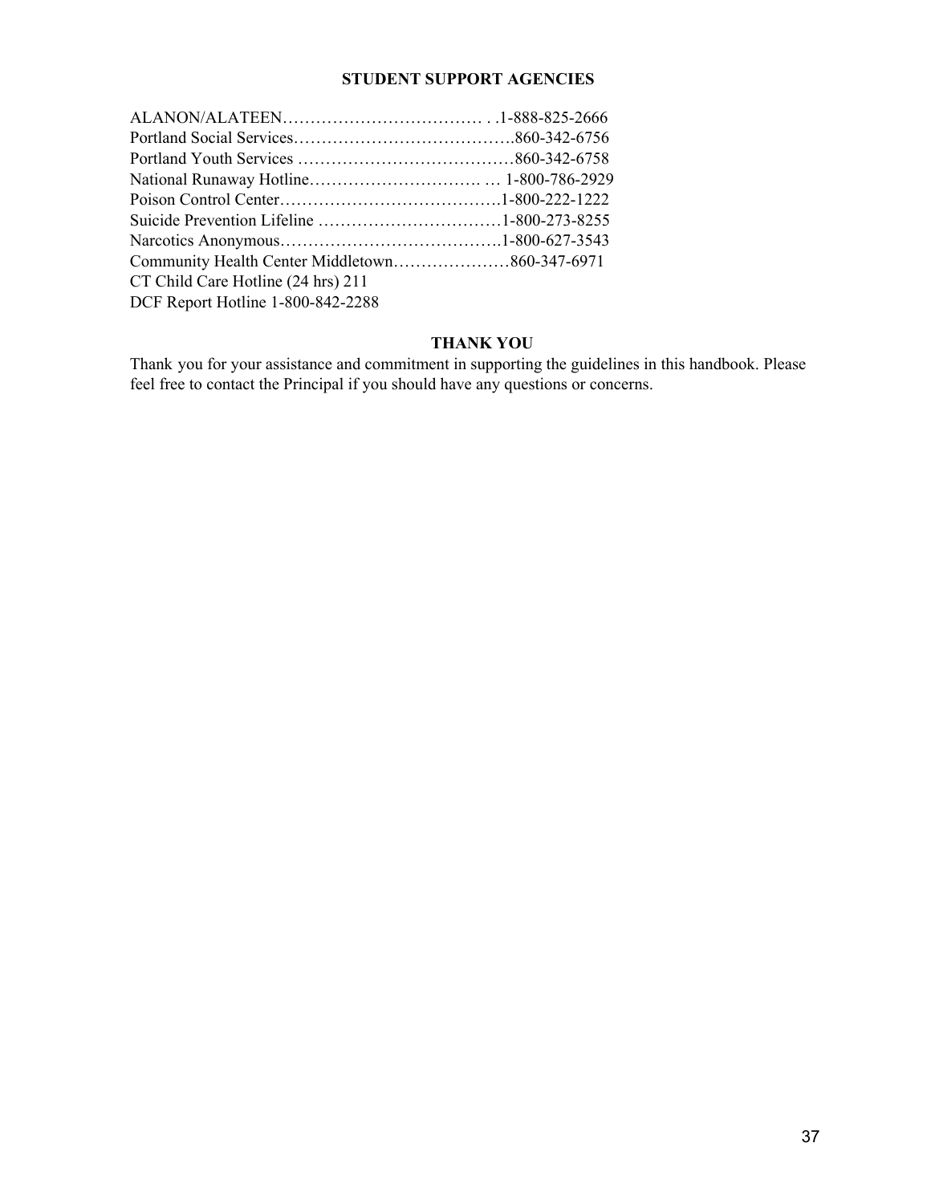## STUDENT SUPPORT AGENCIES

ALANON/ALATEEN……………………………… . .1-888-825-2666
Portland Social Services………………………………….860-342-6756
Portland Youth Services …………………………………860-342-6758
National Runaway Hotline…………………………. … 1-800-786-2929
Poison Control Center………………………………….1-800-222-1222
Suicide Prevention Lifeline ……………………………1-800-273-8255
Narcotics Anonymous………………………………….1-800-627-3543
Community Health Center Middletown…………………860-347-6971
CT Child Care Hotline (24 hrs) 211
DCF Report Hotline 1-800-842-2288

## THANK YOU

Thank you for your assistance and commitment in supporting the guidelines in this handbook. Please feel free to contact the Principal if you should have any questions or concerns.